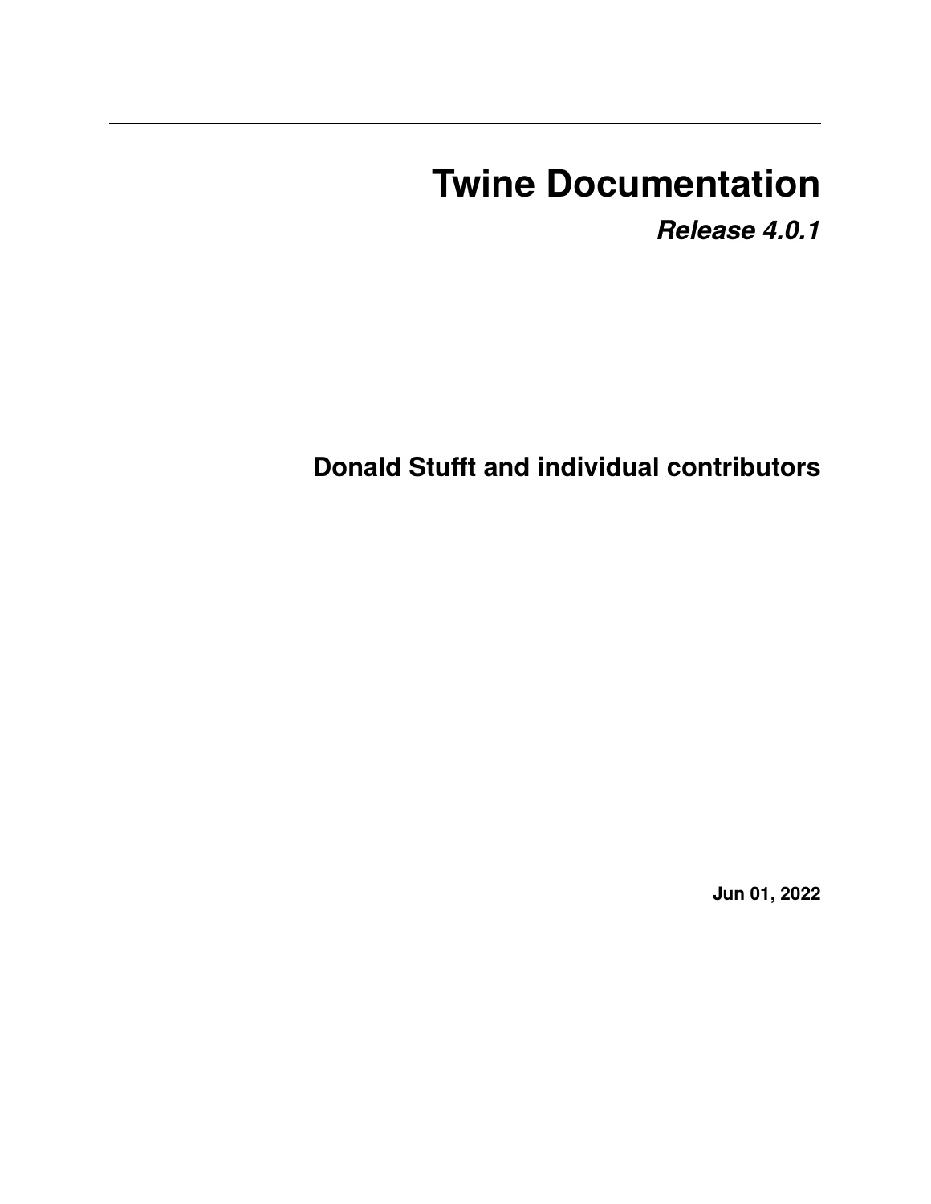# Twine Documentation

***Release 4.0.1***

**Donald Stufft and individual contributors**

**Jun 01, 2022**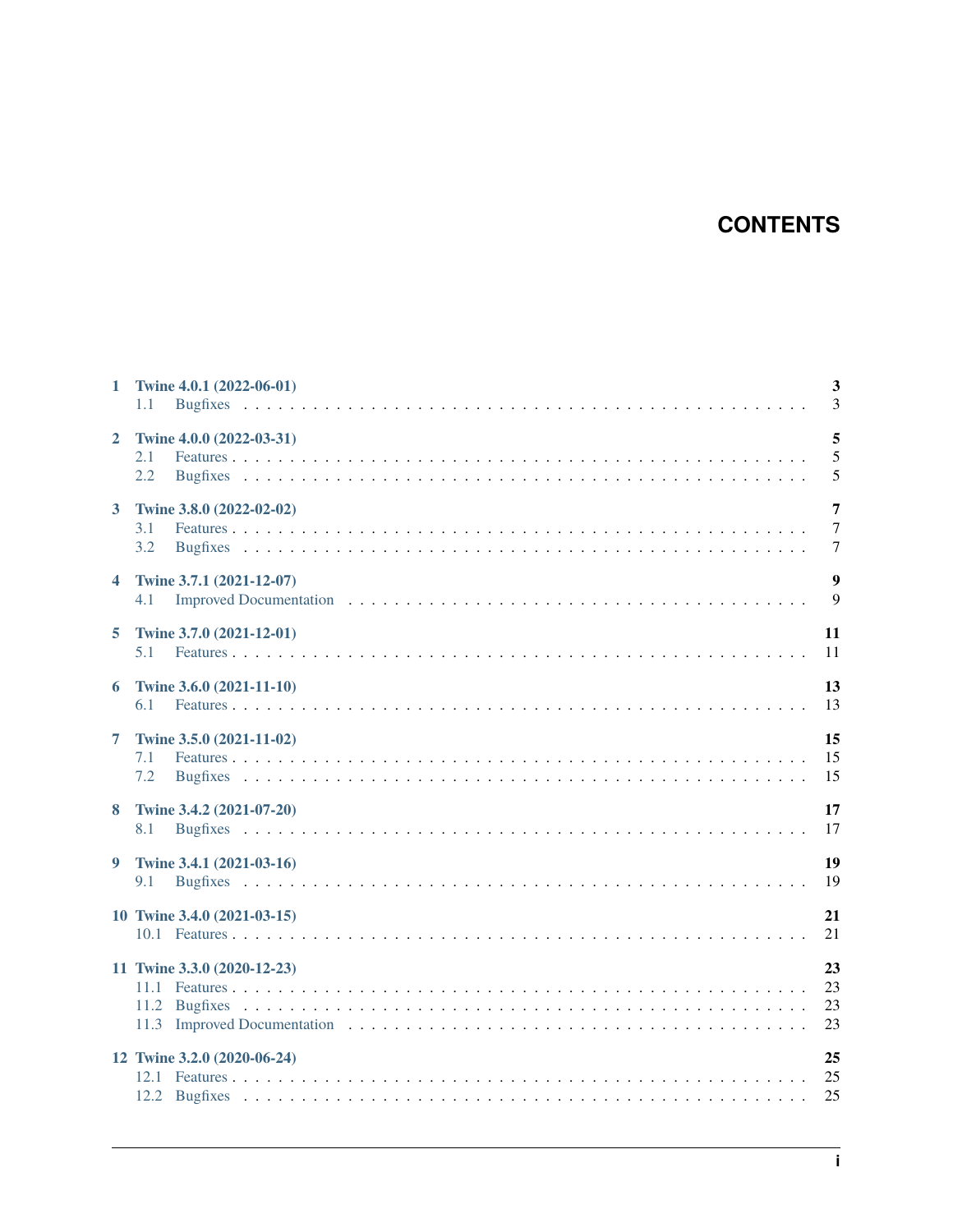# CONTENTS

- **1 Twine 4.0.1 (2022-06-01)** — **3**
  - 1.1 Bugfixes — 3
- **2 Twine 4.0.0 (2022-03-31)** — **5**
  - 2.1 Features — 5
  - 2.2 Bugfixes — 5
- **3 Twine 3.8.0 (2022-02-02)** — **7**
  - 3.1 Features — 7
  - 3.2 Bugfixes — 7
- **4 Twine 3.7.1 (2021-12-07)** — **9**
  - 4.1 Improved Documentation — 9
- **5 Twine 3.7.0 (2021-12-01)** — **11**
  - 5.1 Features — 11
- **6 Twine 3.6.0 (2021-11-10)** — **13**
  - 6.1 Features — 13
- **7 Twine 3.5.0 (2021-11-02)** — **15**
  - 7.1 Features — 15
  - 7.2 Bugfixes — 15
- **8 Twine 3.4.2 (2021-07-20)** — **17**
  - 8.1 Bugfixes — 17
- **9 Twine 3.4.1 (2021-03-16)** — **19**
  - 9.1 Bugfixes — 19
- **10 Twine 3.4.0 (2021-03-15)** — **21**
  - 10.1 Features — 21
- **11 Twine 3.3.0 (2020-12-23)** — **23**
  - 11.1 Features — 23
  - 11.2 Bugfixes — 23
  - 11.3 Improved Documentation — 23
- **12 Twine 3.2.0 (2020-06-24)** — **25**
  - 12.1 Features — 25
  - 12.2 Bugfixes — 25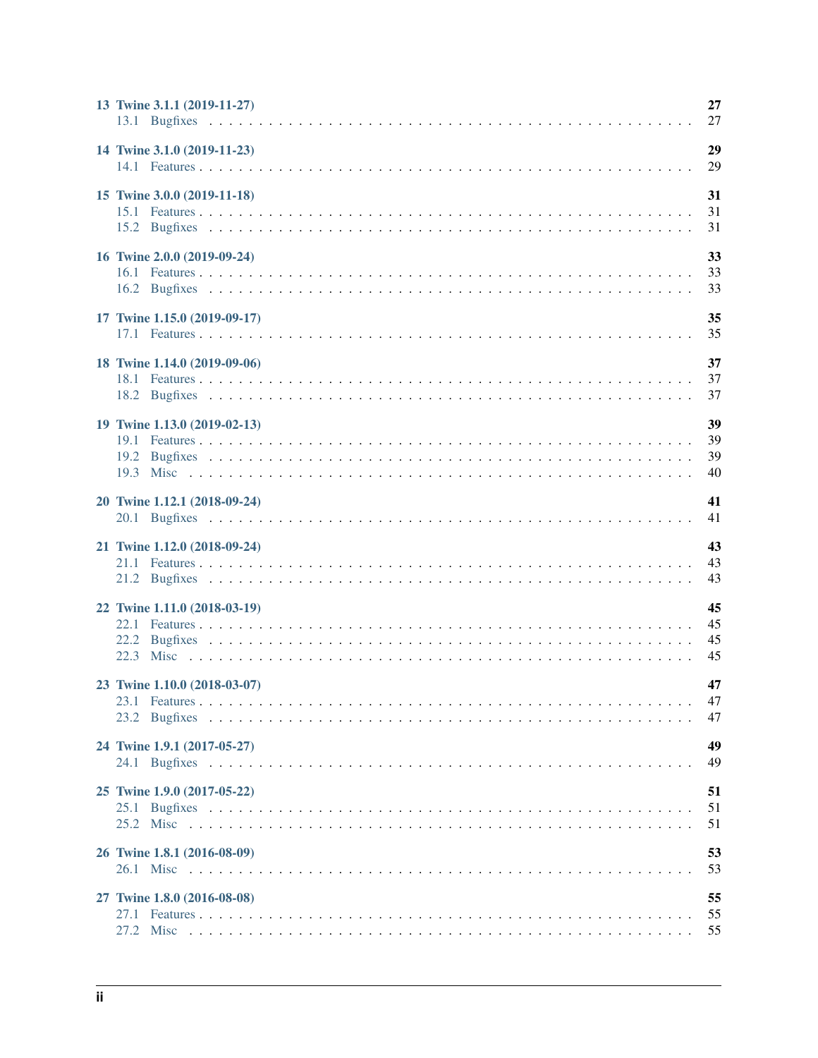**13 Twine 3.1.1 (2019-11-27)** **27**
- 13.1 Bugfixes . . . . . . . . . . 27

**14 Twine 3.1.0 (2019-11-23)** **29**
- 14.1 Features . . . . . . . . . . 29

**15 Twine 3.0.0 (2019-11-18)** **31**
- 15.1 Features . . . . . . . . . . 31
- 15.2 Bugfixes . . . . . . . . . . 31

**16 Twine 2.0.0 (2019-09-24)** **33**
- 16.1 Features . . . . . . . . . . 33
- 16.2 Bugfixes . . . . . . . . . . 33

**17 Twine 1.15.0 (2019-09-17)** **35**
- 17.1 Features . . . . . . . . . . 35

**18 Twine 1.14.0 (2019-09-06)** **37**
- 18.1 Features . . . . . . . . . . 37
- 18.2 Bugfixes . . . . . . . . . . 37

**19 Twine 1.13.0 (2019-02-13)** **39**
- 19.1 Features . . . . . . . . . . 39
- 19.2 Bugfixes . . . . . . . . . . 39
- 19.3 Misc . . . . . . . . . . 40

**20 Twine 1.12.1 (2018-09-24)** **41**
- 20.1 Bugfixes . . . . . . . . . . 41

**21 Twine 1.12.0 (2018-09-24)** **43**
- 21.1 Features . . . . . . . . . . 43
- 21.2 Bugfixes . . . . . . . . . . 43

**22 Twine 1.11.0 (2018-03-19)** **45**
- 22.1 Features . . . . . . . . . . 45
- 22.2 Bugfixes . . . . . . . . . . 45
- 22.3 Misc . . . . . . . . . . 45

**23 Twine 1.10.0 (2018-03-07)** **47**
- 23.1 Features . . . . . . . . . . 47
- 23.2 Bugfixes . . . . . . . . . . 47

**24 Twine 1.9.1 (2017-05-27)** **49**
- 24.1 Bugfixes . . . . . . . . . . 49

**25 Twine 1.9.0 (2017-05-22)** **51**
- 25.1 Bugfixes . . . . . . . . . . 51
- 25.2 Misc . . . . . . . . . . 51

**26 Twine 1.8.1 (2016-08-09)** **53**
- 26.1 Misc . . . . . . . . . . 53

**27 Twine 1.8.0 (2016-08-08)** **55**
- 27.1 Features . . . . . . . . . . 55
- 27.2 Misc . . . . . . . . . . 55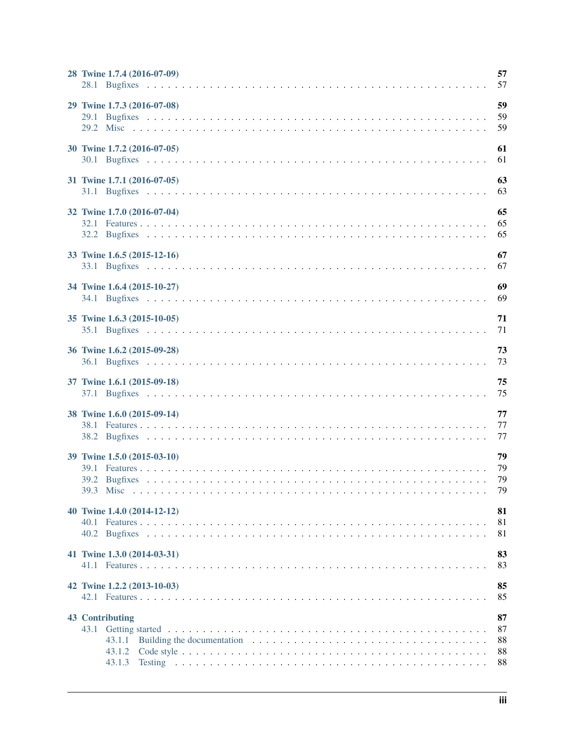| | |
|---|---|
| **28 Twine 1.7.4 (2016-07-09)** | **57** |
| 28.1 Bugfixes | 57 |
| **29 Twine 1.7.3 (2016-07-08)** | **59** |
| 29.1 Bugfixes | 59 |
| 29.2 Misc | 59 |
| **30 Twine 1.7.2 (2016-07-05)** | **61** |
| 30.1 Bugfixes | 61 |
| **31 Twine 1.7.1 (2016-07-05)** | **63** |
| 31.1 Bugfixes | 63 |
| **32 Twine 1.7.0 (2016-07-04)** | **65** |
| 32.1 Features | 65 |
| 32.2 Bugfixes | 65 |
| **33 Twine 1.6.5 (2015-12-16)** | **67** |
| 33.1 Bugfixes | 67 |
| **34 Twine 1.6.4 (2015-10-27)** | **69** |
| 34.1 Bugfixes | 69 |
| **35 Twine 1.6.3 (2015-10-05)** | **71** |
| 35.1 Bugfixes | 71 |
| **36 Twine 1.6.2 (2015-09-28)** | **73** |
| 36.1 Bugfixes | 73 |
| **37 Twine 1.6.1 (2015-09-18)** | **75** |
| 37.1 Bugfixes | 75 |
| **38 Twine 1.6.0 (2015-09-14)** | **77** |
| 38.1 Features | 77 |
| 38.2 Bugfixes | 77 |
| **39 Twine 1.5.0 (2015-03-10)** | **79** |
| 39.1 Features | 79 |
| 39.2 Bugfixes | 79 |
| 39.3 Misc | 79 |
| **40 Twine 1.4.0 (2014-12-12)** | **81** |
| 40.1 Features | 81 |
| 40.2 Bugfixes | 81 |
| **41 Twine 1.3.0 (2014-03-31)** | **83** |
| 41.1 Features | 83 |
| **42 Twine 1.2.2 (2013-10-03)** | **85** |
| 42.1 Features | 85 |
| **43 Contributing** | **87** |
| 43.1 Getting started | 87 |
| 43.1.1 Building the documentation | 88 |
| 43.1.2 Code style | 88 |
| 43.1.3 Testing | 88 |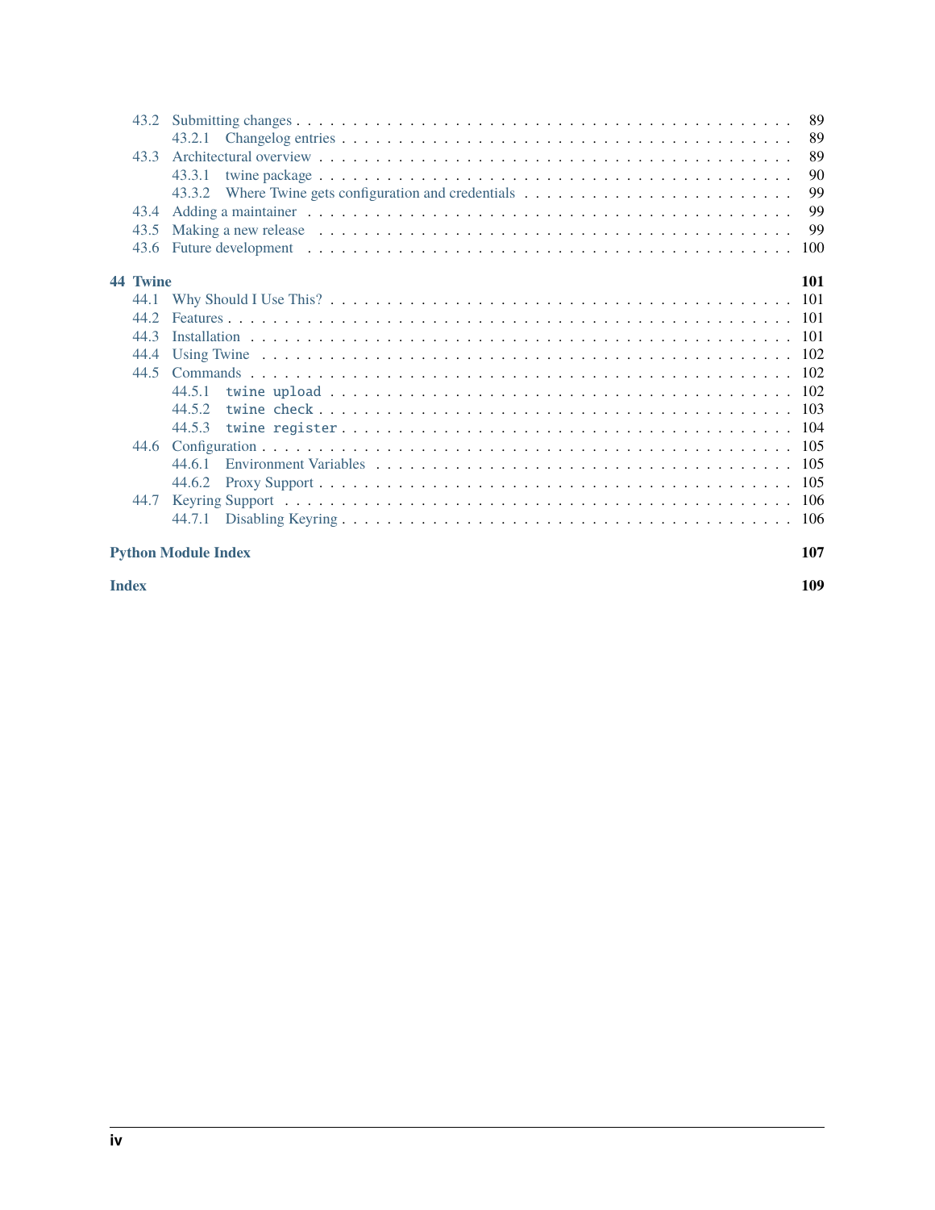- 43.2 Submitting changes . . . . . 89
  - 43.2.1 Changelog entries . . . . . 89
- 43.3 Architectural overview . . . . . 89
  - 43.3.1 twine package . . . . . 90
  - 43.3.2 Where Twine gets configuration and credentials . . . . . 99
- 43.4 Adding a maintainer . . . . . 99
- 43.5 Making a new release . . . . . 99
- 43.6 Future development . . . . . 100

**44 Twine** **101**

- 44.1 Why Should I Use This? . . . . . 101
- 44.2 Features . . . . . 101
- 44.3 Installation . . . . . 101
- 44.4 Using Twine . . . . . 102
- 44.5 Commands . . . . . 102
  - 44.5.1 `twine upload` . . . . . 102
  - 44.5.2 `twine check` . . . . . 103
  - 44.5.3 `twine register` . . . . . 104
- 44.6 Configuration . . . . . 105
  - 44.6.1 Environment Variables . . . . . 105
  - 44.6.2 Proxy Support . . . . . 105
- 44.7 Keyring Support . . . . . 106
  - 44.7.1 Disabling Keyring . . . . . 106

**Python Module Index** **107**

**Index** **109**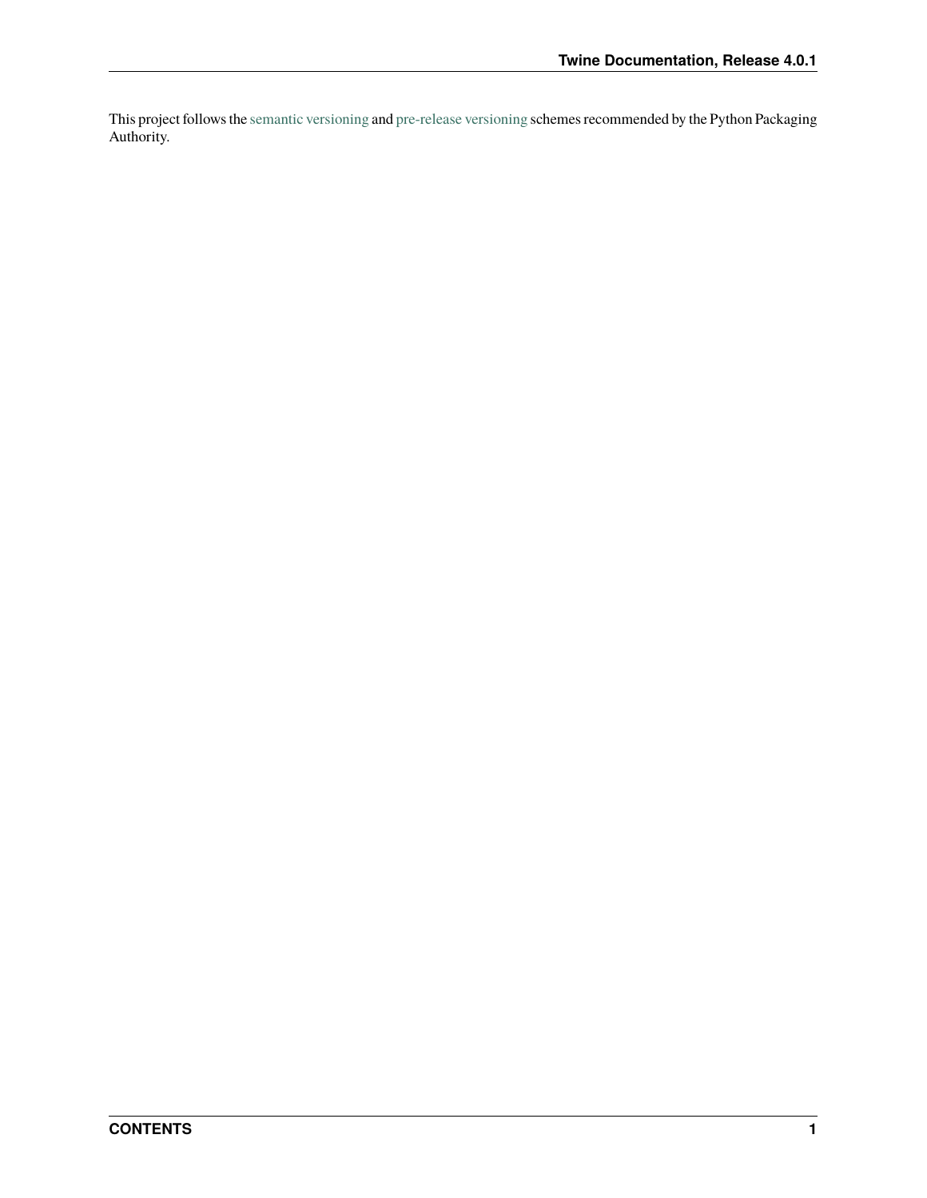This project follows the semantic versioning and pre-release versioning schemes recommended by the Python Packaging Authority.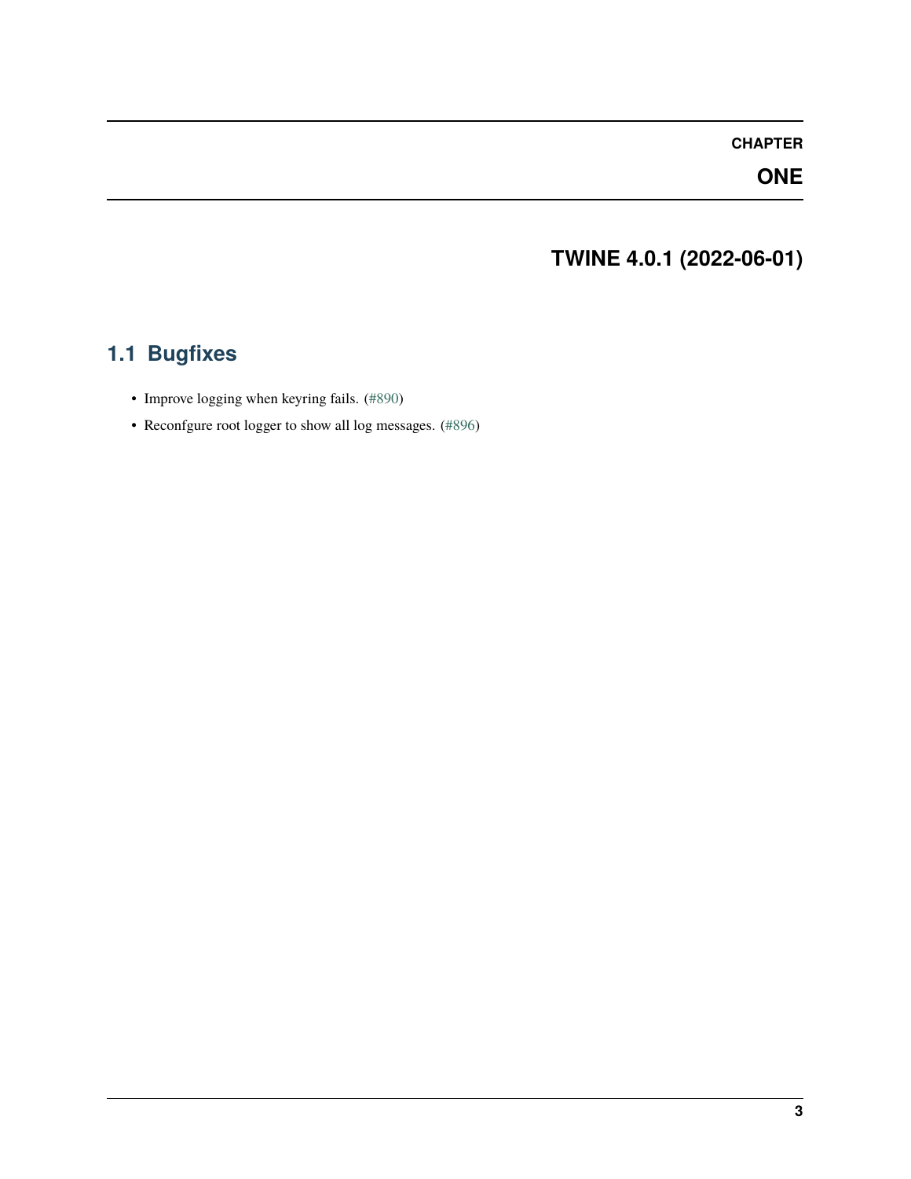# CHAPTER ONE

# TWINE 4.0.1 (2022-06-01)

## 1.1 Bugfixes

- Improve logging when keyring fails. (#890)
- Reconfgure root logger to show all log messages. (#896)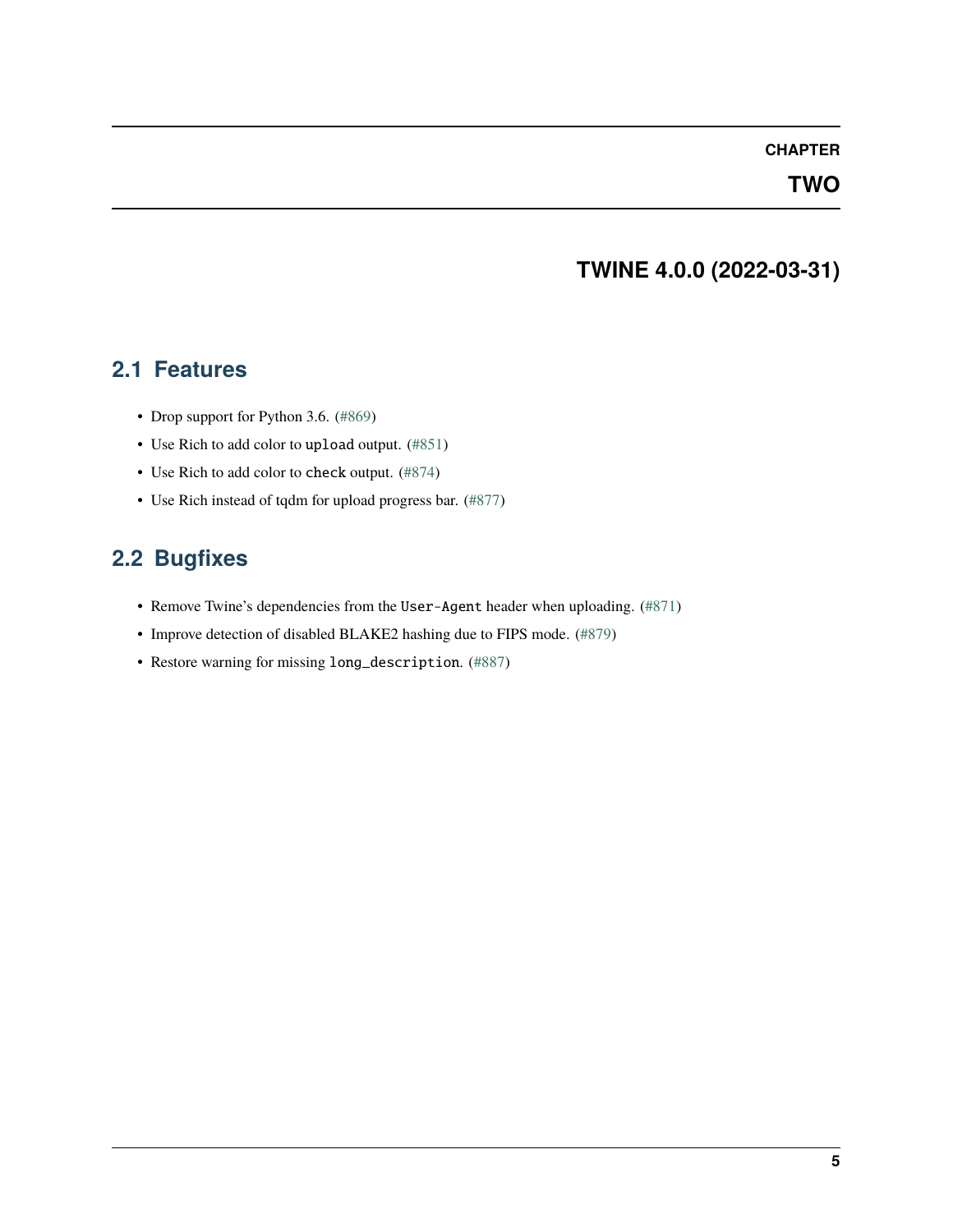# CHAPTER TWO

## TWINE 4.0.0 (2022-03-31)

### 2.1 Features

- Drop support for Python 3.6. (#869)
- Use Rich to add color to `upload` output. (#851)
- Use Rich to add color to `check` output. (#874)
- Use Rich instead of tqdm for upload progress bar. (#877)

### 2.2 Bugfixes

- Remove Twine's dependencies from the `User-Agent` header when uploading. (#871)
- Improve detection of disabled BLAKE2 hashing due to FIPS mode. (#879)
- Restore warning for missing `long_description`. (#887)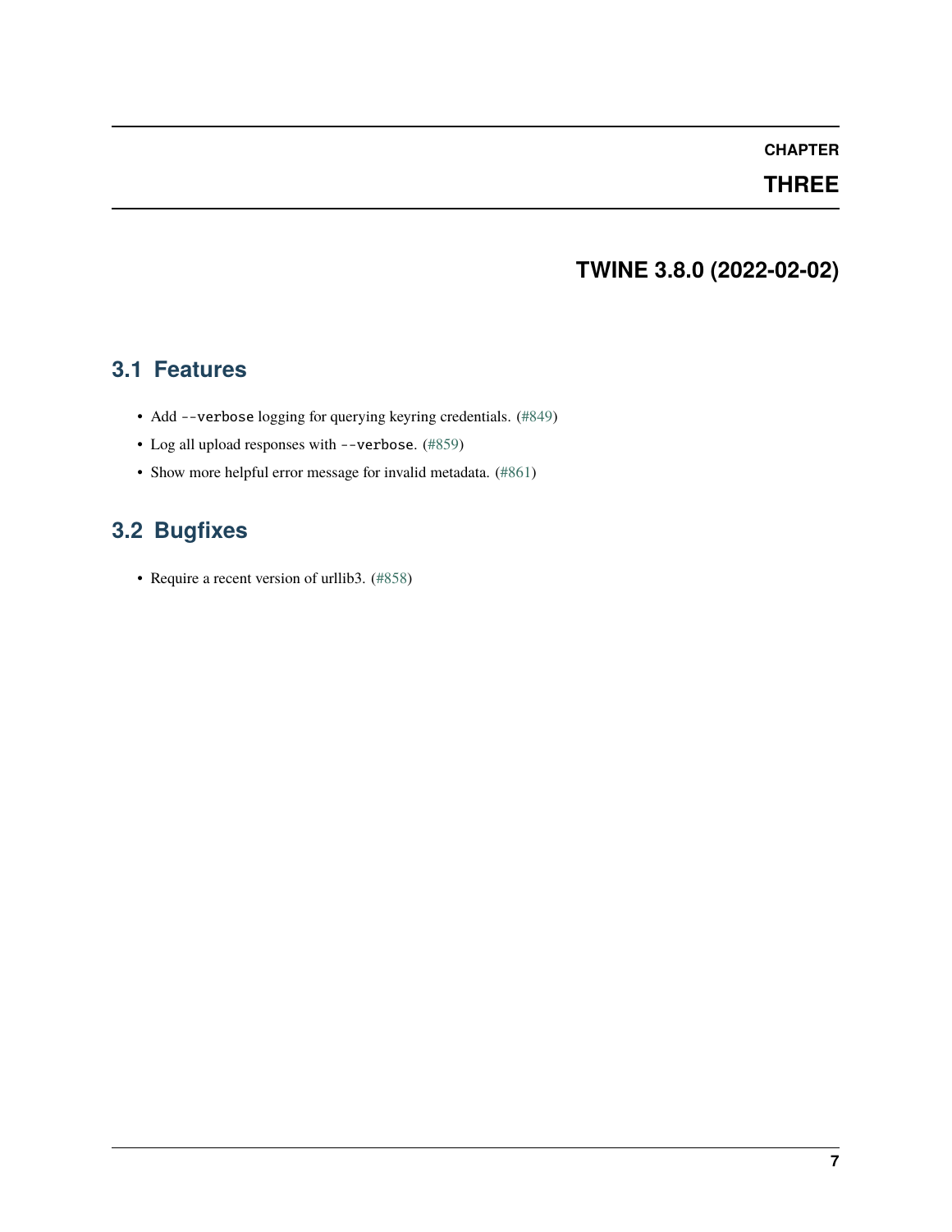# CHAPTER THREE

# TWINE 3.8.0 (2022-02-02)

## 3.1 Features

- Add `--verbose` logging for querying keyring credentials. (#849)
- Log all upload responses with `--verbose`. (#859)
- Show more helpful error message for invalid metadata. (#861)

## 3.2 Bugfixes

- Require a recent version of urllib3. (#858)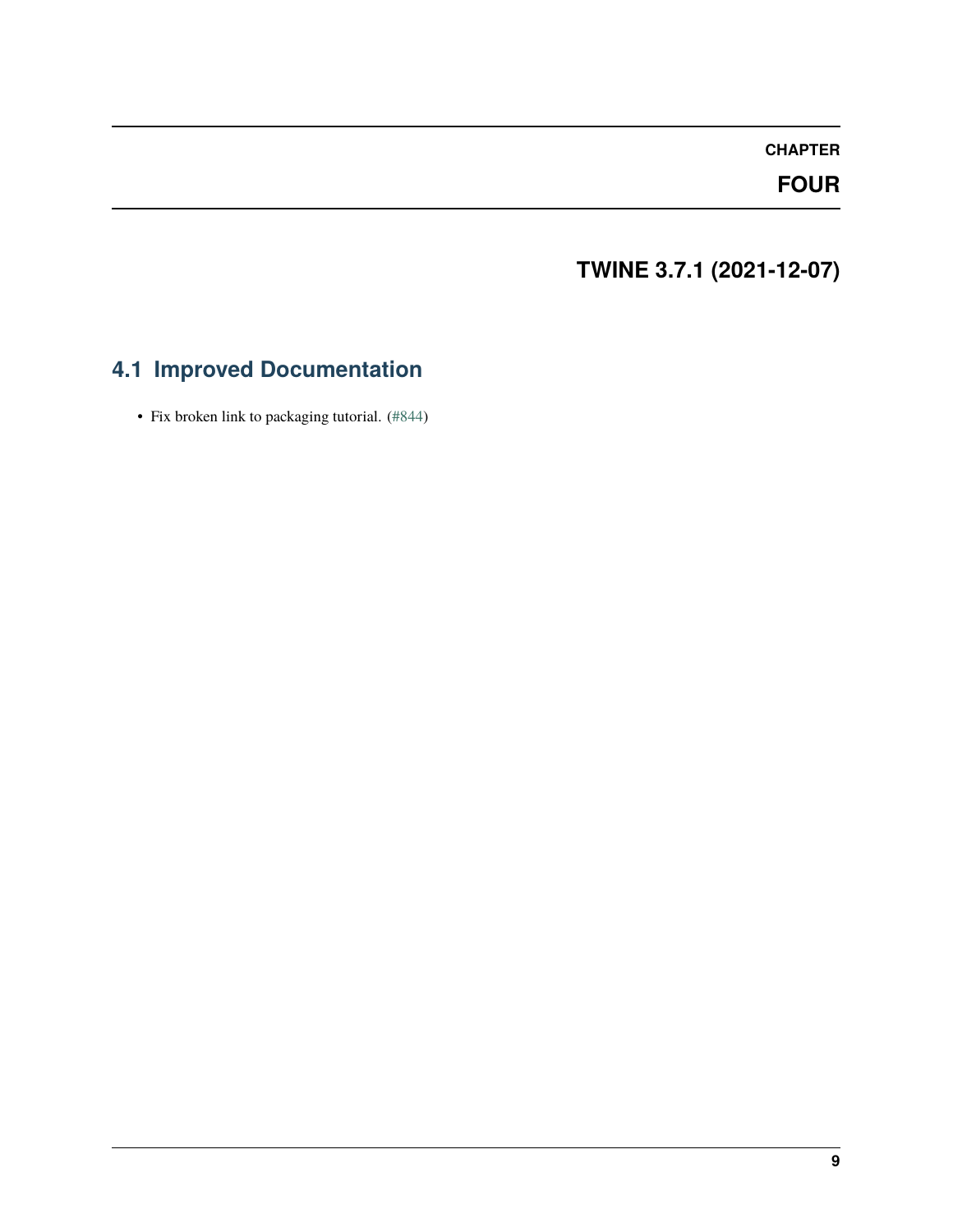# CHAPTER FOUR

# TWINE 3.7.1 (2021-12-07)

## 4.1 Improved Documentation

- Fix broken link to packaging tutorial. (#844)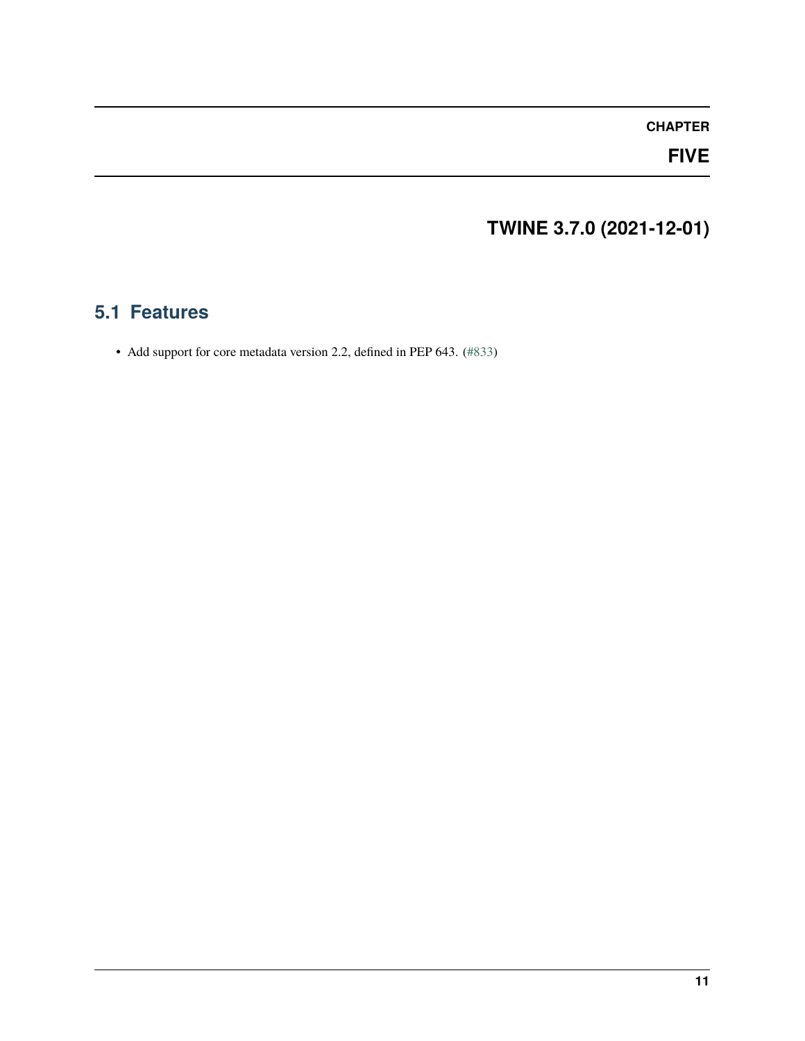# CHAPTER FIVE

# TWINE 3.7.0 (2021-12-01)

## 5.1 Features

- Add support for core metadata version 2.2, defined in PEP 643. (#833)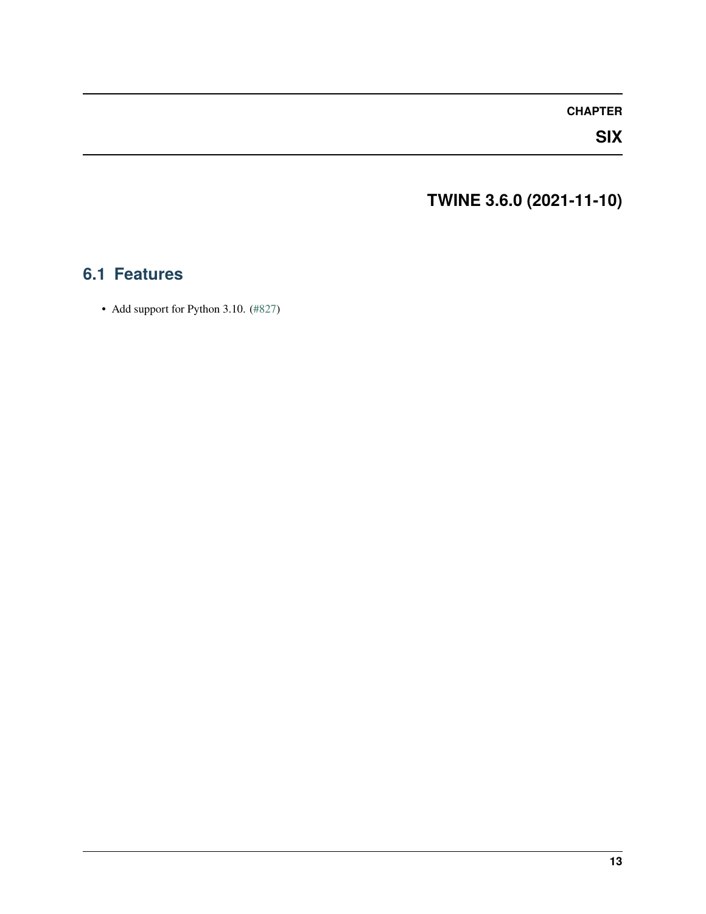# CHAPTER SIX

# TWINE 3.6.0 (2021-11-10)

## 6.1 Features

- Add support for Python 3.10. (#827)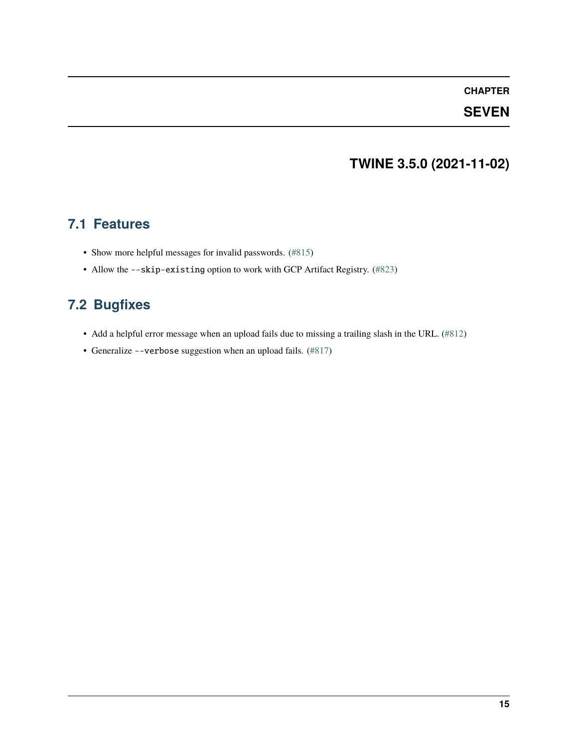# CHAPTER SEVEN

# TWINE 3.5.0 (2021-11-02)

## 7.1 Features

- Show more helpful messages for invalid passwords. (#815)
- Allow the `--skip-existing` option to work with GCP Artifact Registry. (#823)

## 7.2 Bugfixes

- Add a helpful error message when an upload fails due to missing a trailing slash in the URL. (#812)
- Generalize `--verbose` suggestion when an upload fails. (#817)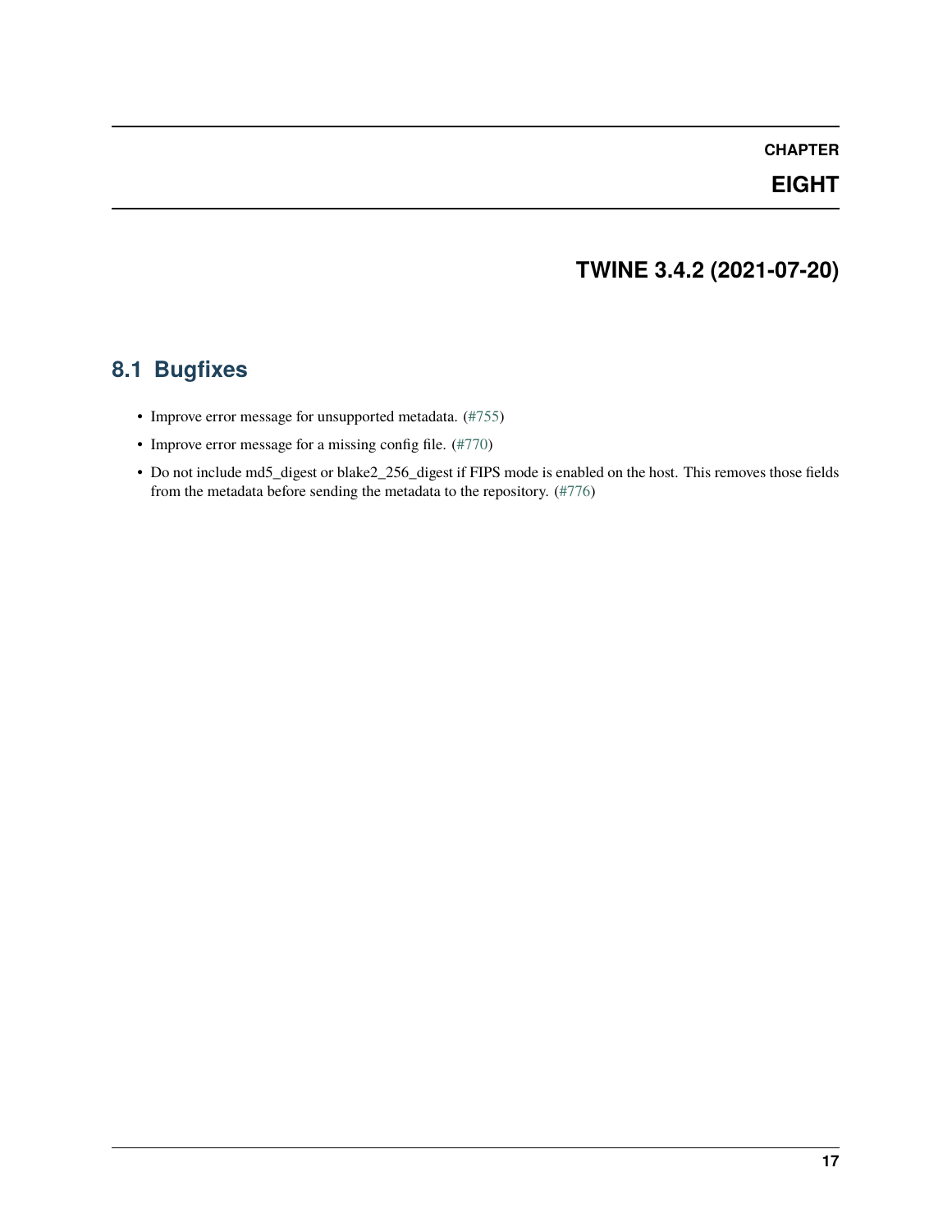# CHAPTER EIGHT

# TWINE 3.4.2 (2021-07-20)

## 8.1 Bugfixes

- Improve error message for unsupported metadata. (#755)
- Improve error message for a missing config file. (#770)
- Do not include md5_digest or blake2_256_digest if FIPS mode is enabled on the host. This removes those fields from the metadata before sending the metadata to the repository. (#776)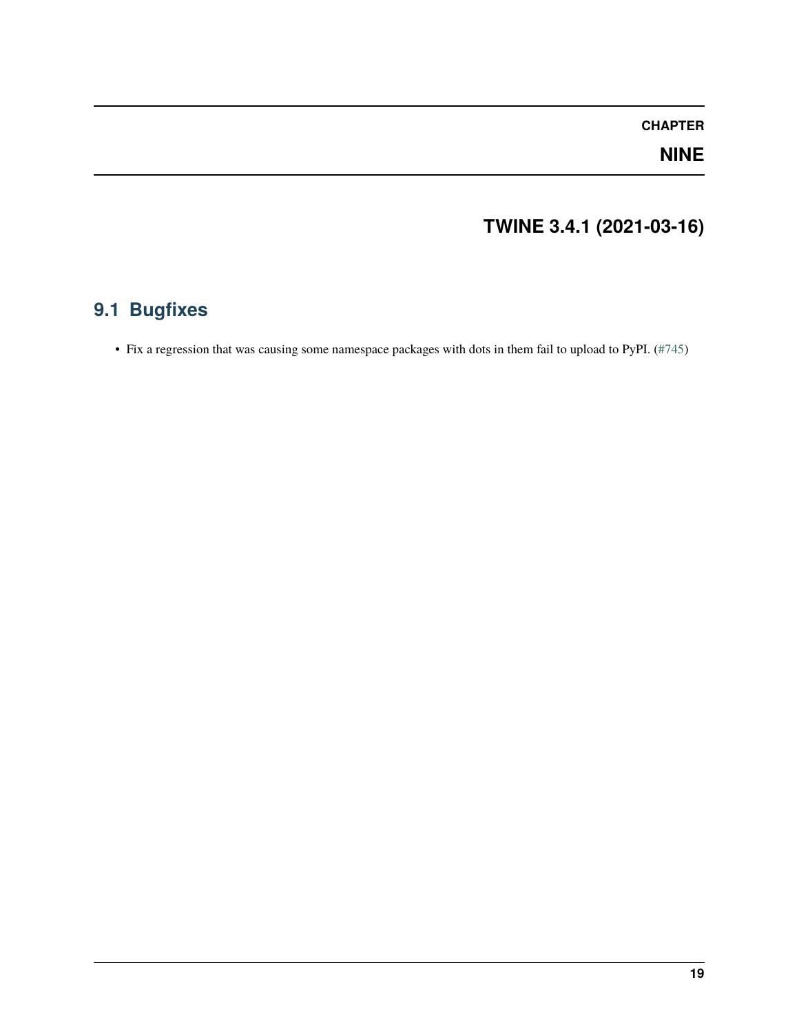# CHAPTER NINE

# TWINE 3.4.1 (2021-03-16)

## 9.1 Bugfixes

- Fix a regression that was causing some namespace packages with dots in them fail to upload to PyPI. (#745)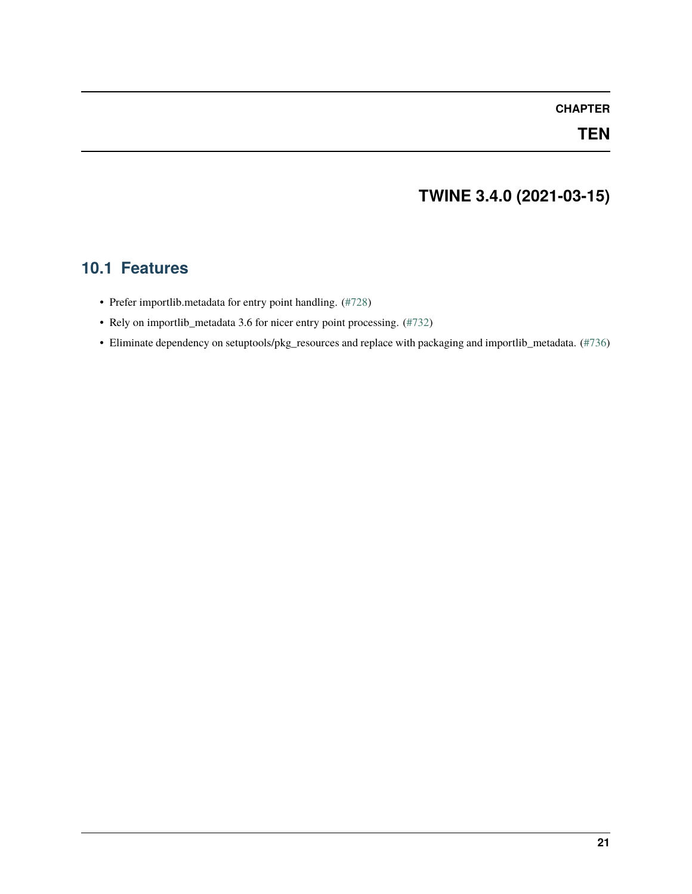# CHAPTER TEN

# TWINE 3.4.0 (2021-03-15)

## 10.1 Features

- Prefer importlib.metadata for entry point handling. (#728)
- Rely on importlib_metadata 3.6 for nicer entry point processing. (#732)
- Eliminate dependency on setuptools/pkg_resources and replace with packaging and importlib_metadata. (#736)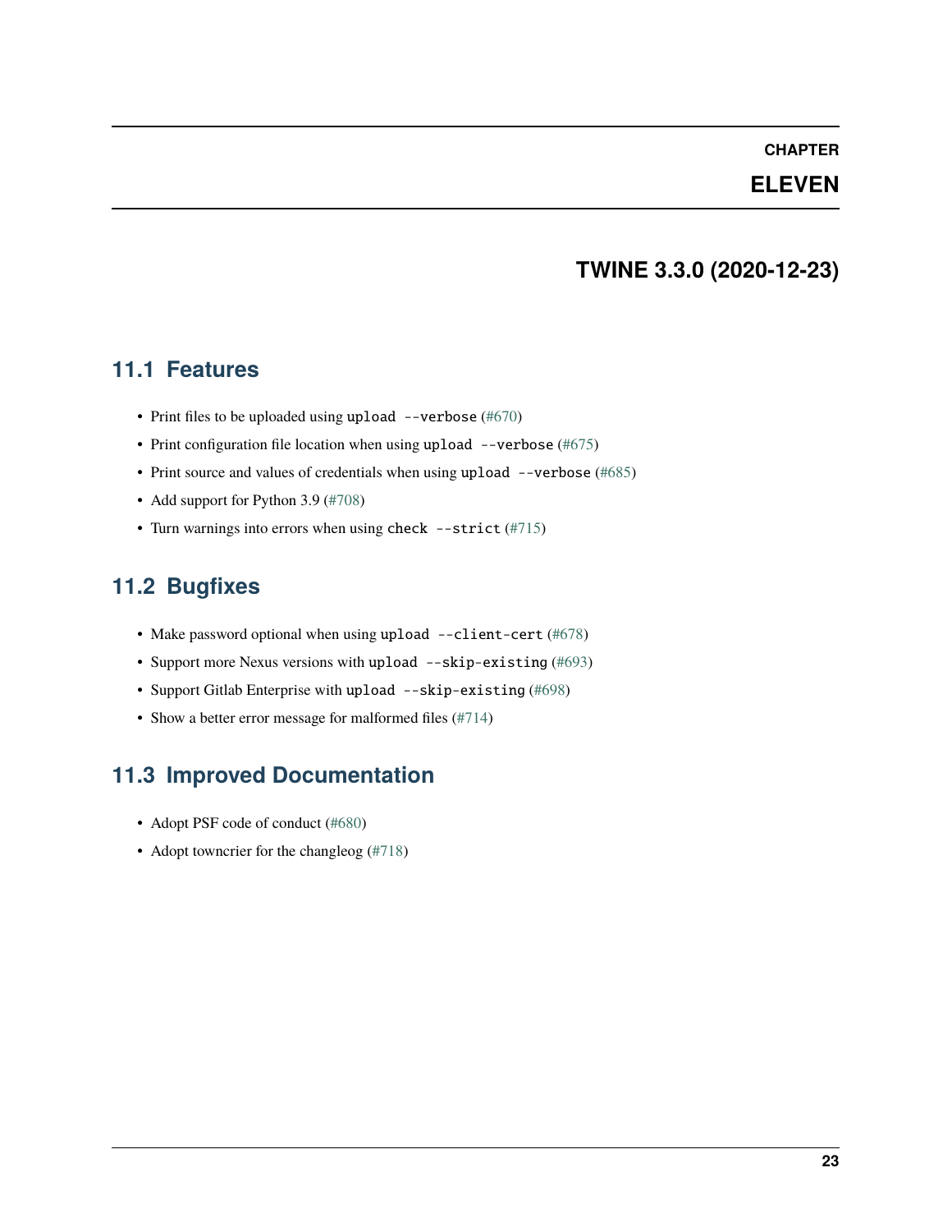# CHAPTER ELEVEN

# TWINE 3.3.0 (2020-12-23)

## 11.1 Features

- Print files to be uploaded using `upload --verbose` (#670)
- Print configuration file location when using `upload --verbose` (#675)
- Print source and values of credentials when using `upload --verbose` (#685)
- Add support for Python 3.9 (#708)
- Turn warnings into errors when using `check --strict` (#715)

## 11.2 Bugfixes

- Make password optional when using `upload --client-cert` (#678)
- Support more Nexus versions with `upload --skip-existing` (#693)
- Support Gitlab Enterprise with `upload --skip-existing` (#698)
- Show a better error message for malformed files (#714)

## 11.3 Improved Documentation

- Adopt PSF code of conduct (#680)
- Adopt towncrier for the changleog (#718)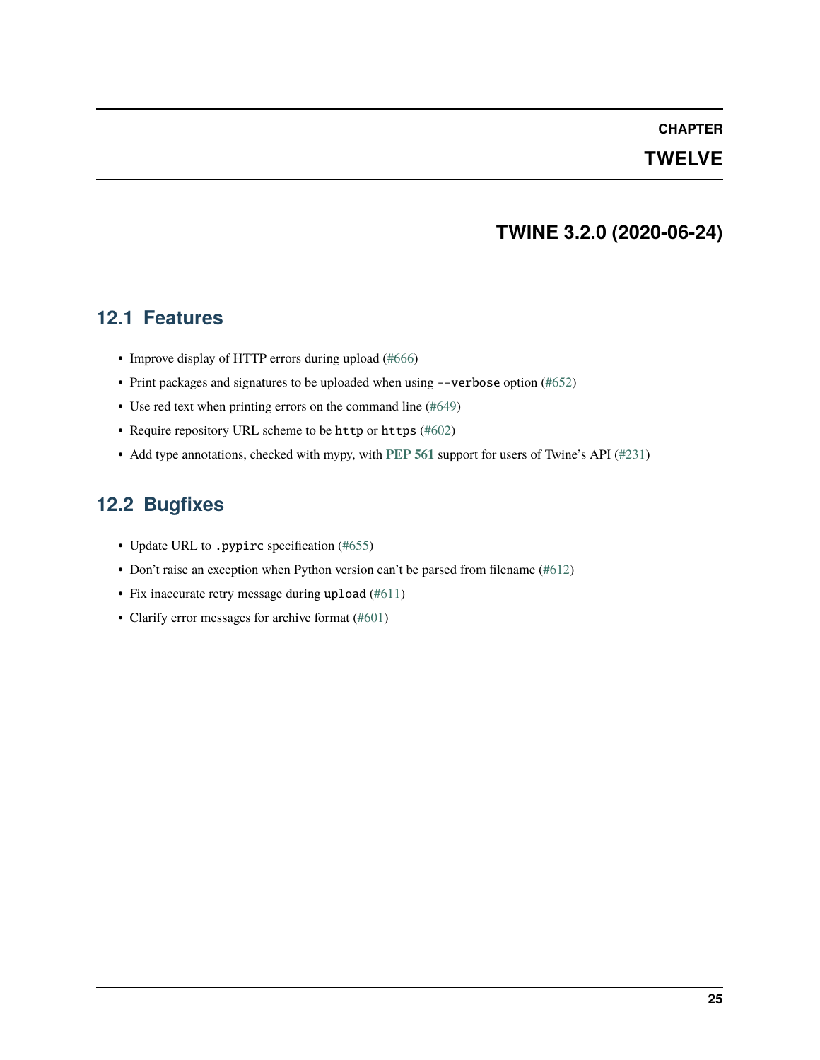# CHAPTER TWELVE

# TWINE 3.2.0 (2020-06-24)

## 12.1 Features

- Improve display of HTTP errors during upload (#666)
- Print packages and signatures to be uploaded when using `--verbose` option (#652)
- Use red text when printing errors on the command line (#649)
- Require repository URL scheme to be `http` or `https` (#602)
- Add type annotations, checked with mypy, with **PEP 561** support for users of Twine's API (#231)

## 12.2 Bugfixes

- Update URL to `.pypirc` specification (#655)
- Don't raise an exception when Python version can't be parsed from filename (#612)
- Fix inaccurate retry message during `upload` (#611)
- Clarify error messages for archive format (#601)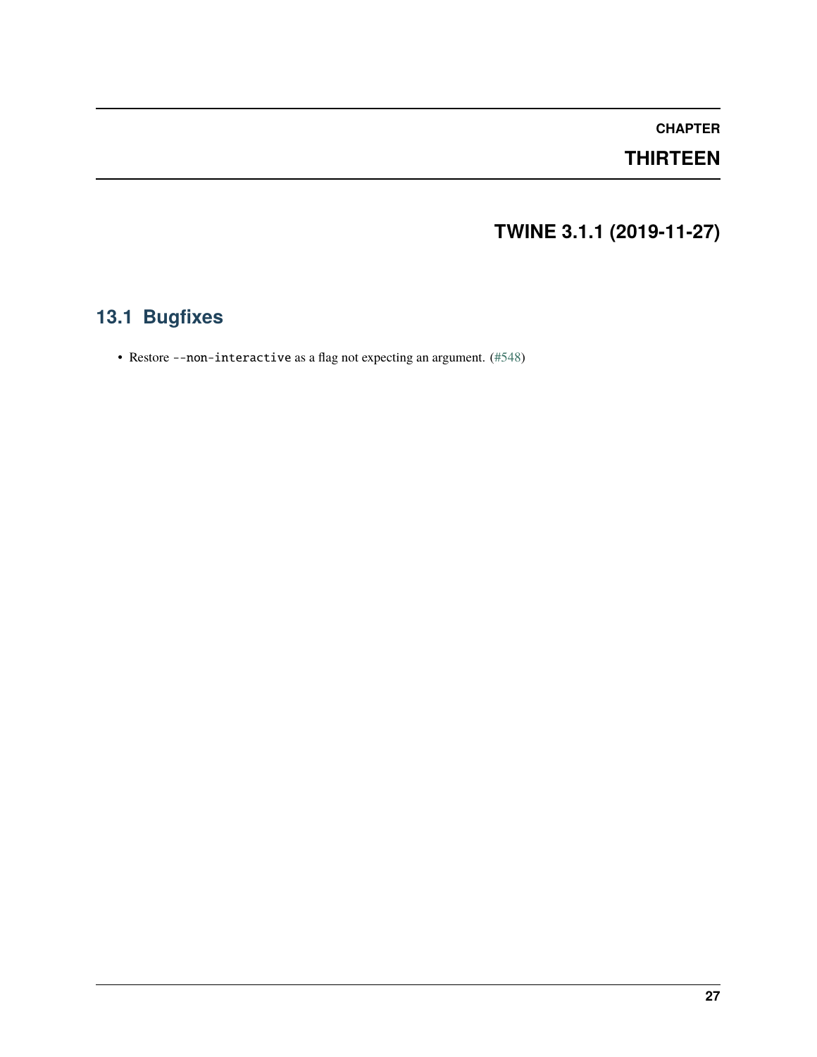# CHAPTER THIRTEEN

# TWINE 3.1.1 (2019-11-27)

## 13.1 Bugfixes

- Restore `--non-interactive` as a flag not expecting an argument. (#548)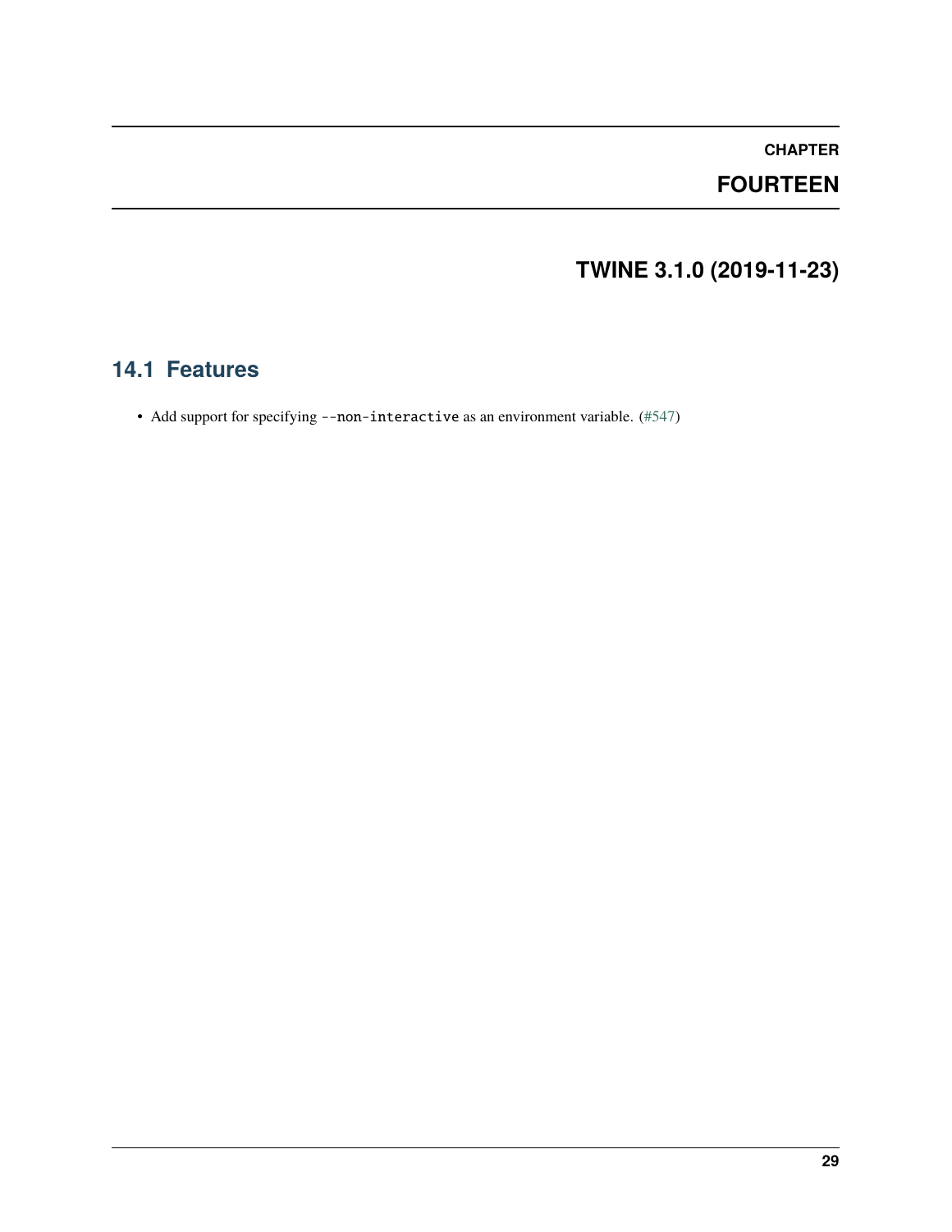# CHAPTER FOURTEEN

# TWINE 3.1.0 (2019-11-23)

## 14.1 Features

- Add support for specifying `--non-interactive` as an environment variable. (#547)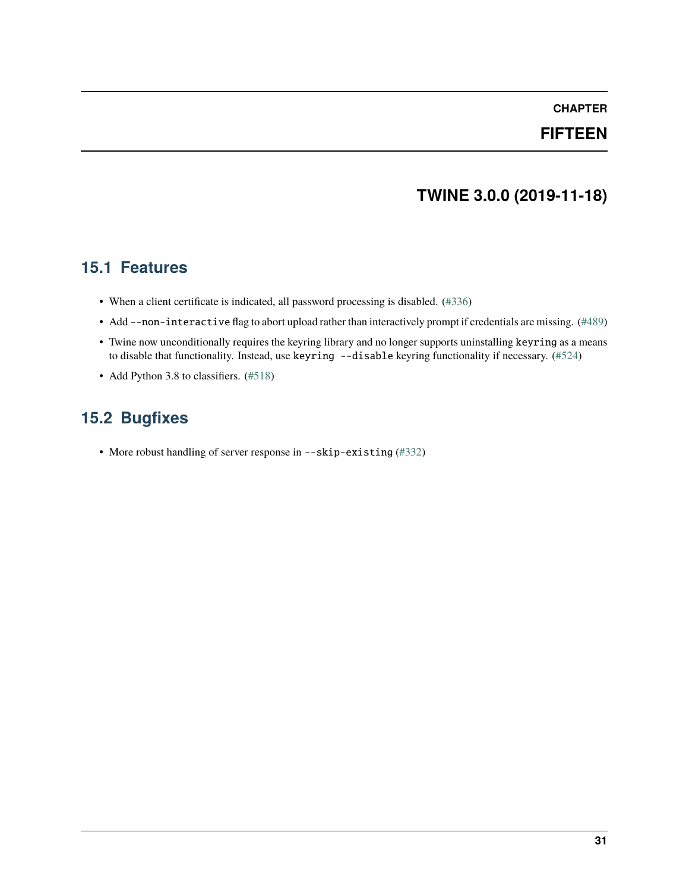# CHAPTER FIFTEEN

# TWINE 3.0.0 (2019-11-18)

## 15.1 Features

- When a client certificate is indicated, all password processing is disabled. (#336)
- Add `--non-interactive` flag to abort upload rather than interactively prompt if credentials are missing. (#489)
- Twine now unconditionally requires the keyring library and no longer supports uninstalling `keyring` as a means to disable that functionality. Instead, use `keyring --disable` keyring functionality if necessary. (#524)
- Add Python 3.8 to classifiers. (#518)

## 15.2 Bugfixes

- More robust handling of server response in `--skip-existing` (#332)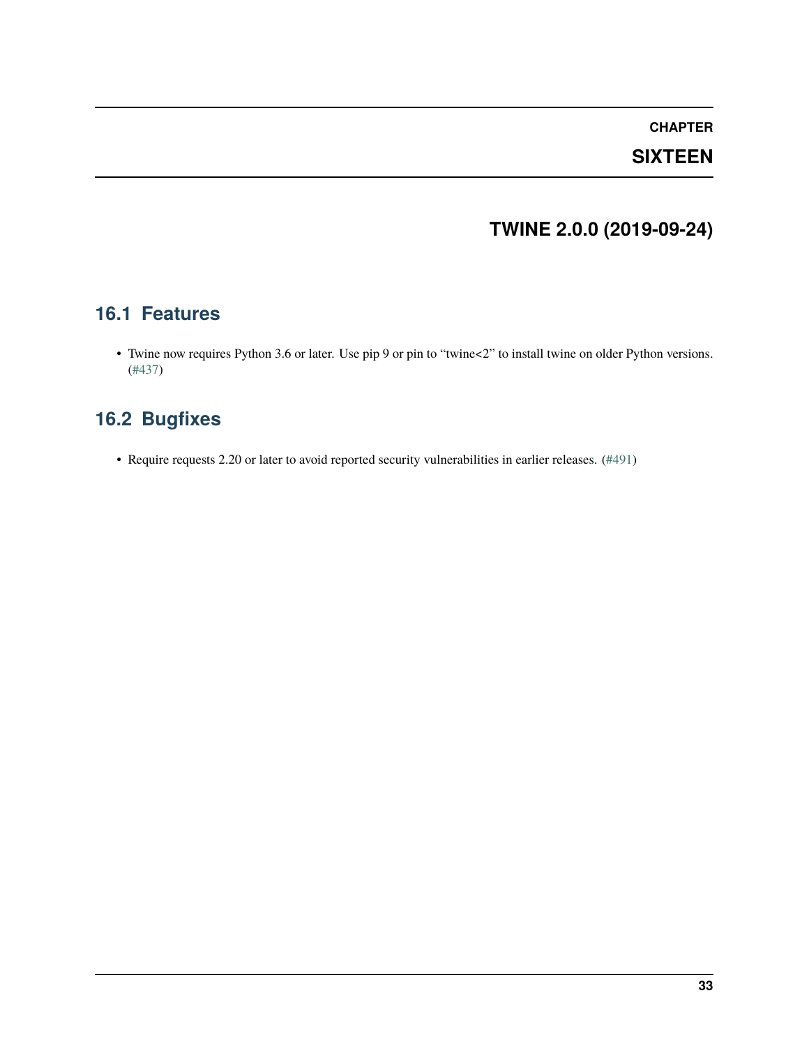# CHAPTER SIXTEEN

# TWINE 2.0.0 (2019-09-24)

## 16.1 Features

- Twine now requires Python 3.6 or later. Use pip 9 or pin to "twine<2" to install twine on older Python versions. (#437)

## 16.2 Bugfixes

- Require requests 2.20 or later to avoid reported security vulnerabilities in earlier releases. (#491)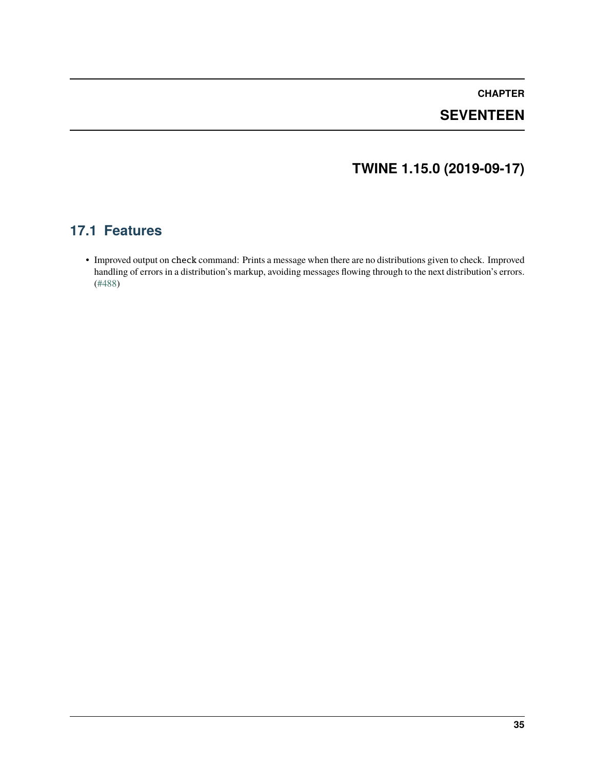# CHAPTER SEVENTEEN

# TWINE 1.15.0 (2019-09-17)

## 17.1 Features

- Improved output on `check` command: Prints a message when there are no distributions given to check. Improved handling of errors in a distribution's markup, avoiding messages flowing through to the next distribution's errors. (#488)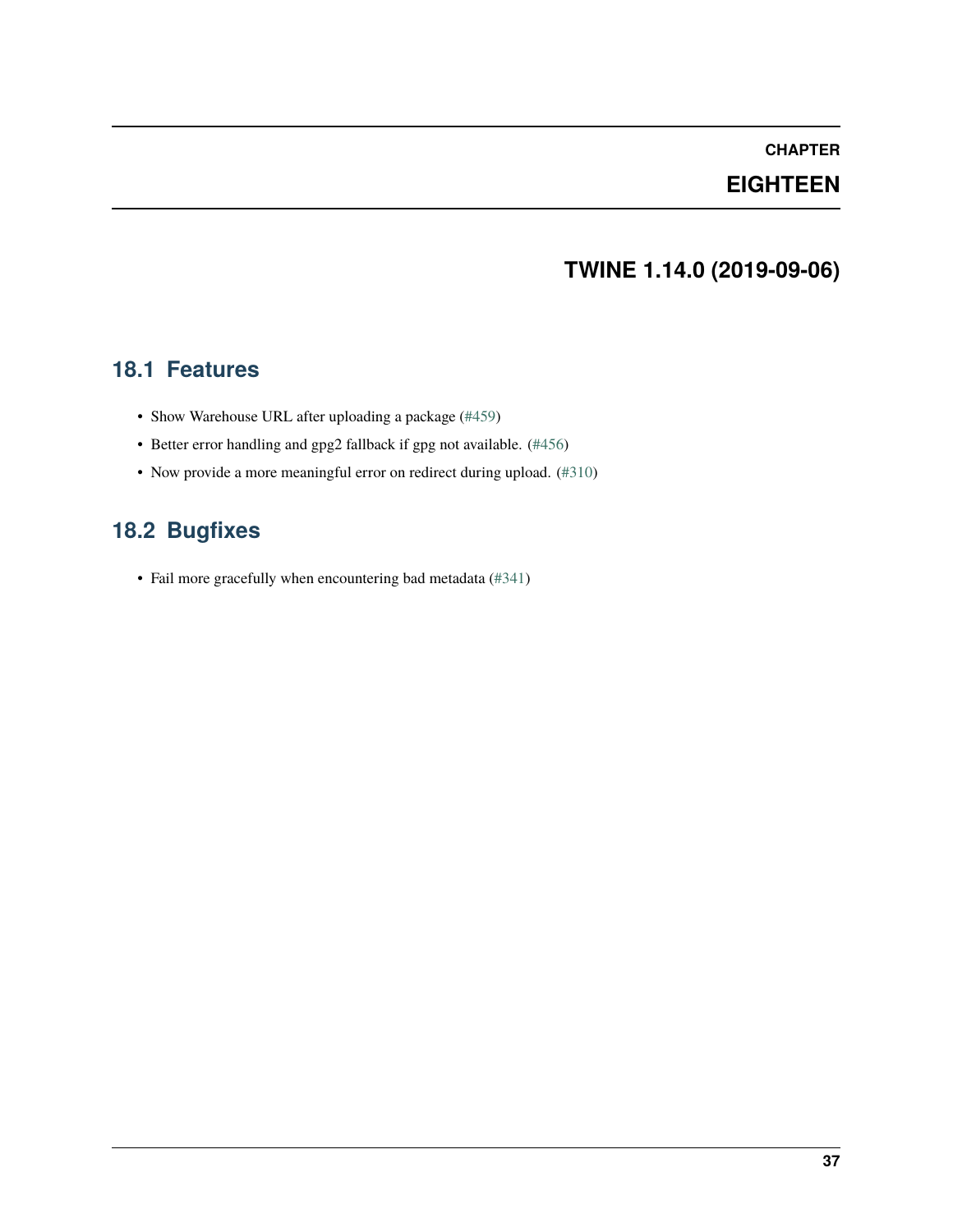# CHAPTER EIGHTEEN

# TWINE 1.14.0 (2019-09-06)

## 18.1 Features

- Show Warehouse URL after uploading a package (#459)
- Better error handling and gpg2 fallback if gpg not available. (#456)
- Now provide a more meaningful error on redirect during upload. (#310)

## 18.2 Bugfixes

- Fail more gracefully when encountering bad metadata (#341)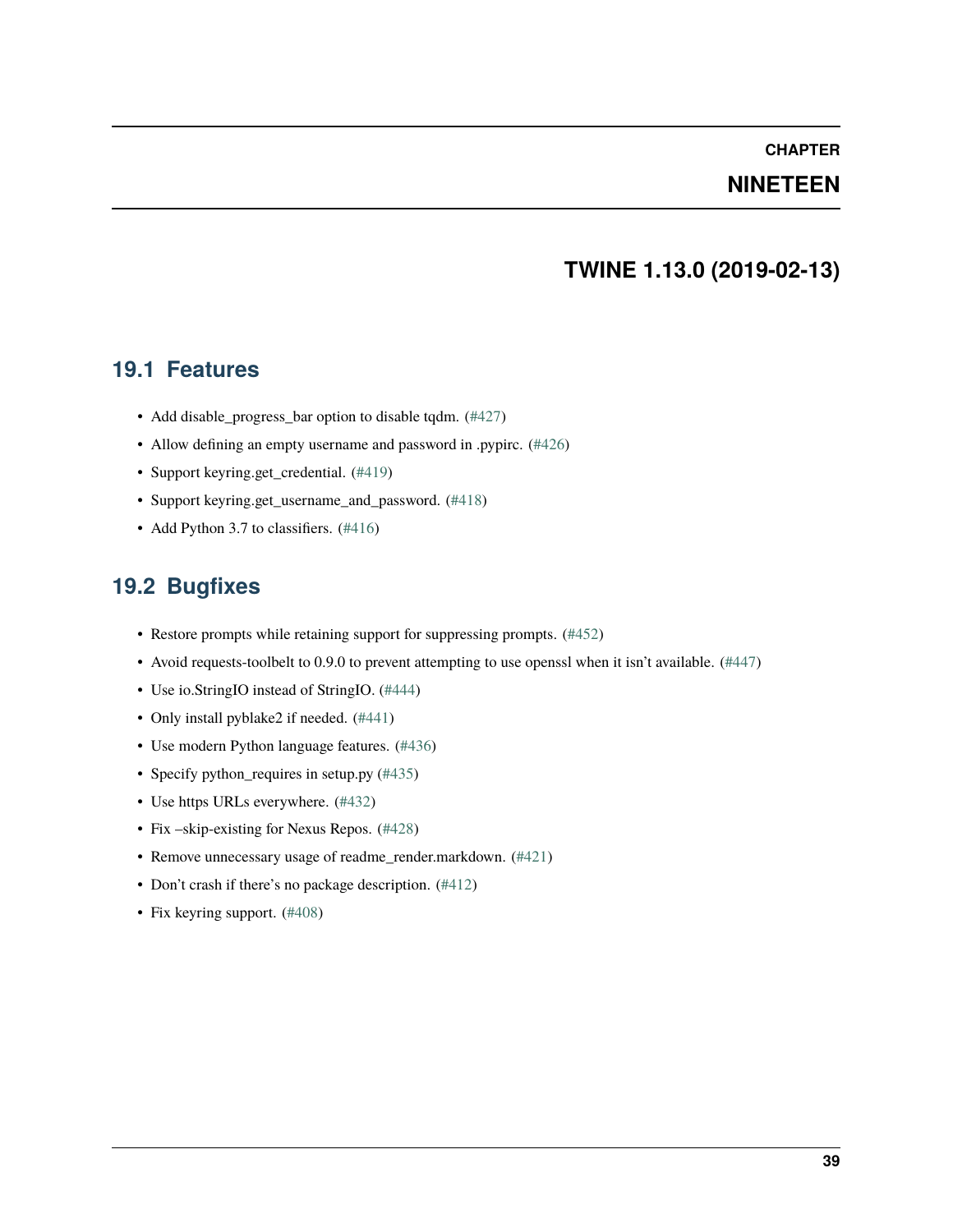# CHAPTER NINETEEN

# TWINE 1.13.0 (2019-02-13)

## 19.1 Features

- Add disable_progress_bar option to disable tqdm. (#427)
- Allow defining an empty username and password in .pypirc. (#426)
- Support keyring.get_credential. (#419)
- Support keyring.get_username_and_password. (#418)
- Add Python 3.7 to classifiers. (#416)

## 19.2 Bugfixes

- Restore prompts while retaining support for suppressing prompts. (#452)
- Avoid requests-toolbelt to 0.9.0 to prevent attempting to use openssl when it isn't available. (#447)
- Use io.StringIO instead of StringIO. (#444)
- Only install pyblake2 if needed. (#441)
- Use modern Python language features. (#436)
- Specify python_requires in setup.py (#435)
- Use https URLs everywhere. (#432)
- Fix –skip-existing for Nexus Repos. (#428)
- Remove unnecessary usage of readme_render.markdown. (#421)
- Don't crash if there's no package description. (#412)
- Fix keyring support. (#408)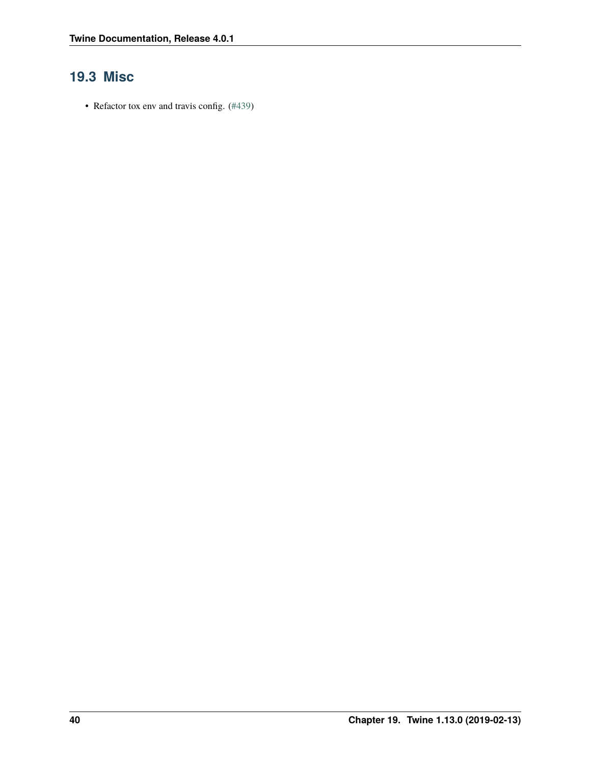## 19.3 Misc

- Refactor tox env and travis config. (#439)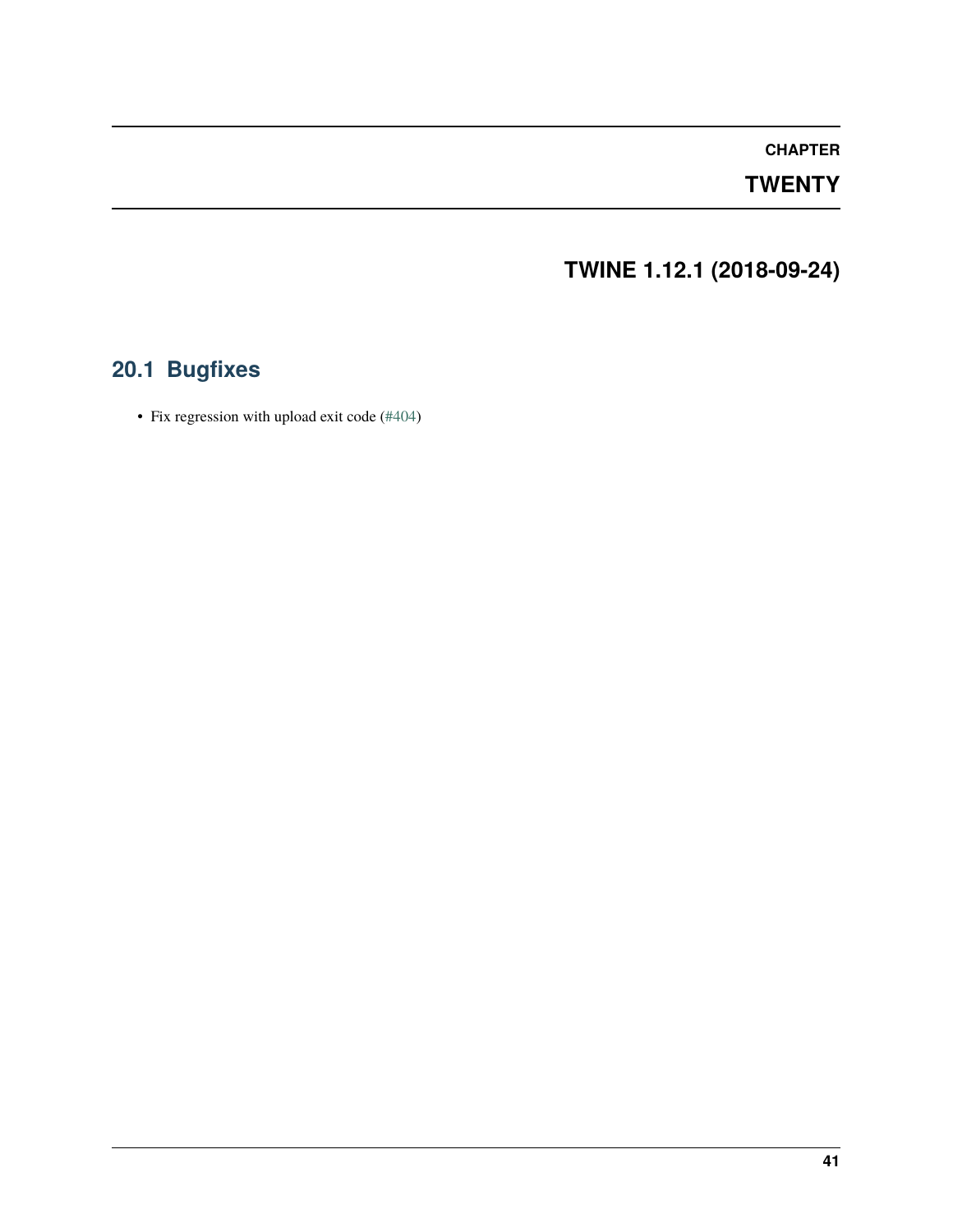# CHAPTER TWENTY

# TWINE 1.12.1 (2018-09-24)

## 20.1 Bugfixes

- Fix regression with upload exit code (#404)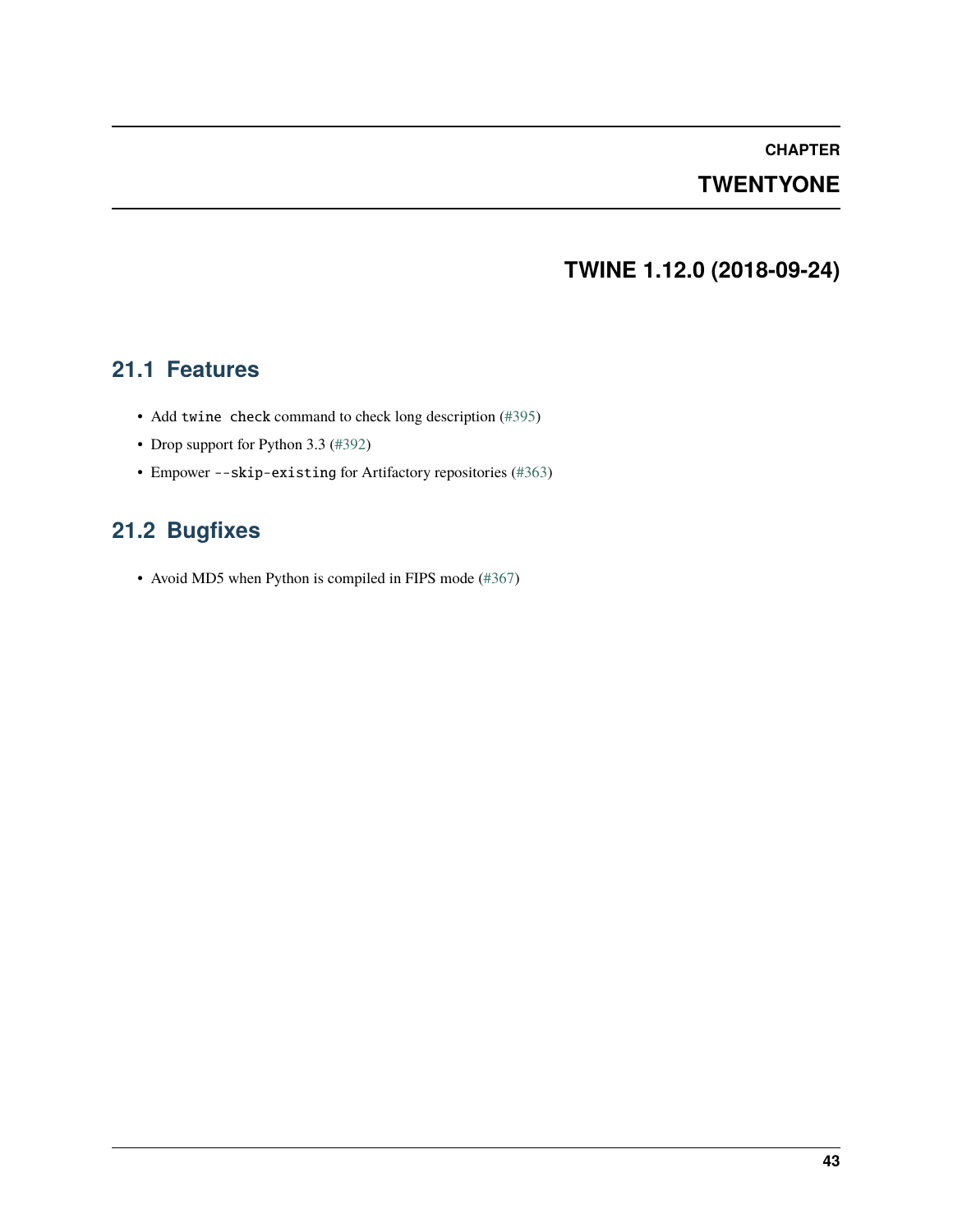# CHAPTER TWENTYONE

# TWINE 1.12.0 (2018-09-24)

## 21.1 Features

- Add `twine check` command to check long description (#395)
- Drop support for Python 3.3 (#392)
- Empower `--skip-existing` for Artifactory repositories (#363)

## 21.2 Bugfixes

- Avoid MD5 when Python is compiled in FIPS mode (#367)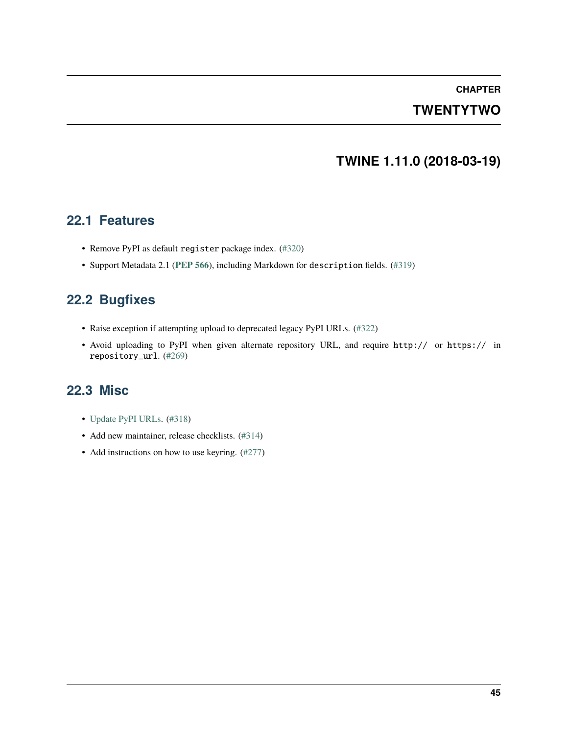# CHAPTER TWENTYTWO

# TWINE 1.11.0 (2018-03-19)

## 22.1 Features

- Remove PyPI as default `register` package index. (#320)
- Support Metadata 2.1 (**PEP 566**), including Markdown for `description` fields. (#319)

## 22.2 Bugfixes

- Raise exception if attempting upload to deprecated legacy PyPI URLs. (#322)
- Avoid uploading to PyPI when given alternate repository URL, and require `http://` or `https://` in `repository_url`. (#269)

## 22.3 Misc

- Update PyPI URLs. (#318)
- Add new maintainer, release checklists. (#314)
- Add instructions on how to use keyring. (#277)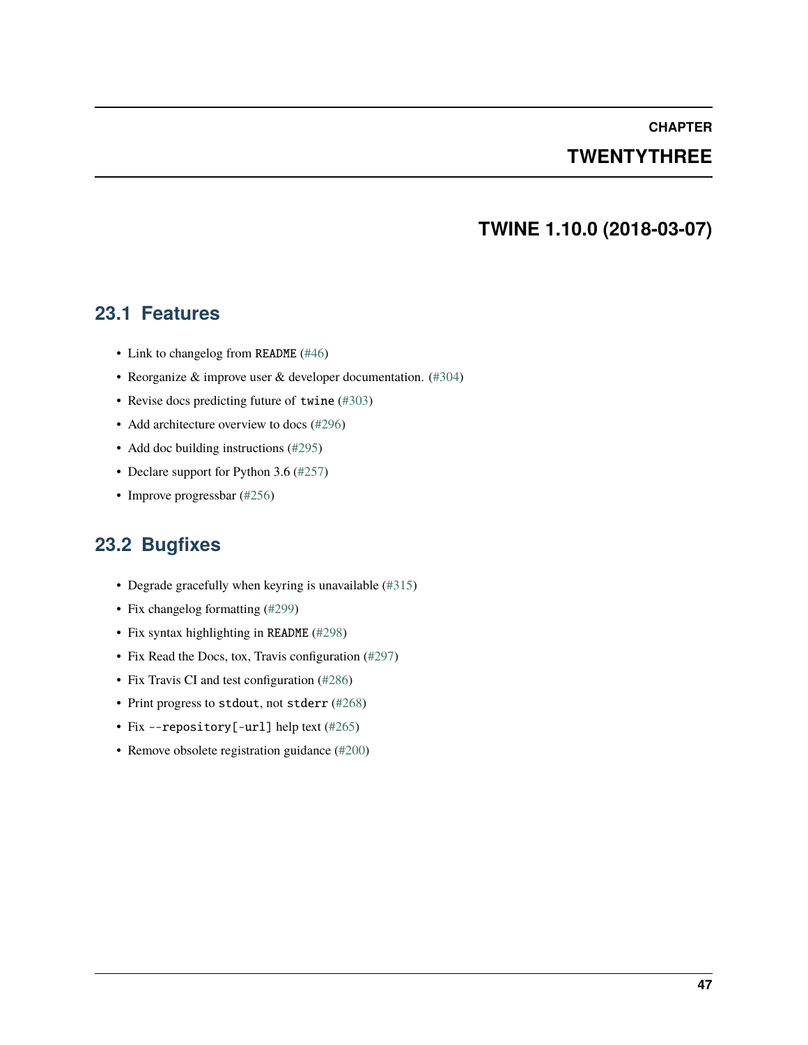# CHAPTER TWENTYTHREE

# TWINE 1.10.0 (2018-03-07)

## 23.1 Features

- Link to changelog from `README` (#46)
- Reorganize & improve user & developer documentation. (#304)
- Revise docs predicting future of `twine` (#303)
- Add architecture overview to docs (#296)
- Add doc building instructions (#295)
- Declare support for Python 3.6 (#257)
- Improve progressbar (#256)

## 23.2 Bugfixes

- Degrade gracefully when keyring is unavailable (#315)
- Fix changelog formatting (#299)
- Fix syntax highlighting in `README` (#298)
- Fix Read the Docs, tox, Travis configuration (#297)
- Fix Travis CI and test configuration (#286)
- Print progress to `stdout`, not `stderr` (#268)
- Fix `--repository[-url]` help text (#265)
- Remove obsolete registration guidance (#200)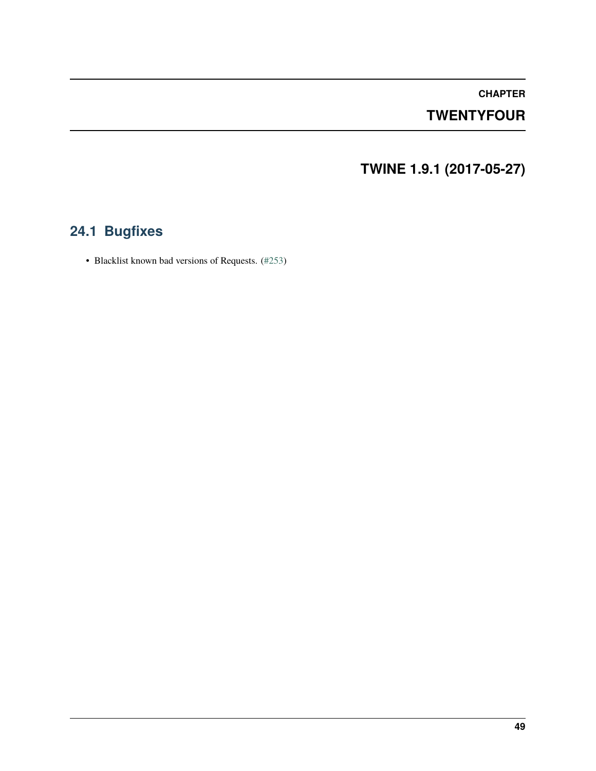# CHAPTER TWENTYFOUR

# TWINE 1.9.1 (2017-05-27)

## 24.1 Bugfixes

- Blacklist known bad versions of Requests. (#253)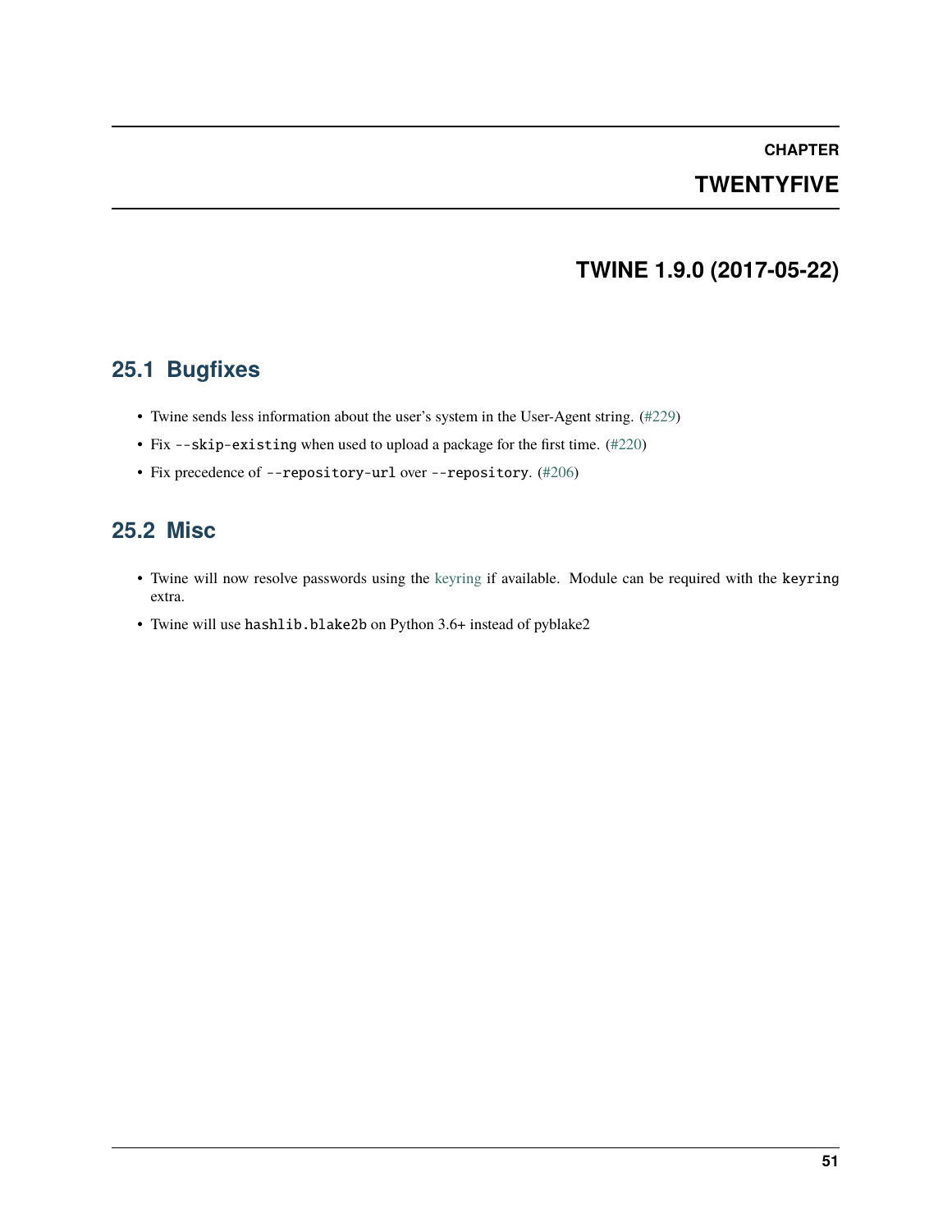# CHAPTER TWENTYFIVE

# TWINE 1.9.0 (2017-05-22)

## 25.1 Bugfixes

- Twine sends less information about the user's system in the User-Agent string. (#229)
- Fix `--skip-existing` when used to upload a package for the first time. (#220)
- Fix precedence of `--repository-url` over `--repository`. (#206)

## 25.2 Misc

- Twine will now resolve passwords using the keyring if available. Module can be required with the `keyring` extra.
- Twine will use `hashlib.blake2b` on Python 3.6+ instead of pyblake2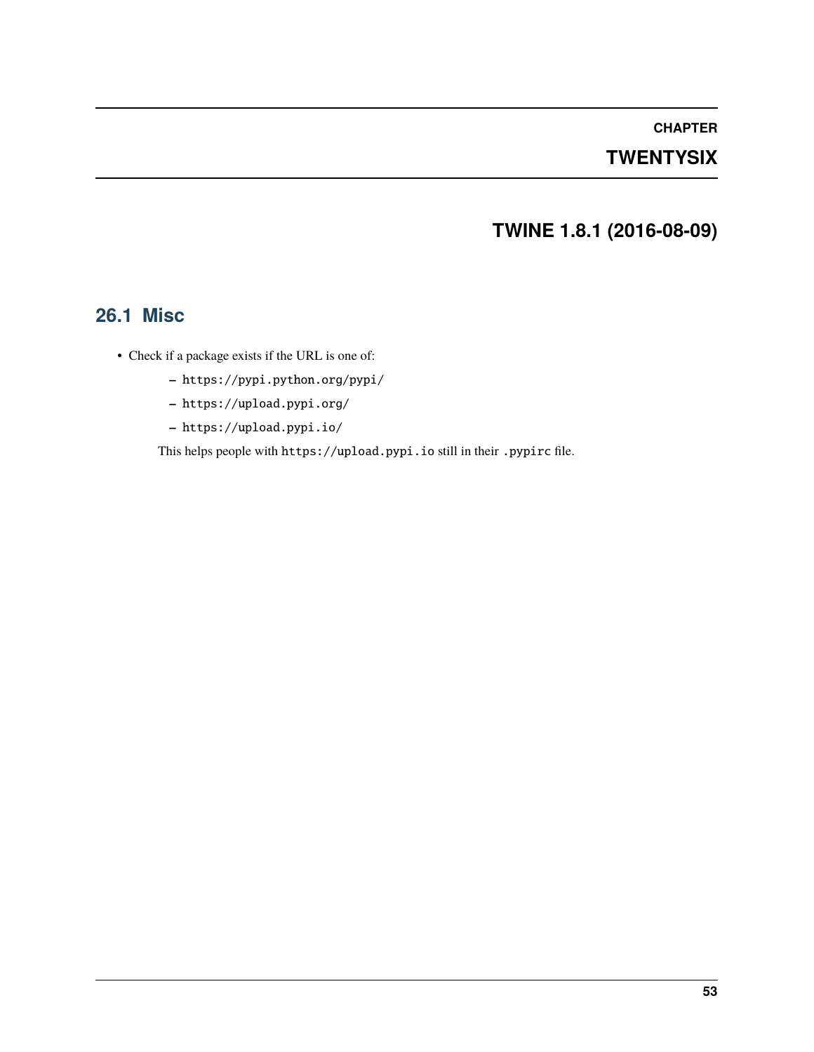# CHAPTER TWENTYSIX

# TWINE 1.8.1 (2016-08-09)

## 26.1 Misc

- Check if a package exists if the URL is one of:
  - `https://pypi.python.org/pypi/`
  - `https://upload.pypi.org/`
  - `https://upload.pypi.io/`

  This helps people with `https://upload.pypi.io` still in their `.pypirc` file.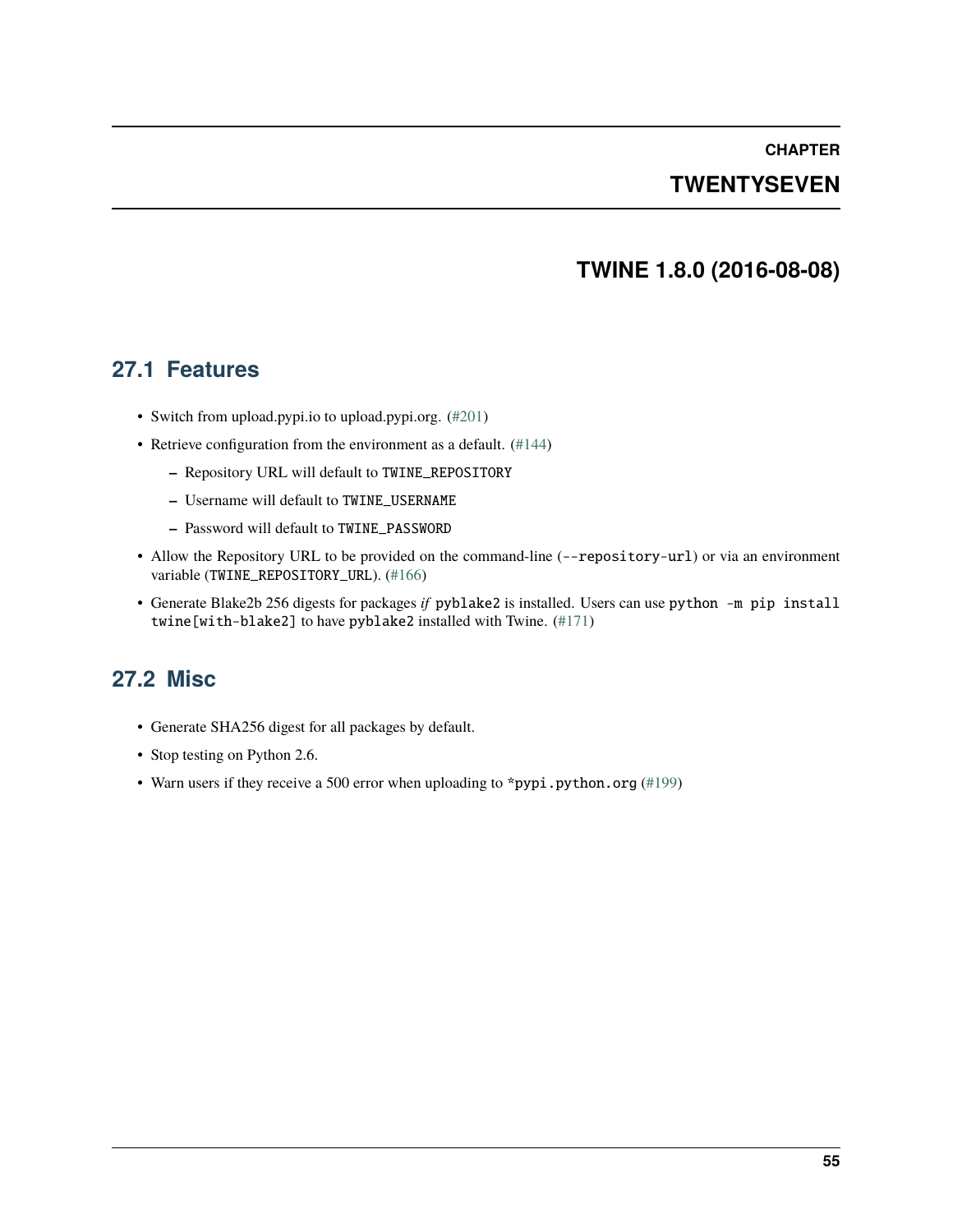# CHAPTER TWENTYSEVEN

# TWINE 1.8.0 (2016-08-08)

## 27.1 Features

- Switch from upload.pypi.io to upload.pypi.org. (#201)
- Retrieve configuration from the environment as a default. (#144)
  - Repository URL will default to `TWINE_REPOSITORY`
  - Username will default to `TWINE_USERNAME`
  - Password will default to `TWINE_PASSWORD`
- Allow the Repository URL to be provided on the command-line (`--repository-url`) or via an environment variable (`TWINE_REPOSITORY_URL`). (#166)
- Generate Blake2b 256 digests for packages *if* `pyblake2` is installed. Users can use `python -m pip install twine[with-blake2]` to have `pyblake2` installed with Twine. (#171)

## 27.2 Misc

- Generate SHA256 digest for all packages by default.
- Stop testing on Python 2.6.
- Warn users if they receive a 500 error when uploading to `*pypi.python.org` (#199)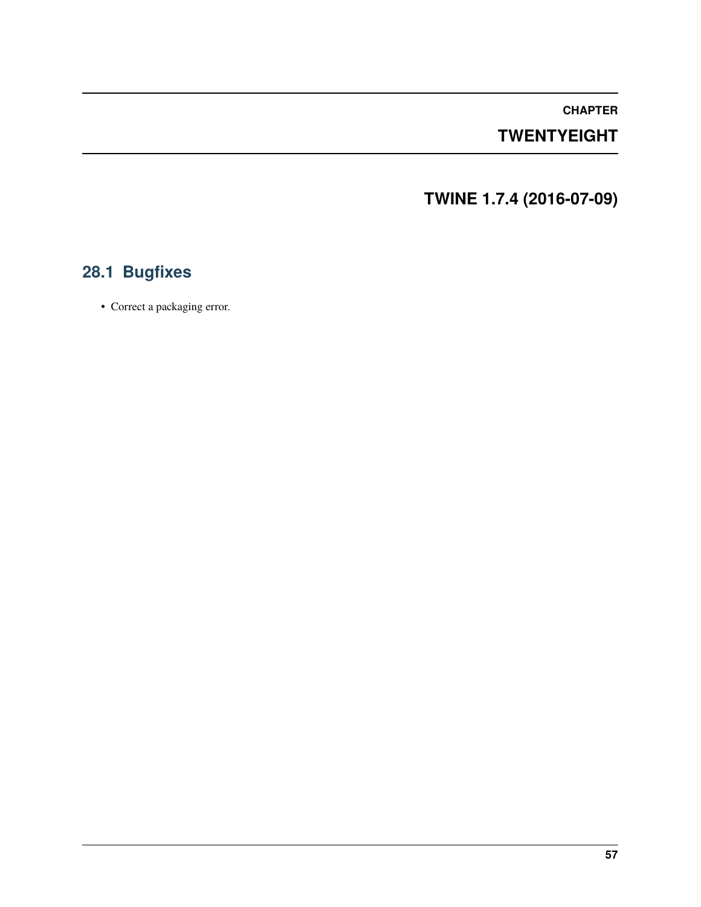# CHAPTER TWENTYEIGHT

# TWINE 1.7.4 (2016-07-09)

## 28.1 Bugfixes

- Correct a packaging error.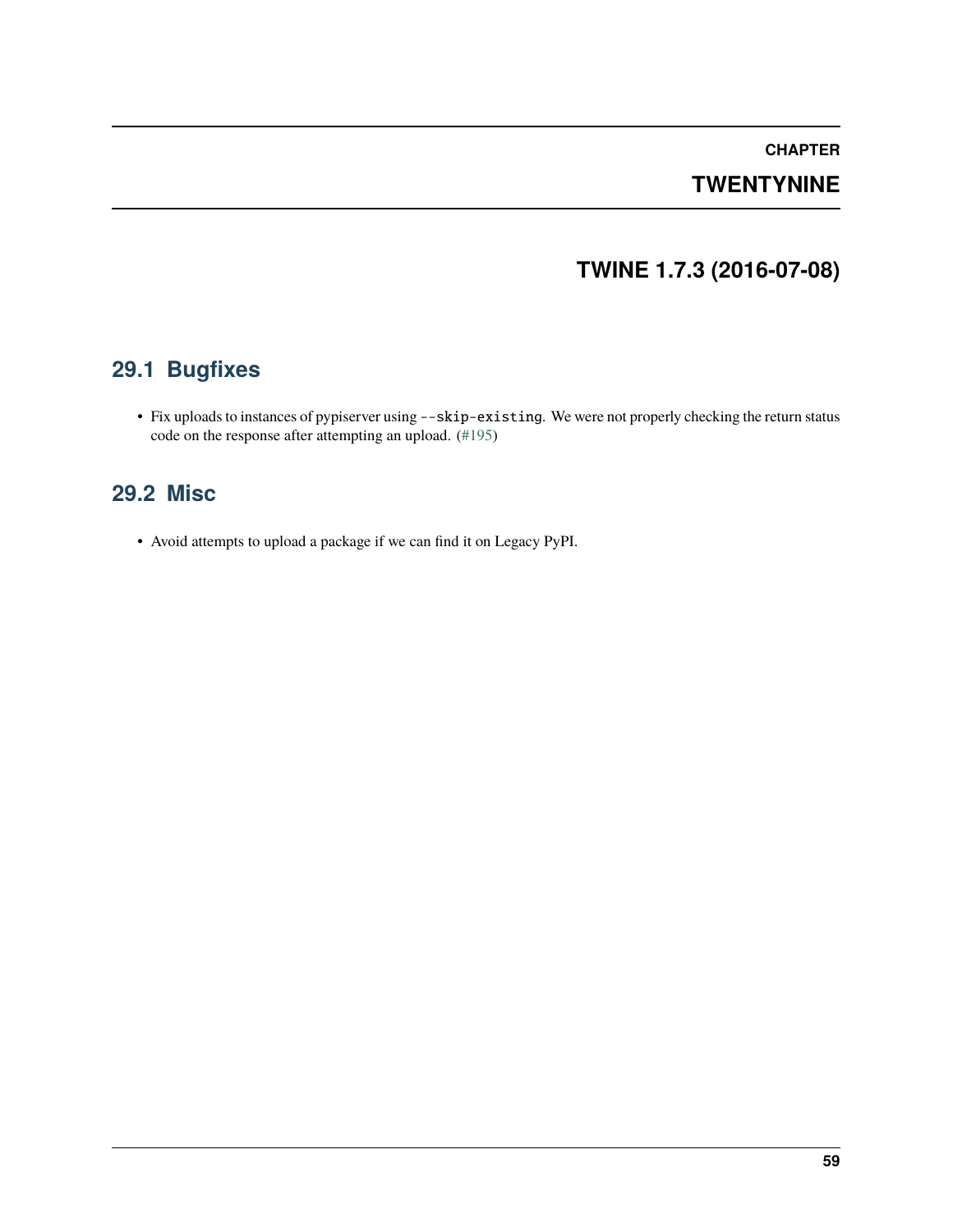# CHAPTER TWENTYNINE

# TWINE 1.7.3 (2016-07-08)

## 29.1 Bugfixes

- Fix uploads to instances of pypiserver using `--skip-existing`. We were not properly checking the return status code on the response after attempting an upload. (#195)

## 29.2 Misc

- Avoid attempts to upload a package if we can find it on Legacy PyPI.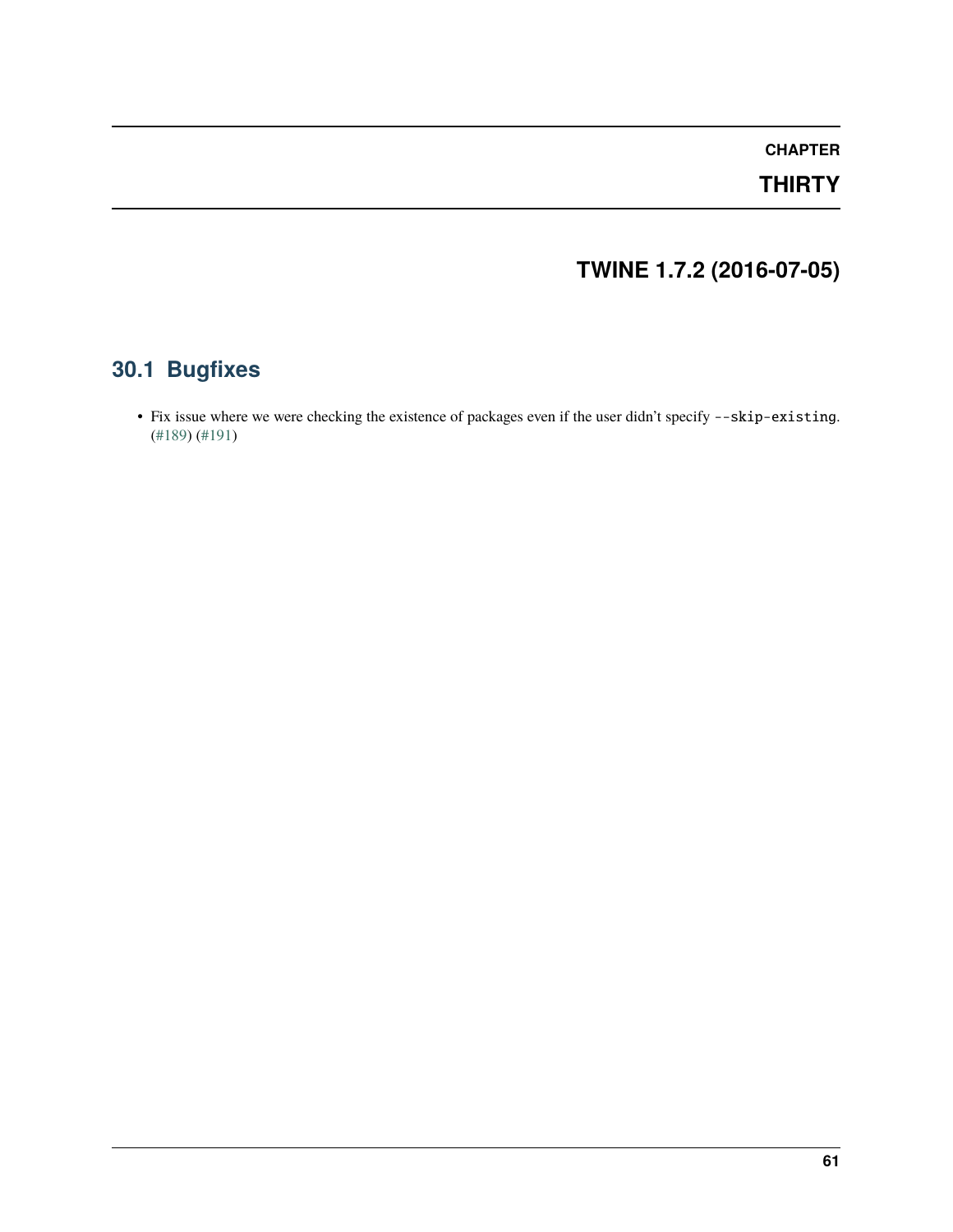# CHAPTER THIRTY

# TWINE 1.7.2 (2016-07-05)

## 30.1 Bugfixes

- Fix issue where we were checking the existence of packages even if the user didn't specify `--skip-existing`. (#189) (#191)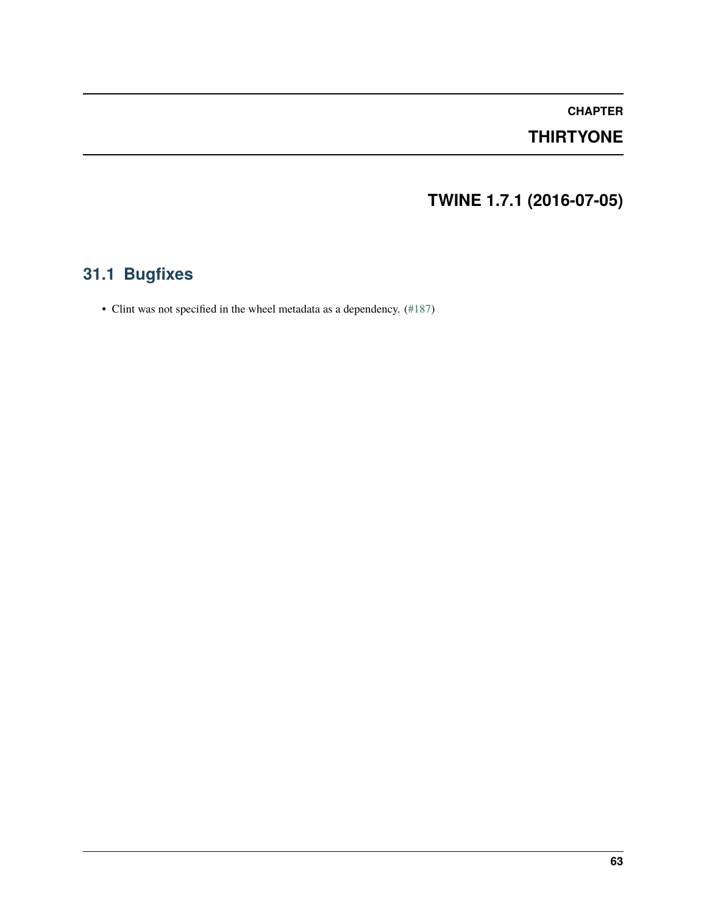# CHAPTER THIRTYONE

# TWINE 1.7.1 (2016-07-05)

## 31.1 Bugfixes

- Clint was not specified in the wheel metadata as a dependency. (#187)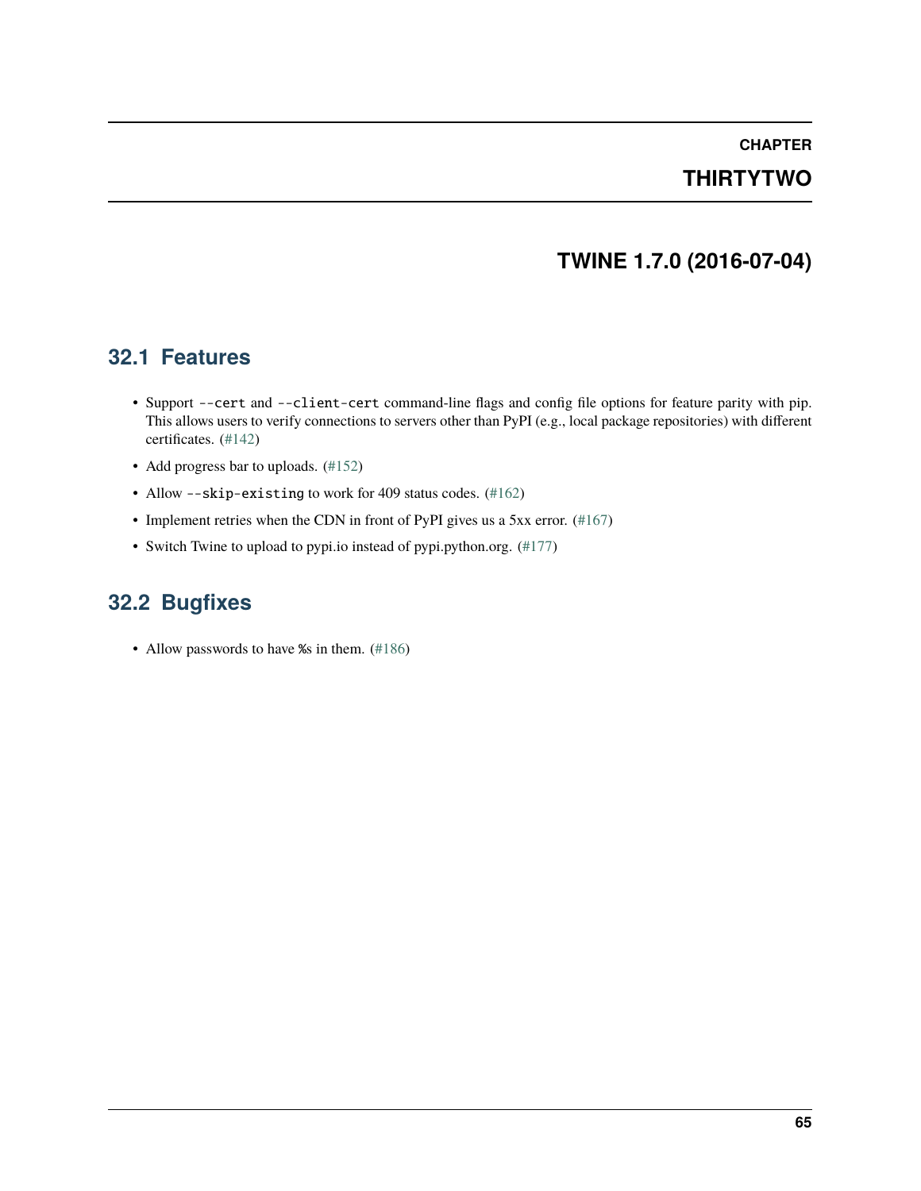# CHAPTER THIRTYTWO

# TWINE 1.7.0 (2016-07-04)

## 32.1 Features

- Support `--cert` and `--client-cert` command-line flags and config file options for feature parity with pip. This allows users to verify connections to servers other than PyPI (e.g., local package repositories) with different certificates. (#142)
- Add progress bar to uploads. (#152)
- Allow `--skip-existing` to work for 409 status codes. (#162)
- Implement retries when the CDN in front of PyPI gives us a 5xx error. (#167)
- Switch Twine to upload to pypi.io instead of pypi.python.org. (#177)

## 32.2 Bugfixes

- Allow passwords to have `%`s in them. (#186)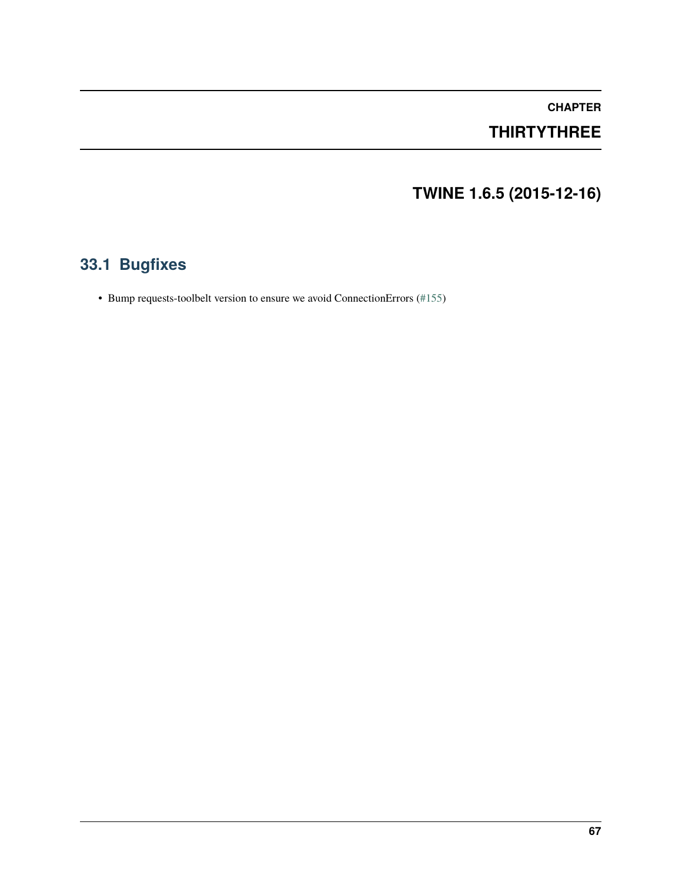# CHAPTER THIRTYTHREE

# TWINE 1.6.5 (2015-12-16)

## 33.1 Bugfixes

- Bump requests-toolbelt version to ensure we avoid ConnectionErrors (#155)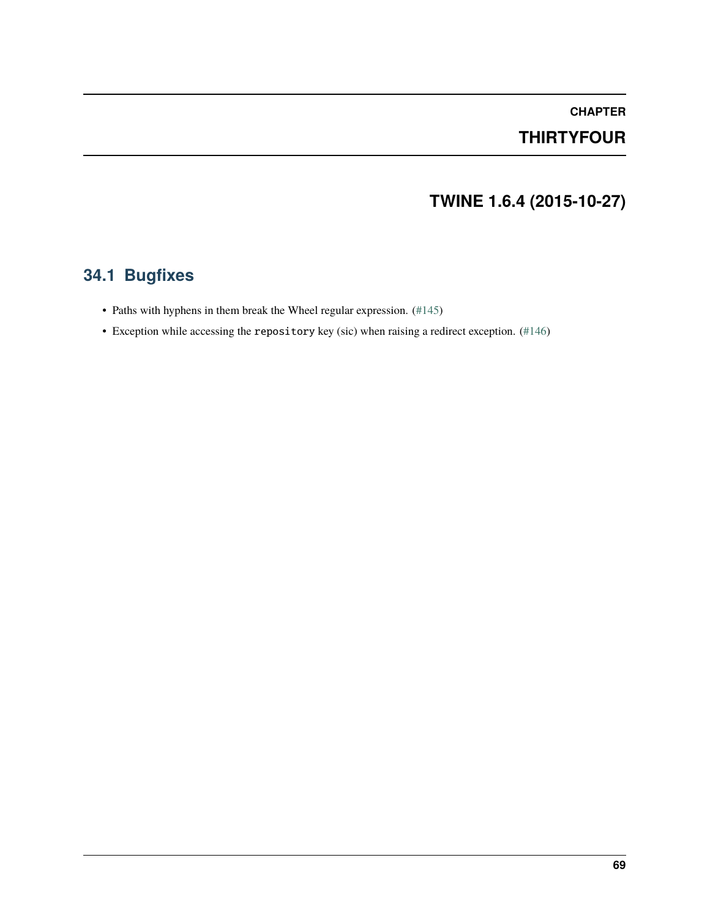# CHAPTER THIRTYFOUR

# TWINE 1.6.4 (2015-10-27)

## 34.1 Bugfixes

- Paths with hyphens in them break the Wheel regular expression. (#145)
- Exception while accessing the `repository` key (sic) when raising a redirect exception. (#146)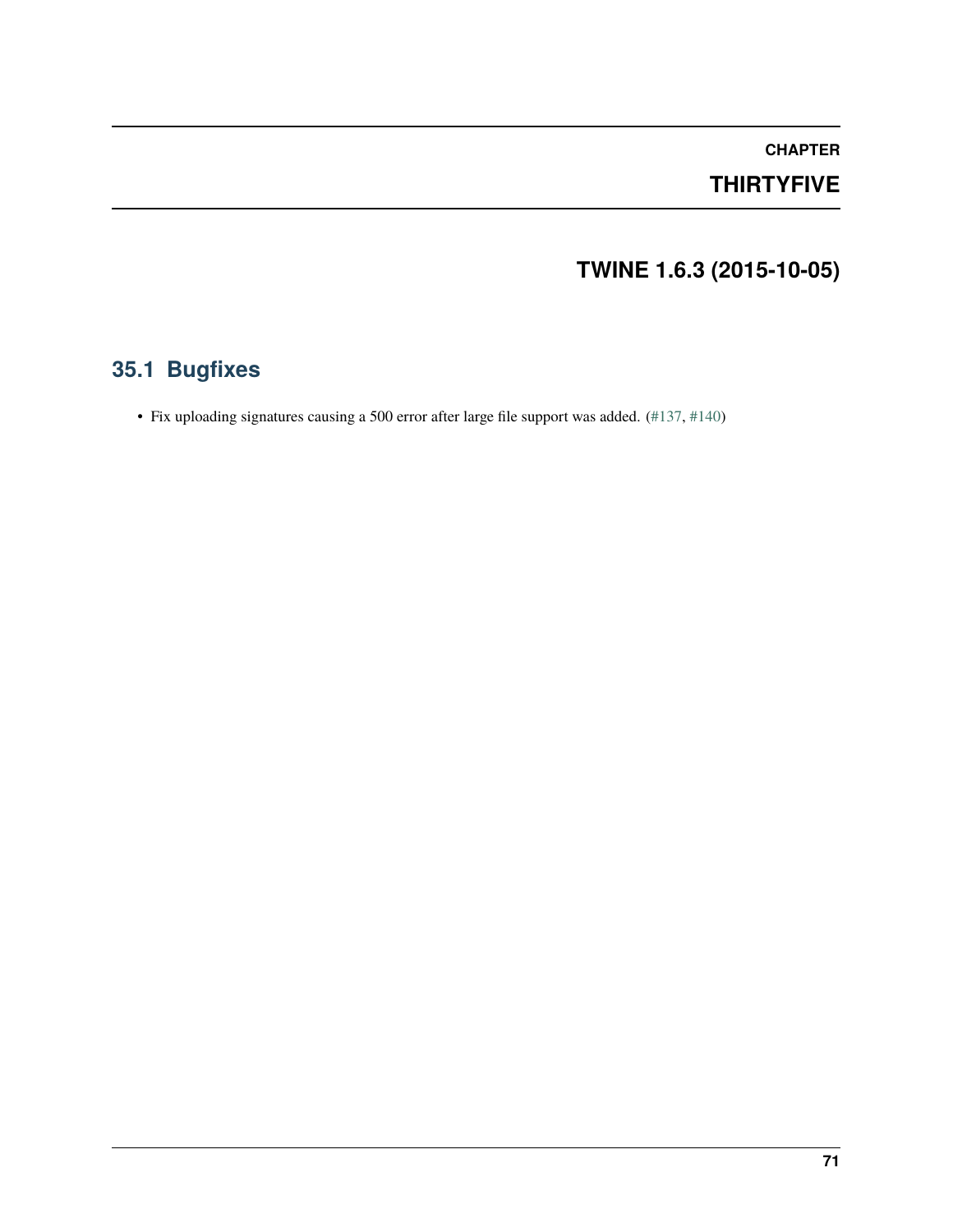# CHAPTER THIRTYFIVE

# TWINE 1.6.3 (2015-10-05)

## 35.1 Bugfixes

- Fix uploading signatures causing a 500 error after large file support was added. (#137, #140)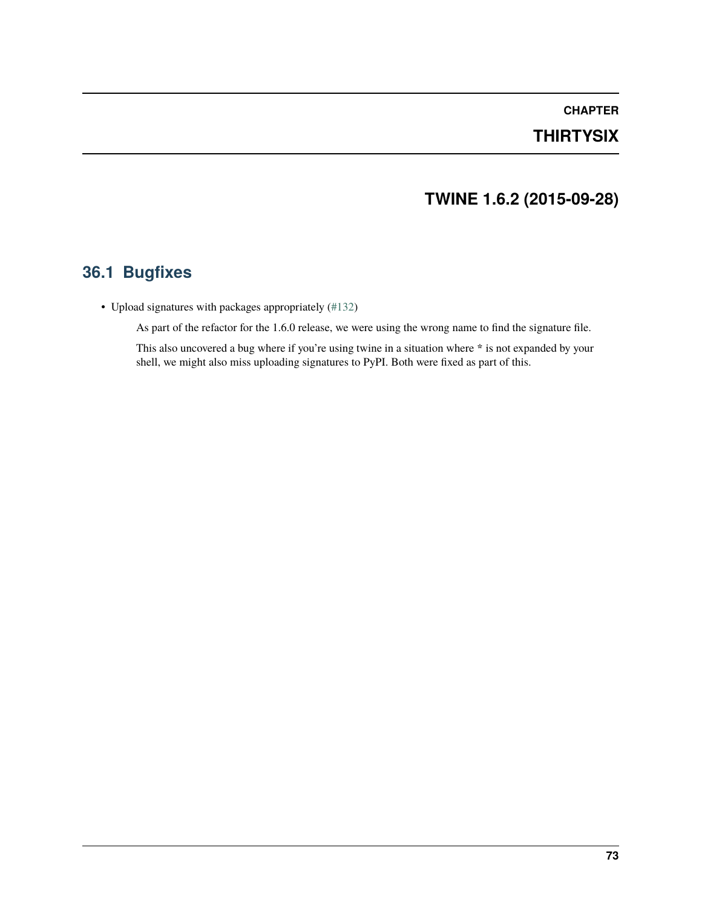# CHAPTER THIRTYSIX

# TWINE 1.6.2 (2015-09-28)

## 36.1 Bugfixes

- Upload signatures with packages appropriately (#132)

  As part of the refactor for the 1.6.0 release, we were using the wrong name to find the signature file.

  This also uncovered a bug where if you're using twine in a situation where * is not expanded by your shell, we might also miss uploading signatures to PyPI. Both were fixed as part of this.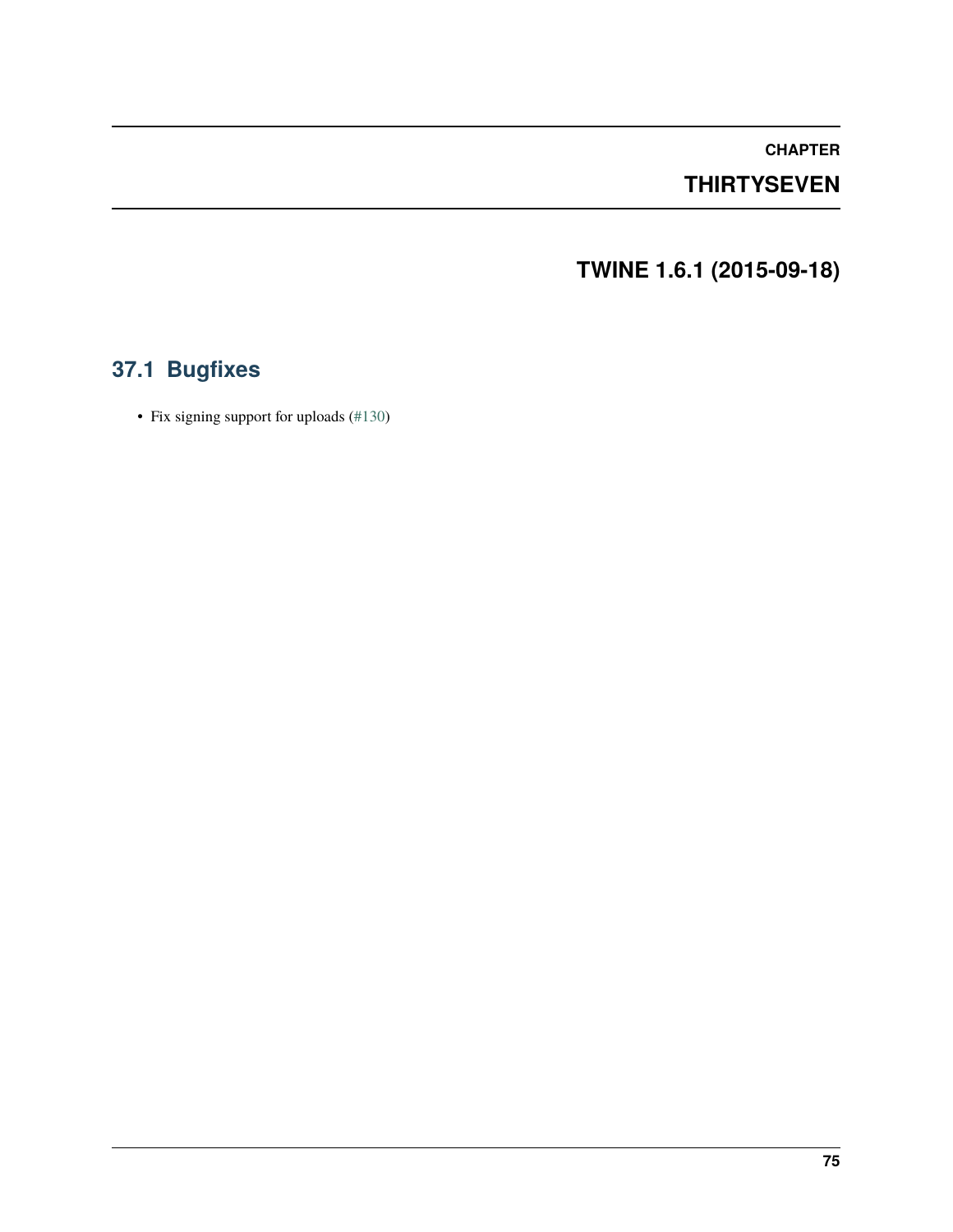# CHAPTER THIRTYSEVEN

# TWINE 1.6.1 (2015-09-18)

## 37.1 Bugfixes

- Fix signing support for uploads (#130)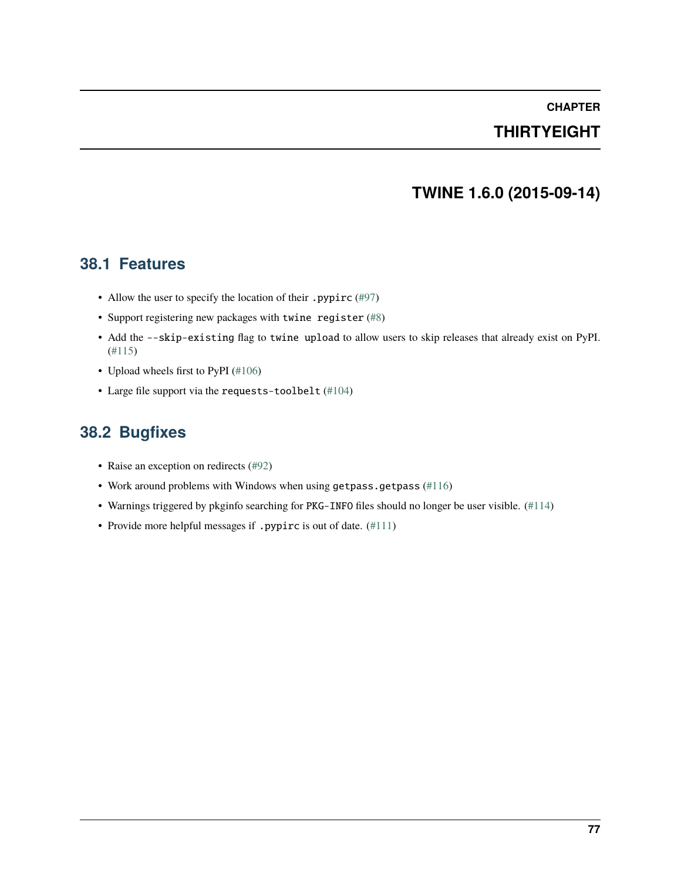# CHAPTER THIRTYEIGHT

# TWINE 1.6.0 (2015-09-14)

## 38.1 Features

- Allow the user to specify the location of their `.pypirc` (#97)
- Support registering new packages with `twine register` (#8)
- Add the `--skip-existing` flag to `twine upload` to allow users to skip releases that already exist on PyPI. (#115)
- Upload wheels first to PyPI (#106)
- Large file support via the `requests-toolbelt` (#104)

## 38.2 Bugfixes

- Raise an exception on redirects (#92)
- Work around problems with Windows when using `getpass.getpass` (#116)
- Warnings triggered by pkginfo searching for `PKG-INFO` files should no longer be user visible. (#114)
- Provide more helpful messages if `.pypirc` is out of date. (#111)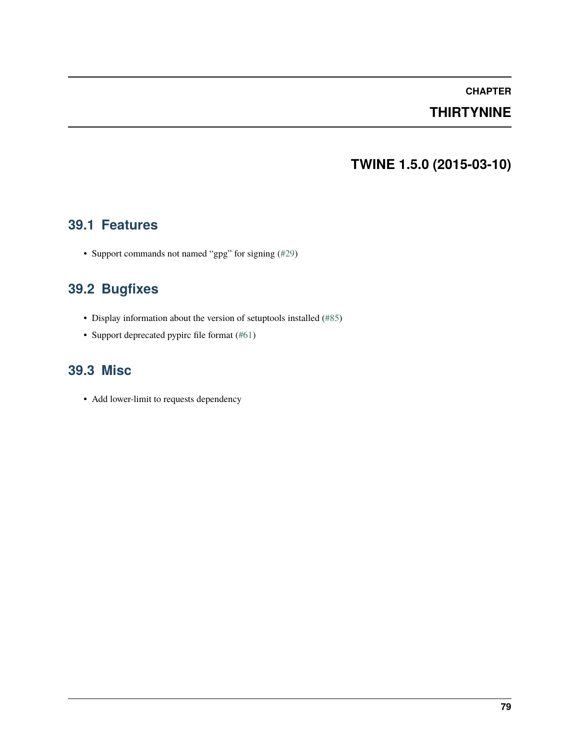# CHAPTER THIRTYNINE

# TWINE 1.5.0 (2015-03-10)

## 39.1 Features

- Support commands not named "gpg" for signing (#29)

## 39.2 Bugfixes

- Display information about the version of setuptools installed (#85)
- Support deprecated pypirc file format (#61)

## 39.3 Misc

- Add lower-limit to requests dependency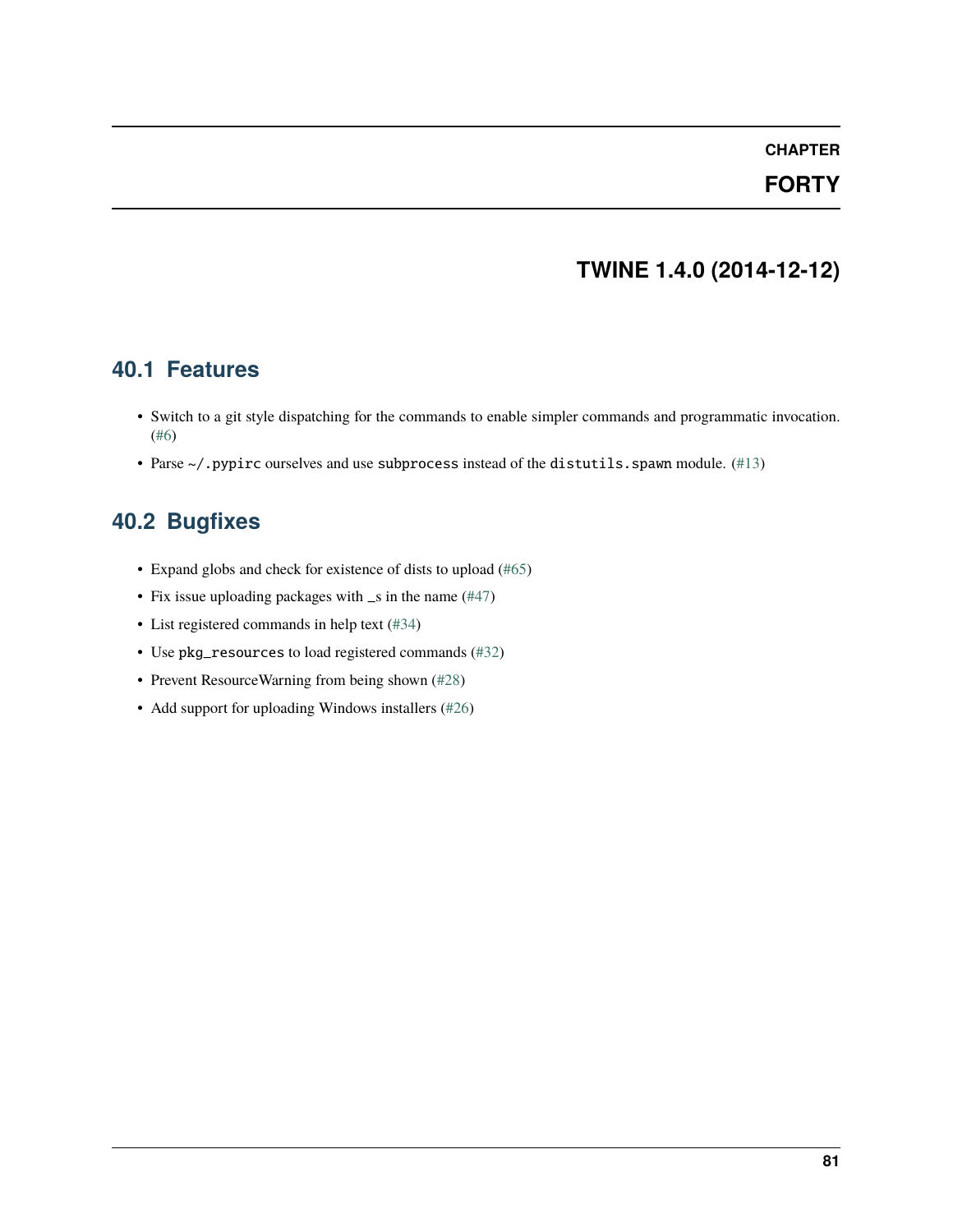# CHAPTER FORTY

# TWINE 1.4.0 (2014-12-12)

## 40.1 Features

- Switch to a git style dispatching for the commands to enable simpler commands and programmatic invocation. (#6)
- Parse `~/.pypirc` ourselves and use `subprocess` instead of the `distutils.spawn` module. (#13)

## 40.2 Bugfixes

- Expand globs and check for existence of dists to upload (#65)
- Fix issue uploading packages with _s in the name (#47)
- List registered commands in help text (#34)
- Use `pkg_resources` to load registered commands (#32)
- Prevent ResourceWarning from being shown (#28)
- Add support for uploading Windows installers (#26)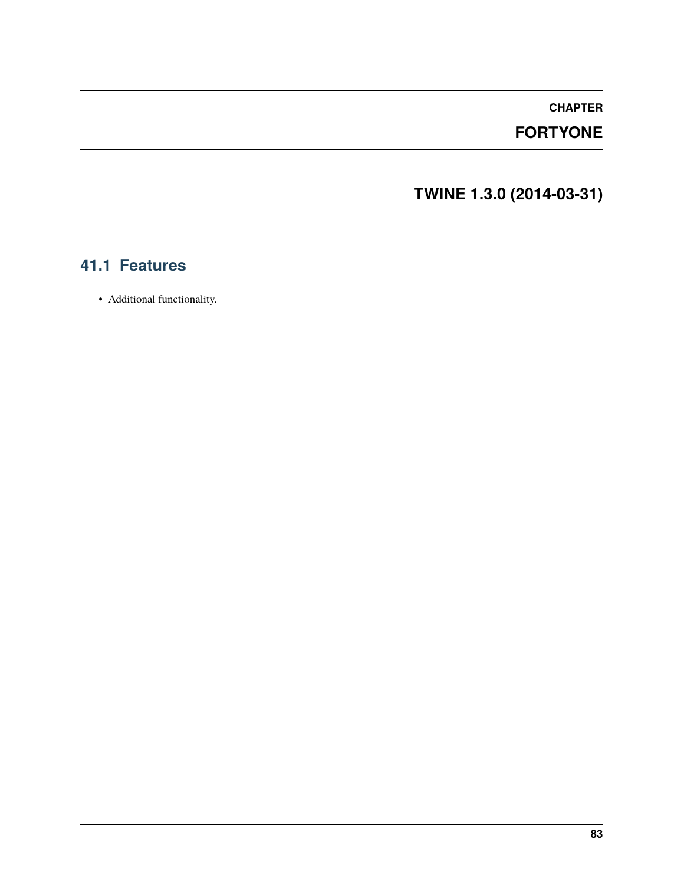# CHAPTER FORTYONE

# TWINE 1.3.0 (2014-03-31)

## 41.1 Features

- Additional functionality.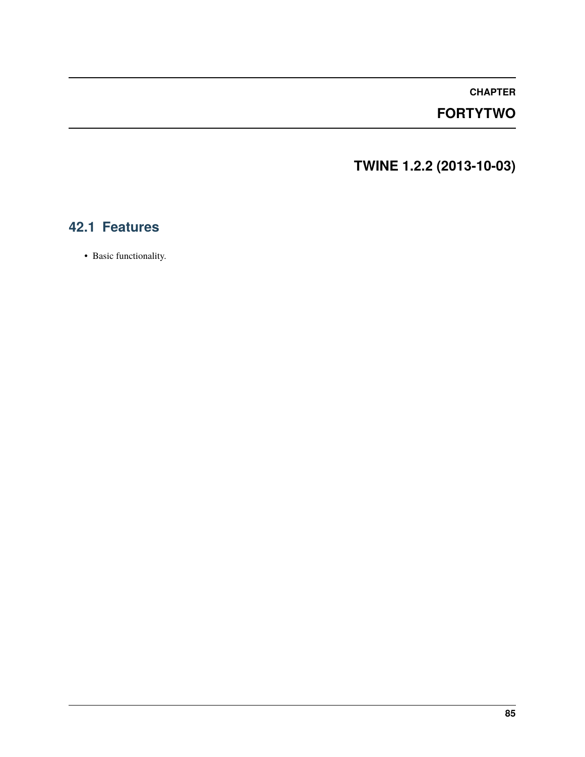# CHAPTER FORTYTWO

# TWINE 1.2.2 (2013-10-03)

## 42.1 Features

- Basic functionality.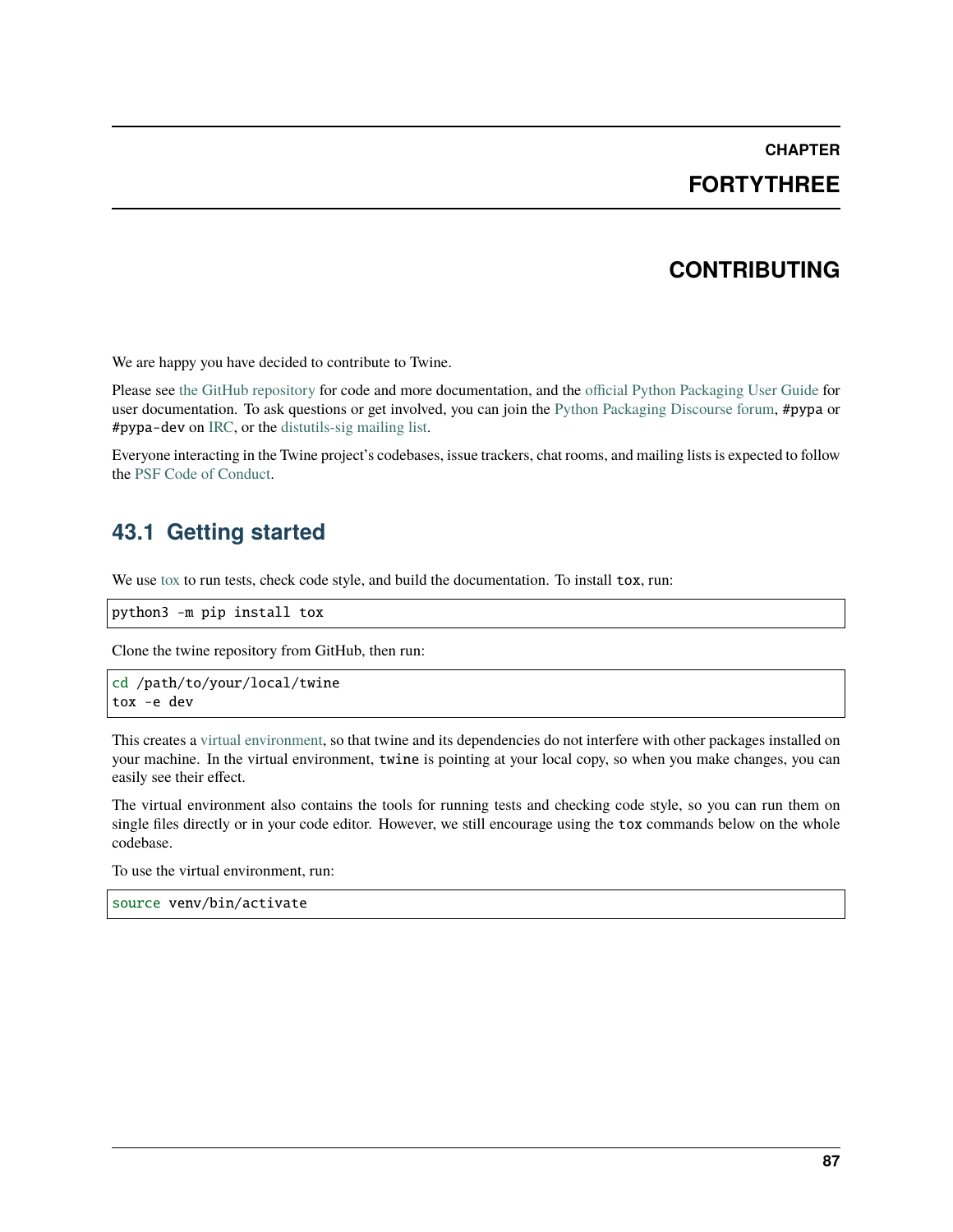# CHAPTER FORTYTHREE

# CONTRIBUTING

We are happy you have decided to contribute to Twine.

Please see the GitHub repository for code and more documentation, and the official Python Packaging User Guide for user documentation. To ask questions or get involved, you can join the Python Packaging Discourse forum, `#pypa` or `#pypa-dev` on IRC, or the distutils-sig mailing list.

Everyone interacting in the Twine project's codebases, issue trackers, chat rooms, and mailing lists is expected to follow the PSF Code of Conduct.

## 43.1 Getting started

We use tox to run tests, check code style, and build the documentation. To install `tox`, run:

```
python3 -m pip install tox
```

Clone the twine repository from GitHub, then run:

```
cd /path/to/your/local/twine
tox -e dev
```

This creates a virtual environment, so that twine and its dependencies do not interfere with other packages installed on your machine. In the virtual environment, `twine` is pointing at your local copy, so when you make changes, you can easily see their effect.

The virtual environment also contains the tools for running tests and checking code style, so you can run them on single files directly or in your code editor. However, we still encourage using the `tox` commands below on the whole codebase.

To use the virtual environment, run:

```
source venv/bin/activate
```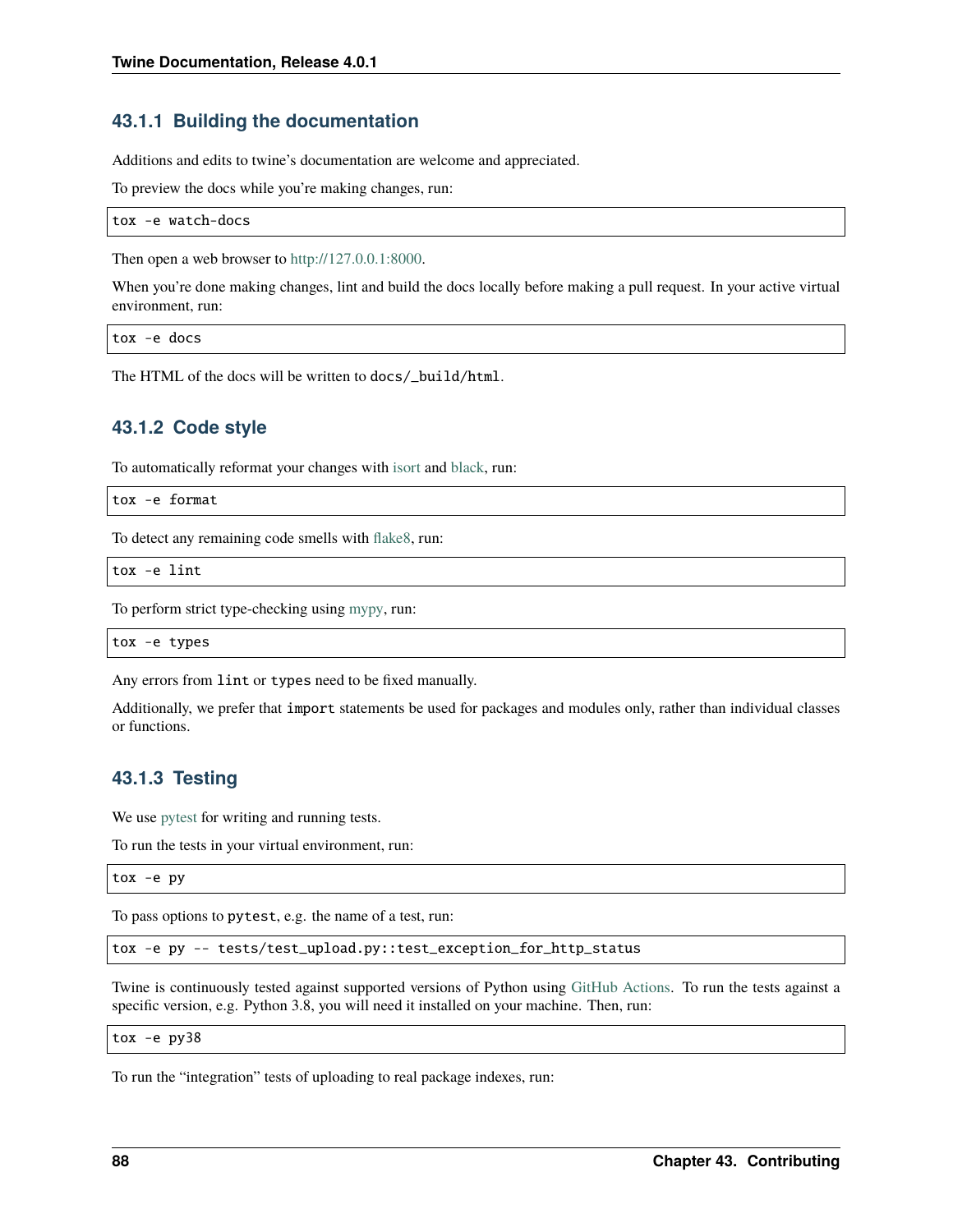### 43.1.1 Building the documentation

Additions and edits to twine's documentation are welcome and appreciated.

To preview the docs while you're making changes, run:

```
tox -e watch-docs
```

Then open a web browser to http://127.0.0.1:8000.

When you're done making changes, lint and build the docs locally before making a pull request. In your active virtual environment, run:

```
tox -e docs
```

The HTML of the docs will be written to `docs/_build/html`.

### 43.1.2 Code style

To automatically reformat your changes with isort and black, run:

```
tox -e format
```

To detect any remaining code smells with flake8, run:

```
tox -e lint
```

To perform strict type-checking using mypy, run:

```
tox -e types
```

Any errors from `lint` or `types` need to be fixed manually.

Additionally, we prefer that `import` statements be used for packages and modules only, rather than individual classes or functions.

### 43.1.3 Testing

We use pytest for writing and running tests.

To run the tests in your virtual environment, run:

```
tox -e py
```

To pass options to `pytest`, e.g. the name of a test, run:

```
tox -e py -- tests/test_upload.py::test_exception_for_http_status
```

Twine is continuously tested against supported versions of Python using GitHub Actions. To run the tests against a specific version, e.g. Python 3.8, you will need it installed on your machine. Then, run:

```
tox -e py38
```

To run the "integration" tests of uploading to real package indexes, run: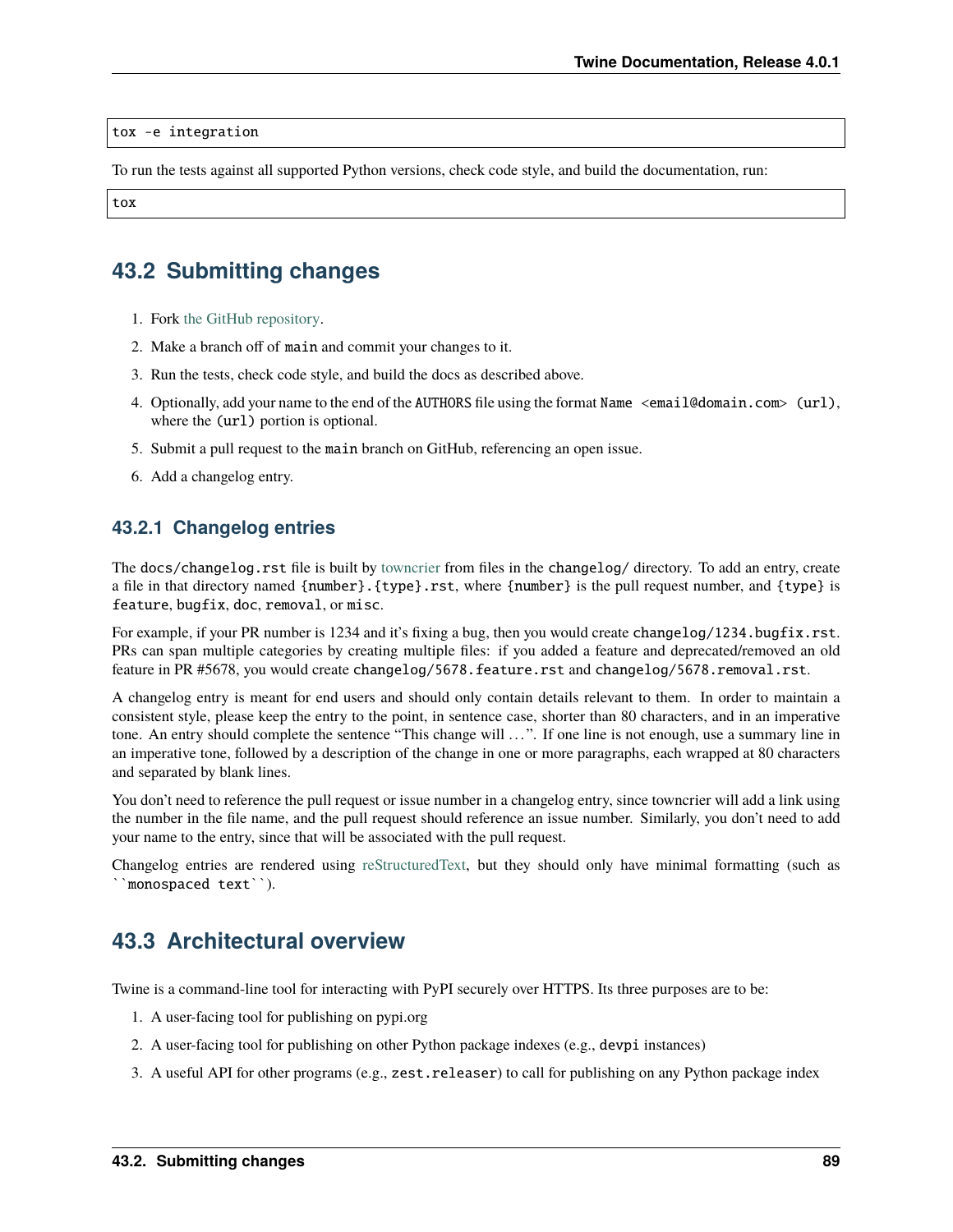```
tox -e integration
```

To run the tests against all supported Python versions, check code style, and build the documentation, run:

```
tox
```

## 43.2 Submitting changes

1. Fork the GitHub repository.
2. Make a branch off of `main` and commit your changes to it.
3. Run the tests, check code style, and build the docs as described above.
4. Optionally, add your name to the end of the `AUTHORS` file using the format `Name <email@domain.com> (url)`, where the `(url)` portion is optional.
5. Submit a pull request to the `main` branch on GitHub, referencing an open issue.
6. Add a changelog entry.

### 43.2.1 Changelog entries

The `docs/changelog.rst` file is built by towncrier from files in the `changelog/` directory. To add an entry, create a file in that directory named `{number}.{type}.rst`, where `{number}` is the pull request number, and `{type}` is `feature`, `bugfix`, `doc`, `removal`, or `misc`.

For example, if your PR number is 1234 and it's fixing a bug, then you would create `changelog/1234.bugfix.rst`. PRs can span multiple categories by creating multiple files: if you added a feature and deprecated/removed an old feature in PR #5678, you would create `changelog/5678.feature.rst` and `changelog/5678.removal.rst`.

A changelog entry is meant for end users and should only contain details relevant to them. In order to maintain a consistent style, please keep the entry to the point, in sentence case, shorter than 80 characters, and in an imperative tone. An entry should complete the sentence "This change will …". If one line is not enough, use a summary line in an imperative tone, followed by a description of the change in one or more paragraphs, each wrapped at 80 characters and separated by blank lines.

You don't need to reference the pull request or issue number in a changelog entry, since towncrier will add a link using the number in the file name, and the pull request should reference an issue number. Similarly, you don't need to add your name to the entry, since that will be associated with the pull request.

Changelog entries are rendered using reStructuredText, but they should only have minimal formatting (such as ``` ``monospaced text`` ```).

## 43.3 Architectural overview

Twine is a command-line tool for interacting with PyPI securely over HTTPS. Its three purposes are to be:

1. A user-facing tool for publishing on pypi.org
2. A user-facing tool for publishing on other Python package indexes (e.g., `devpi` instances)
3. A useful API for other programs (e.g., `zest.releaser`) to call for publishing on any Python package index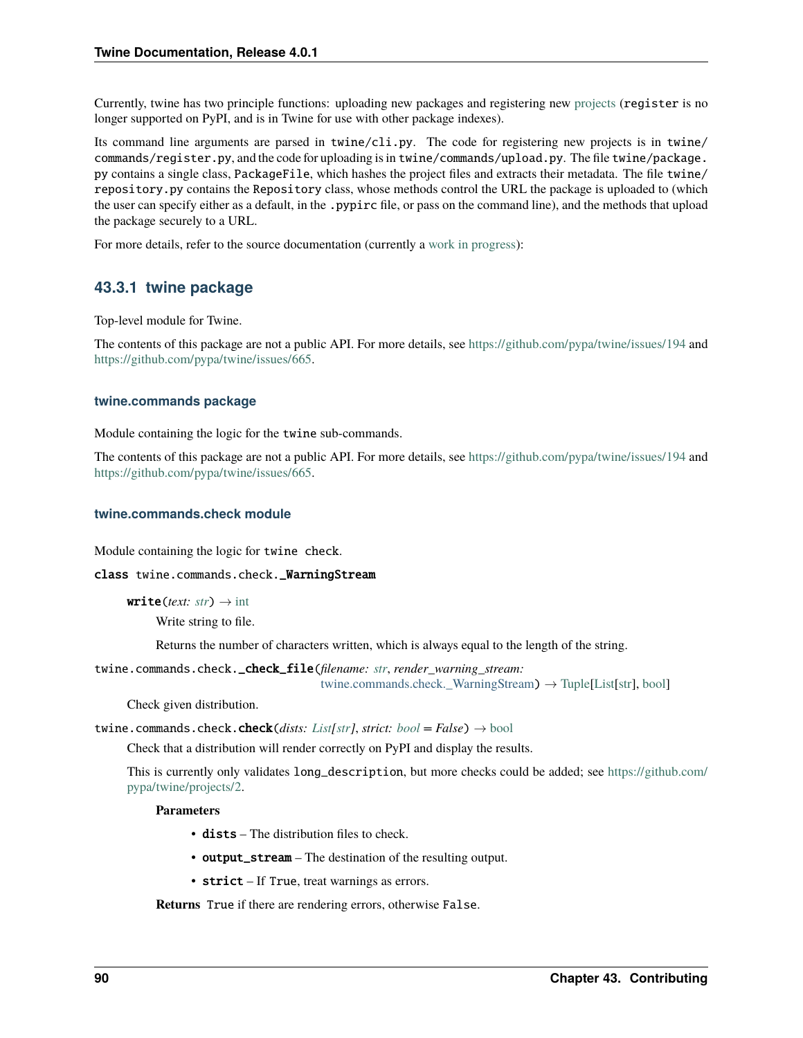Currently, twine has two principle functions: uploading new packages and registering new projects (`register` is no longer supported on PyPI, and is in Twine for use with other package indexes).

Its command line arguments are parsed in `twine/cli.py`. The code for registering new projects is in `twine/commands/register.py`, and the code for uploading is in `twine/commands/upload.py`. The file `twine/package.py` contains a single class, `PackageFile`, which hashes the project files and extracts their metadata. The file `twine/repository.py` contains the `Repository` class, whose methods control the URL the package is uploaded to (which the user can specify either as a default, in the `.pypirc` file, or pass on the command line), and the methods that upload the package securely to a URL.

For more details, refer to the source documentation (currently a work in progress):

### 43.3.1 twine package

Top-level module for Twine.

The contents of this package are not a public API. For more details, see https://github.com/pypa/twine/issues/194 and https://github.com/pypa/twine/issues/665.

#### twine.commands package

Module containing the logic for the `twine` sub-commands.

The contents of this package are not a public API. For more details, see https://github.com/pypa/twine/issues/194 and https://github.com/pypa/twine/issues/665.

#### twine.commands.check module

Module containing the logic for `twine check`.

**class** twine.commands.check.**_WarningStream**

> **write**(*text: str*) → int
>
> > Write string to file.
> >
> > Returns the number of characters written, which is always equal to the length of the string.

twine.commands.check.**_check_file**(*filename: str*, *render_warning_stream: twine.commands.check._WarningStream*) → Tuple[List[str], bool]

> Check given distribution.

twine.commands.check.**check**(*dists: List[str]*, *strict: bool = False*) → bool

> Check that a distribution will render correctly on PyPI and display the results.
>
> This is currently only validates `long_description`, but more checks could be added; see https://github.com/pypa/twine/projects/2.
>
> **Parameters**
>
> - **dists** – The distribution files to check.
> - **output_stream** – The destination of the resulting output.
> - **strict** – If `True`, treat warnings as errors.
>
> **Returns** `True` if there are rendering errors, otherwise `False`.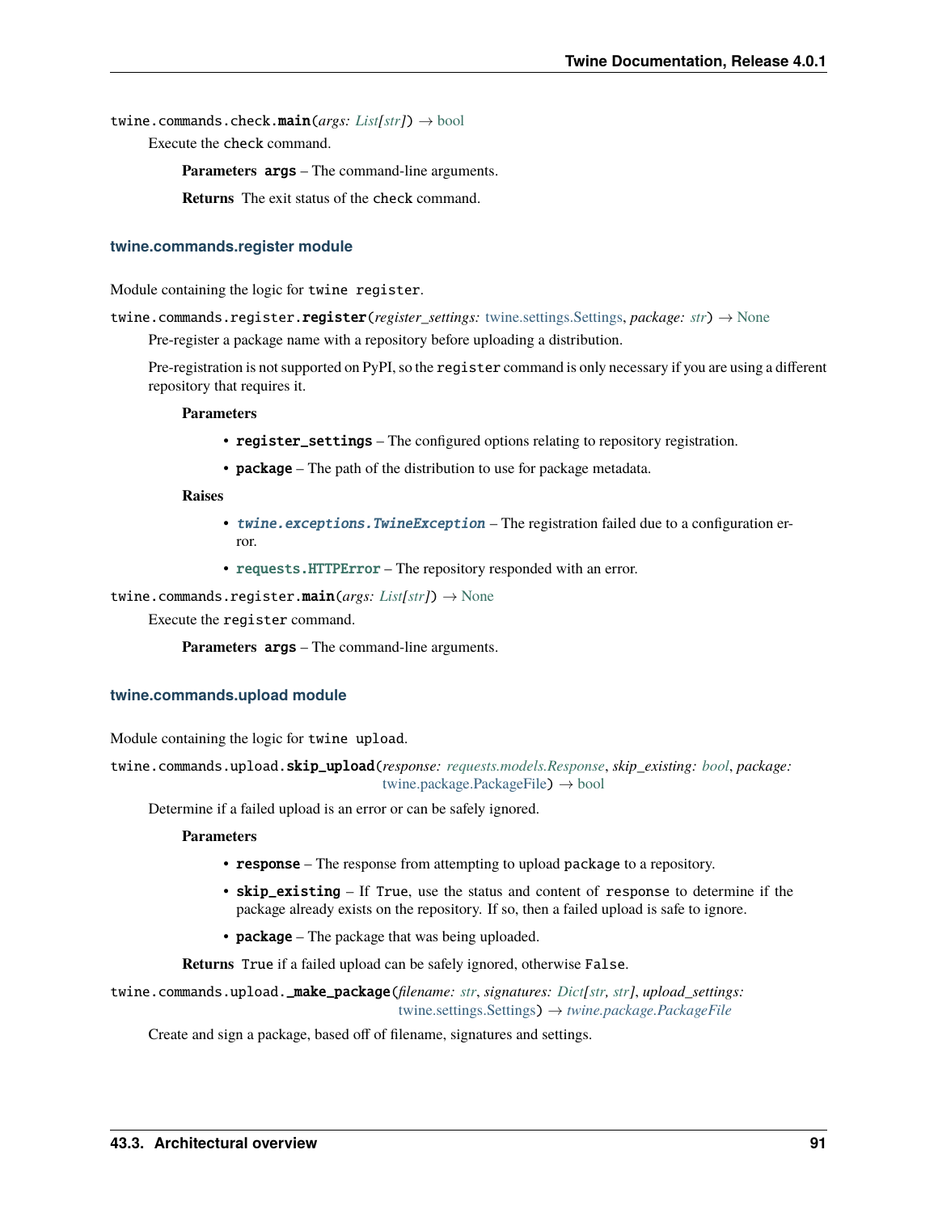`twine.commands.check.main(args: List[str]) → bool`

Execute the `check` command.

**Parameters** **args** – The command-line arguments.

**Returns** The exit status of the `check` command.

### twine.commands.register module

Module containing the logic for `twine register`.

`twine.commands.register.register(register_settings: twine.settings.Settings, package: str) → None`

Pre-register a package name with a repository before uploading a distribution.

Pre-registration is not supported on PyPI, so the `register` command is only necessary if you are using a different repository that requires it.

**Parameters**

- **register_settings** – The configured options relating to repository registration.
- **package** – The path of the distribution to use for package metadata.

**Raises**

- `twine.exceptions.TwineException` – The registration failed due to a configuration error.
- `requests.HTTPError` – The repository responded with an error.

`twine.commands.register.main(args: List[str]) → None`

Execute the `register` command.

**Parameters** **args** – The command-line arguments.

### twine.commands.upload module

Module containing the logic for `twine upload`.

`twine.commands.upload.skip_upload(response: requests.models.Response, skip_existing: bool, package: twine.package.PackageFile) → bool`

Determine if a failed upload is an error or can be safely ignored.

**Parameters**

- **response** – The response from attempting to upload `package` to a repository.
- **skip_existing** – If `True`, use the status and content of `response` to determine if the package already exists on the repository. If so, then a failed upload is safe to ignore.
- **package** – The package that was being uploaded.

**Returns** `True` if a failed upload can be safely ignored, otherwise `False`.

`twine.commands.upload._make_package(filename: str, signatures: Dict[str, str], upload_settings: twine.settings.Settings) → twine.package.PackageFile`

Create and sign a package, based off of filename, signatures and settings.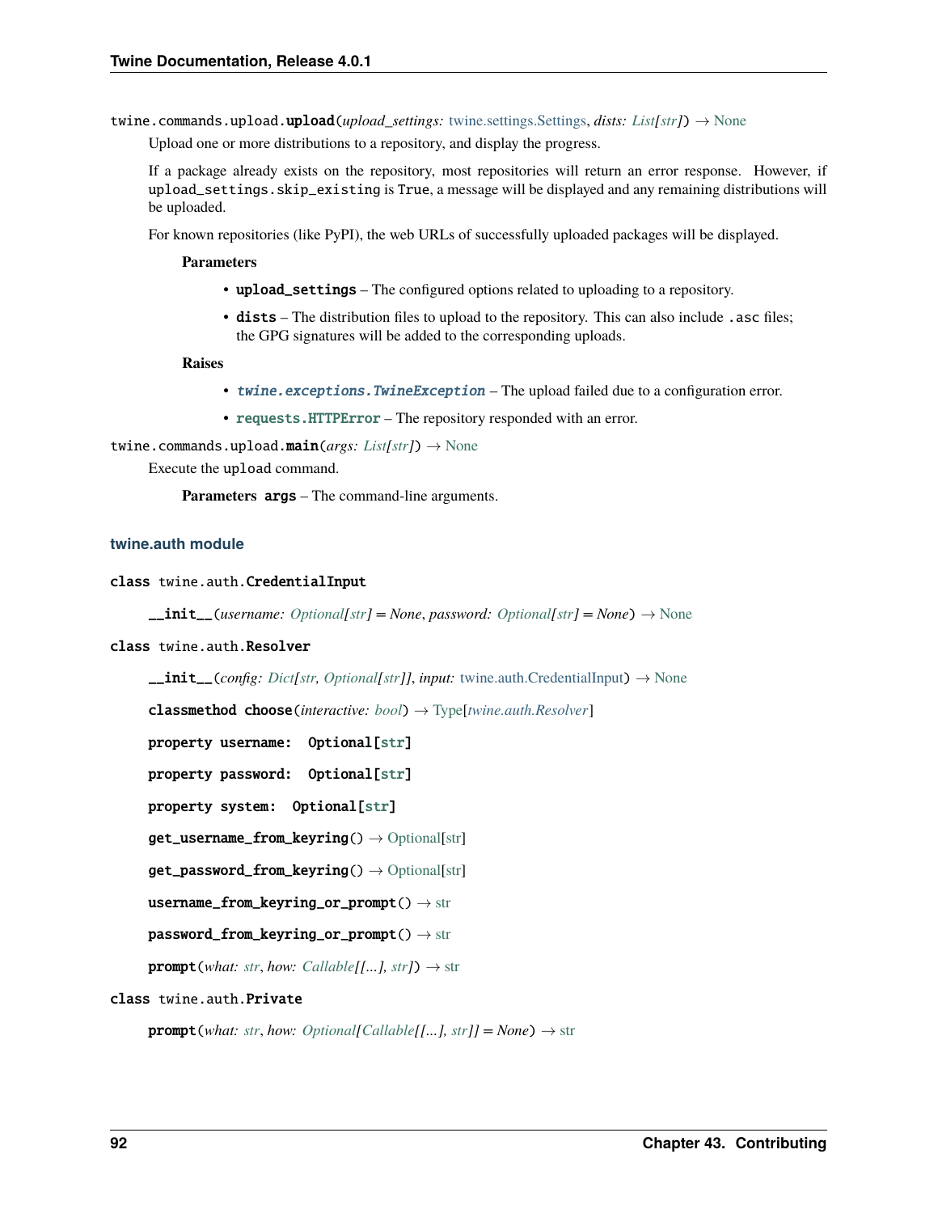`twine.commands.upload.upload(upload_settings: twine.settings.Settings, dists: List[str]) → None`

Upload one or more distributions to a repository, and display the progress.

If a package already exists on the repository, most repositories will return an error response. However, if `upload_settings.skip_existing` is `True`, a message will be displayed and any remaining distributions will be uploaded.

For known repositories (like PyPI), the web URLs of successfully uploaded packages will be displayed.

**Parameters**

- **upload_settings** – The configured options related to uploading to a repository.
- **dists** – The distribution files to upload to the repository. This can also include `.asc` files; the GPG signatures will be added to the corresponding uploads.

**Raises**

- `twine.exceptions.TwineException` – The upload failed due to a configuration error.
- `requests.HTTPError` – The repository responded with an error.

`twine.commands.upload.main(args: List[str]) → None`

Execute the `upload` command.

**Parameters** **args** – The command-line arguments.

## twine.auth module

`class twine.auth.CredentialInput`

`__init__(username: Optional[str] = None, password: Optional[str] = None) → None`

`class twine.auth.Resolver`

`__init__(config: Dict[str, Optional[str]], input: twine.auth.CredentialInput) → None`

`classmethod choose(interactive: bool) → Type[twine.auth.Resolver]`

`property username: Optional[str]`

`property password: Optional[str]`

`property system: Optional[str]`

`get_username_from_keyring() → Optional[str]`

`get_password_from_keyring() → Optional[str]`

`username_from_keyring_or_prompt() → str`

`password_from_keyring_or_prompt() → str`

`prompt(what: str, how: Callable[[...], str]) → str`

`class twine.auth.Private`

`prompt(what: str, how: Optional[Callable[[...], str]] = None) → str`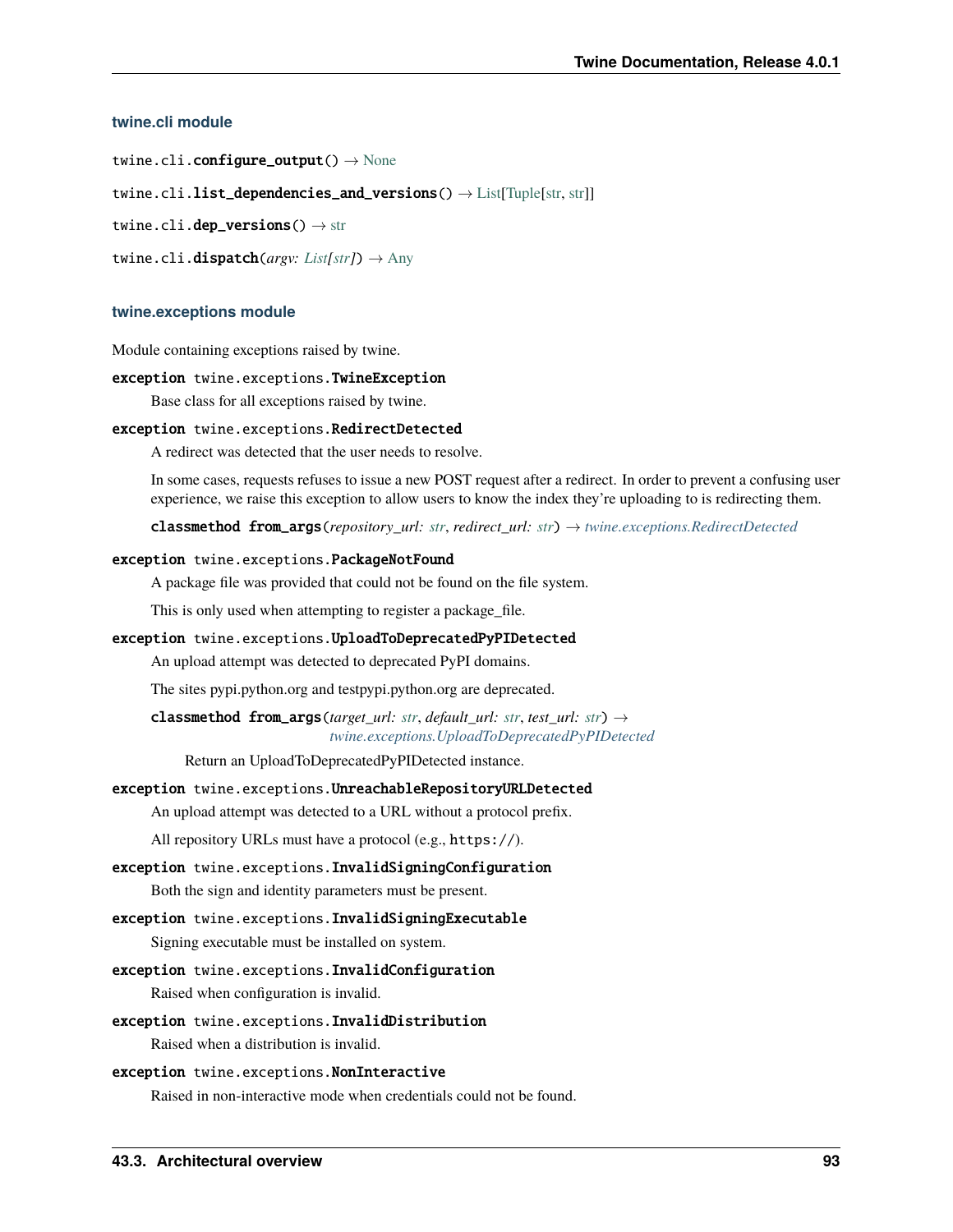#### twine.cli module

`twine.cli.configure_output()` → None

`twine.cli.list_dependencies_and_versions()` → List[Tuple[str, str]]

`twine.cli.dep_versions()` → str

`twine.cli.dispatch(argv: List[str])` → Any

#### twine.exceptions module

Module containing exceptions raised by twine.

**exception** `twine.exceptions.TwineException`

Base class for all exceptions raised by twine.

**exception** `twine.exceptions.RedirectDetected`

A redirect was detected that the user needs to resolve.

In some cases, requests refuses to issue a new POST request after a redirect. In order to prevent a confusing user experience, we raise this exception to allow users to know the index they're uploading to is redirecting them.

**classmethod** `from_args(repository_url: str, redirect_url: str)` → *twine.exceptions.RedirectDetected*

**exception** `twine.exceptions.PackageNotFound`

A package file was provided that could not be found on the file system.

This is only used when attempting to register a package_file.

**exception** `twine.exceptions.UploadToDeprecatedPyPIDetected`

An upload attempt was detected to deprecated PyPI domains.

The sites pypi.python.org and testpypi.python.org are deprecated.

**classmethod** `from_args(target_url: str, default_url: str, test_url: str)` → *twine.exceptions.UploadToDeprecatedPyPIDetected*

Return an UploadToDeprecatedPyPIDetected instance.

**exception** `twine.exceptions.UnreachableRepositoryURLDetected`

An upload attempt was detected to a URL without a protocol prefix.

All repository URLs must have a protocol (e.g., `https://`).

**exception** `twine.exceptions.InvalidSigningConfiguration`

Both the sign and identity parameters must be present.

**exception** `twine.exceptions.InvalidSigningExecutable`

Signing executable must be installed on system.

**exception** `twine.exceptions.InvalidConfiguration`

Raised when configuration is invalid.

**exception** `twine.exceptions.InvalidDistribution`

Raised when a distribution is invalid.

**exception** `twine.exceptions.NonInteractive`

Raised in non-interactive mode when credentials could not be found.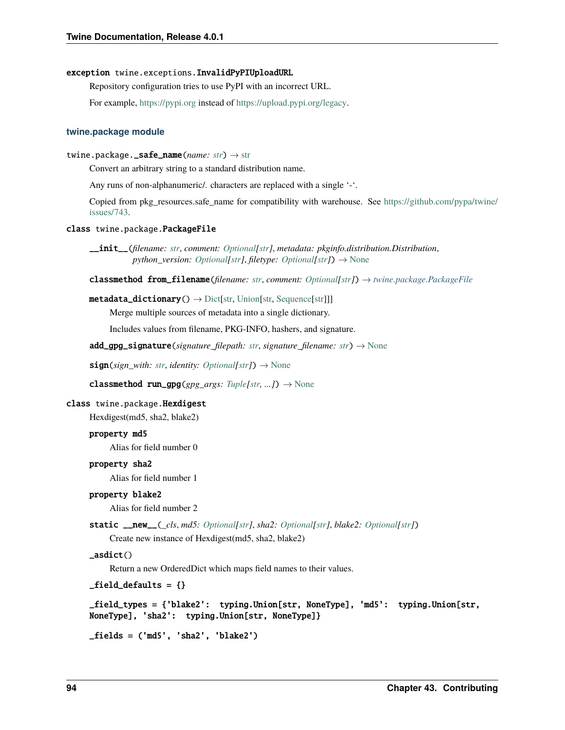**exception** twine.exceptions.**InvalidPyPIUploadURL**

Repository configuration tries to use PyPI with an incorrect URL.

For example, https://pypi.org instead of https://upload.pypi.org/legacy.

### twine.package module

twine.package.**_safe_name**(*name: str*) → str

Convert an arbitrary string to a standard distribution name.

Any runs of non-alphanumeric/. characters are replaced with a single '-'.

Copied from pkg_resources.safe_name for compatibility with warehouse. See https://github.com/pypa/twine/issues/743.

**class** twine.package.**PackageFile**

**__init__**(*filename: str*, *comment: Optional[str]*, *metadata: pkginfo.distribution.Distribution*, *python_version: Optional[str]*, *filetype: Optional[str]*) → None

**classmethod from_filename**(*filename: str*, *comment: Optional[str]*) → *twine.package.PackageFile*

**metadata_dictionary**() → Dict[str, Union[str, Sequence[str]]]

Merge multiple sources of metadata into a single dictionary.

Includes values from filename, PKG-INFO, hashers, and signature.

**add_gpg_signature**(*signature_filepath: str*, *signature_filename: str*) → None

**sign**(*sign_with: str*, *identity: Optional[str]*) → None

**classmethod run_gpg**(*gpg_args: Tuple[str, ...]*) → None

**class** twine.package.**Hexdigest**

Hexdigest(md5, sha2, blake2)

**property md5**

Alias for field number 0

**property sha2**

Alias for field number 1

**property blake2**

Alias for field number 2

**static __new__**(*_cls*, *md5: Optional[str]*, *sha2: Optional[str]*, *blake2: Optional[str]*)

Create new instance of Hexdigest(md5, sha2, blake2)

**_asdict**()

Return a new OrderedDict which maps field names to their values.

**_field_defaults = {}**

**_field_types = {'blake2': typing.Union[str, NoneType], 'md5': typing.Union[str, NoneType], 'sha2': typing.Union[str, NoneType]}**

**_fields = ('md5', 'sha2', 'blake2')**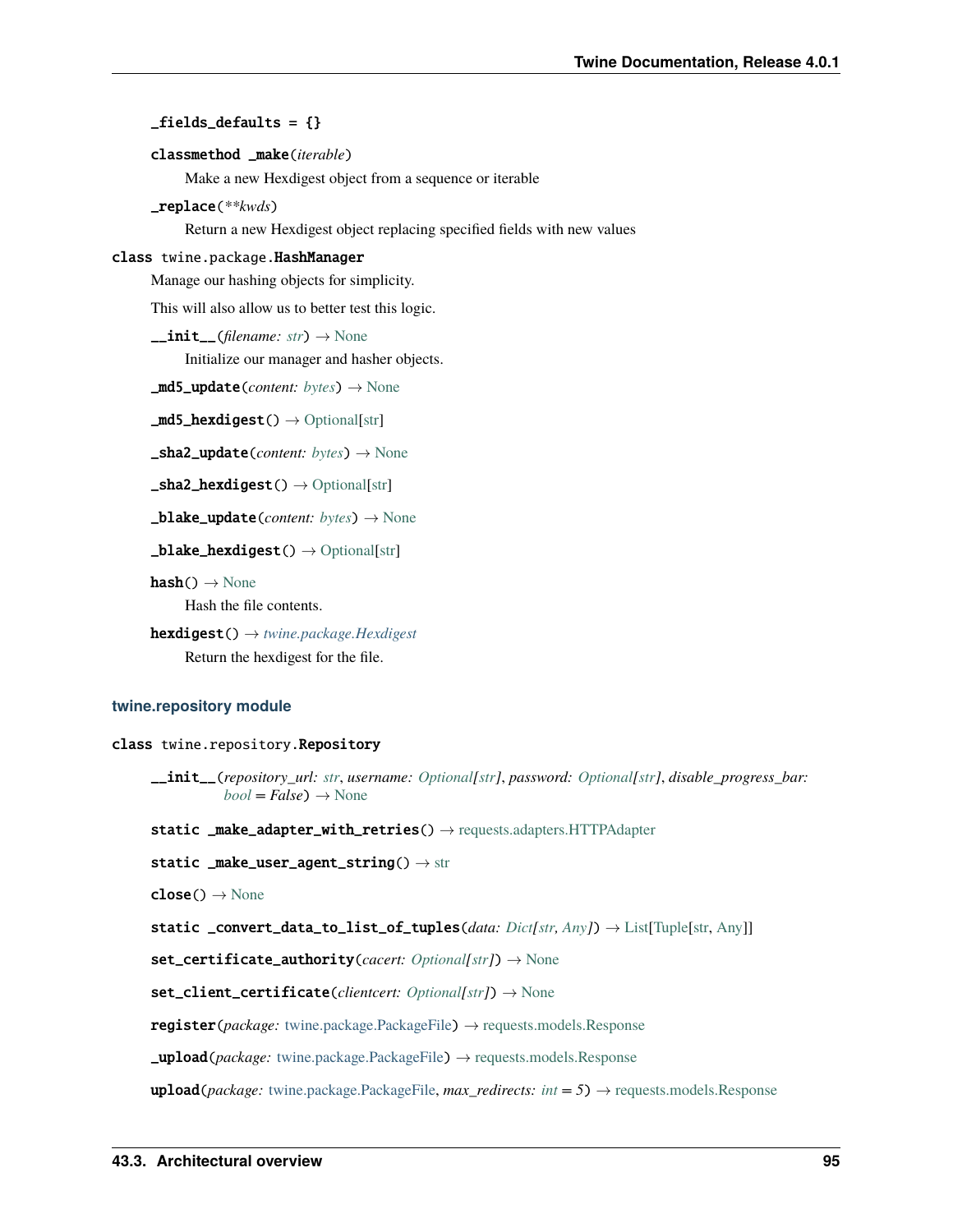**_fields_defaults = {}**

**classmethod _make**(*iterable*)

Make a new Hexdigest object from a sequence or iterable

**_replace**(*\*\*kwds*)

Return a new Hexdigest object replacing specified fields with new values

**class twine.package.HashManager**

Manage our hashing objects for simplicity.

This will also allow us to better test this logic.

**__init__**(*filename: str*) → None

Initialize our manager and hasher objects.

**_md5_update**(*content: bytes*) → None

**_md5_hexdigest**() → Optional[str]

**_sha2_update**(*content: bytes*) → None

**_sha2_hexdigest**() → Optional[str]

**_blake_update**(*content: bytes*) → None

**_blake_hexdigest**() → Optional[str]

**hash**() → None

Hash the file contents.

**hexdigest**() → *twine.package.Hexdigest*

Return the hexdigest for the file.

### twine.repository module

**class twine.repository.Repository**

**__init__**(*repository_url: str, username: Optional[str], password: Optional[str], disable_progress_bar: bool = False*) → None

**static _make_adapter_with_retries**() → requests.adapters.HTTPAdapter

**static _make_user_agent_string**() → str

**close**() → None

**static _convert_data_to_list_of_tuples**(*data: Dict[str, Any]*) → List[Tuple[str, Any]]

**set_certificate_authority**(*cacert: Optional[str]*) → None

**set_client_certificate**(*clientcert: Optional[str]*) → None

**register**(*package: twine.package.PackageFile*) → requests.models.Response

**_upload**(*package: twine.package.PackageFile*) → requests.models.Response

**upload**(*package: twine.package.PackageFile, max_redirects: int = 5*) → requests.models.Response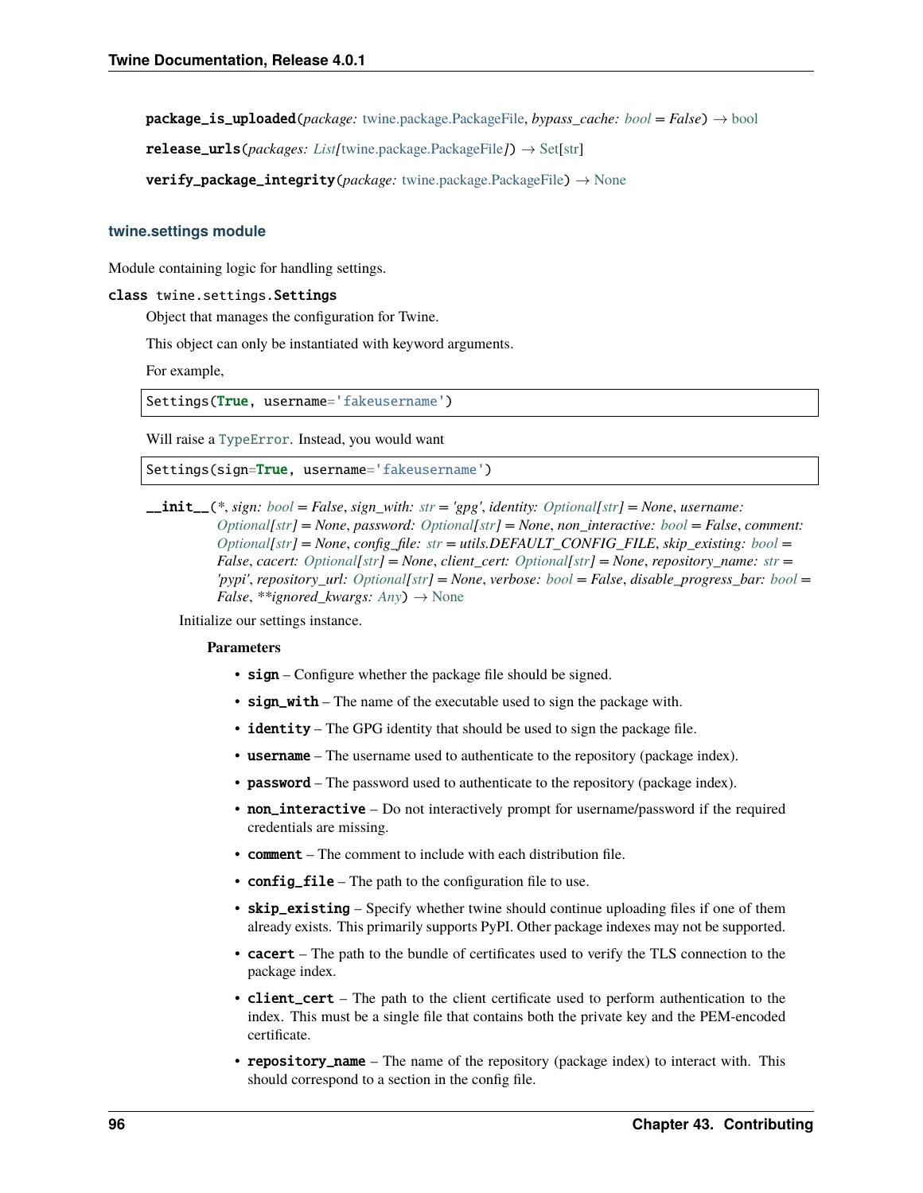**package_is_uploaded**(*package: twine.package.PackageFile*, *bypass_cache: bool = False*) → bool

**release_urls**(*packages: List[twine.package.PackageFile]*) → Set[str]

**verify_package_integrity**(*package: twine.package.PackageFile*) → None

### twine.settings module

Module containing logic for handling settings.

**class** twine.settings.**Settings**

Object that manages the configuration for Twine.

This object can only be instantiated with keyword arguments.

For example,

```
Settings(True, username='fakeusername')
```

Will raise a TypeError. Instead, you would want

```
Settings(sign=True, username='fakeusername')
```

**__init__**(*\*, sign: bool = False, sign_with: str = 'gpg', identity: Optional[str] = None, username: Optional[str] = None, password: Optional[str] = None, non_interactive: bool = False, comment: Optional[str] = None, config_file: str = utils.DEFAULT_CONFIG_FILE, skip_existing: bool = False, cacert: Optional[str] = None, client_cert: Optional[str] = None, repository_name: str = 'pypi', repository_url: Optional[str] = None, verbose: bool = False, disable_progress_bar: bool = False, \*\*ignored_kwargs: Any*) → None

Initialize our settings instance.

**Parameters**

- **sign** – Configure whether the package file should be signed.
- **sign_with** – The name of the executable used to sign the package with.
- **identity** – The GPG identity that should be used to sign the package file.
- **username** – The username used to authenticate to the repository (package index).
- **password** – The password used to authenticate to the repository (package index).
- **non_interactive** – Do not interactively prompt for username/password if the required credentials are missing.
- **comment** – The comment to include with each distribution file.
- **config_file** – The path to the configuration file to use.
- **skip_existing** – Specify whether twine should continue uploading files if one of them already exists. This primarily supports PyPI. Other package indexes may not be supported.
- **cacert** – The path to the bundle of certificates used to verify the TLS connection to the package index.
- **client_cert** – The path to the client certificate used to perform authentication to the index. This must be a single file that contains both the private key and the PEM-encoded certificate.
- **repository_name** – The name of the repository (package index) to interact with. This should correspond to a section in the config file.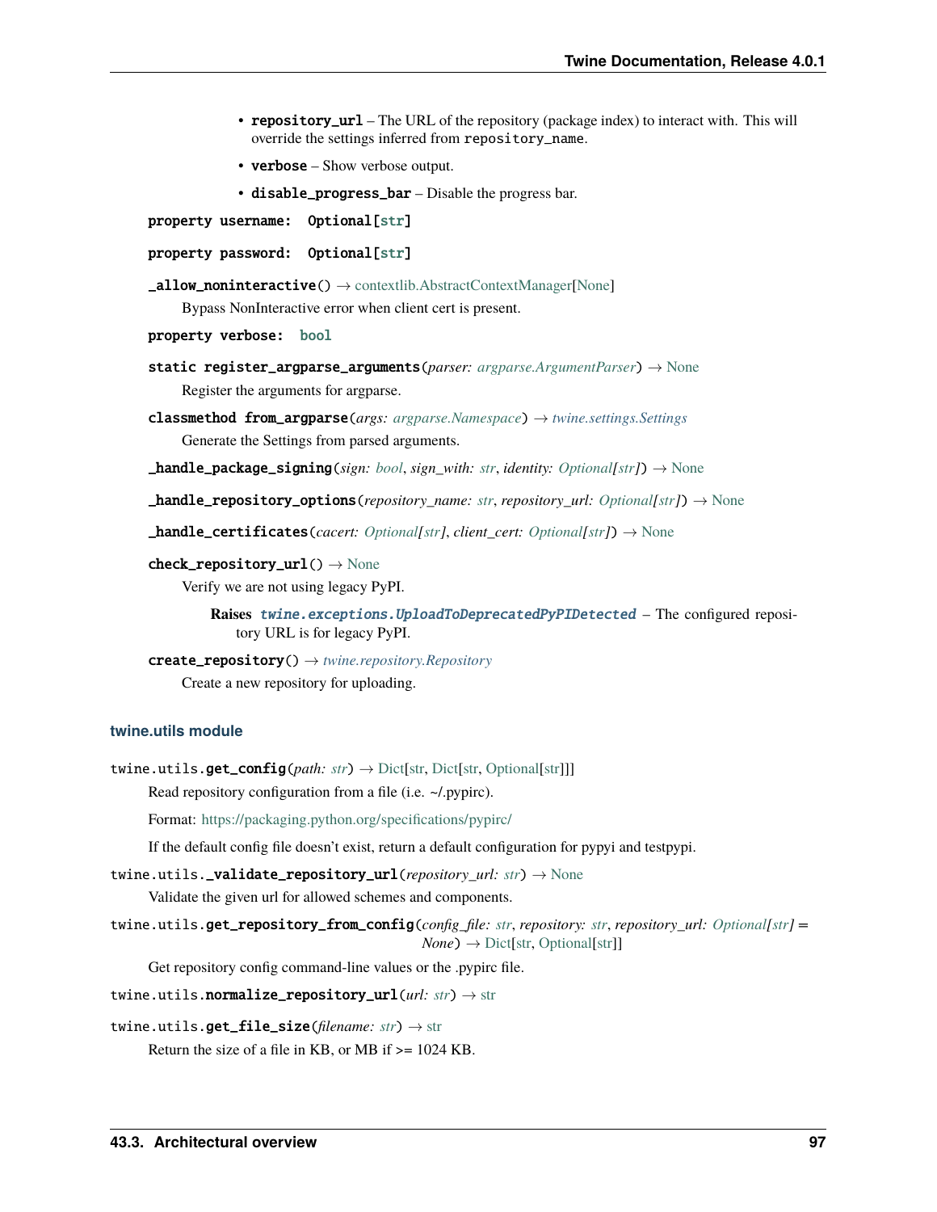- **repository_url** – The URL of the repository (package index) to interact with. This will override the settings inferred from `repository_name`.
- **verbose** – Show verbose output.
- **disable_progress_bar** – Disable the progress bar.

**property username: Optional[str]**

**property password: Optional[str]**

**_allow_noninteractive**() → contextlib.AbstractContextManager[None]

Bypass NonInteractive error when client cert is present.

**property verbose: bool**

**static register_argparse_arguments**(*parser: argparse.ArgumentParser*) → None

Register the arguments for argparse.

**classmethod from_argparse**(*args: argparse.Namespace*) → *twine.settings.Settings*

Generate the Settings from parsed arguments.

**_handle_package_signing**(*sign: bool*, *sign_with: str*, *identity: Optional[str]*) → None

**_handle_repository_options**(*repository_name: str*, *repository_url: Optional[str]*) → None

**_handle_certificates**(*cacert: Optional[str]*, *client_cert: Optional[str]*) → None

**check_repository_url**() → None

Verify we are not using legacy PyPI.

**Raises** ***twine.exceptions.UploadToDeprecatedPyPIDetected*** – The configured repository URL is for legacy PyPI.

**create_repository**() → *twine.repository.Repository*

Create a new repository for uploading.

### twine.utils module

twine.utils.**get_config**(*path: str*) → Dict[str, Dict[str, Optional[str]]]

Read repository configuration from a file (i.e. ~/.pypirc).

Format: https://packaging.python.org/specifications/pypirc/

If the default config file doesn't exist, return a default configuration for pypyi and testpypi.

twine.utils.**_validate_repository_url**(*repository_url: str*) → None

Validate the given url for allowed schemes and components.

twine.utils.**get_repository_from_config**(*config_file: str*, *repository: str*, *repository_url: Optional[str] = None*) → Dict[str, Optional[str]]

Get repository config command-line values or the .pypirc file.

twine.utils.**normalize_repository_url**(*url: str*) → str

twine.utils.**get_file_size**(*filename: str*) → str

Return the size of a file in KB, or MB if >= 1024 KB.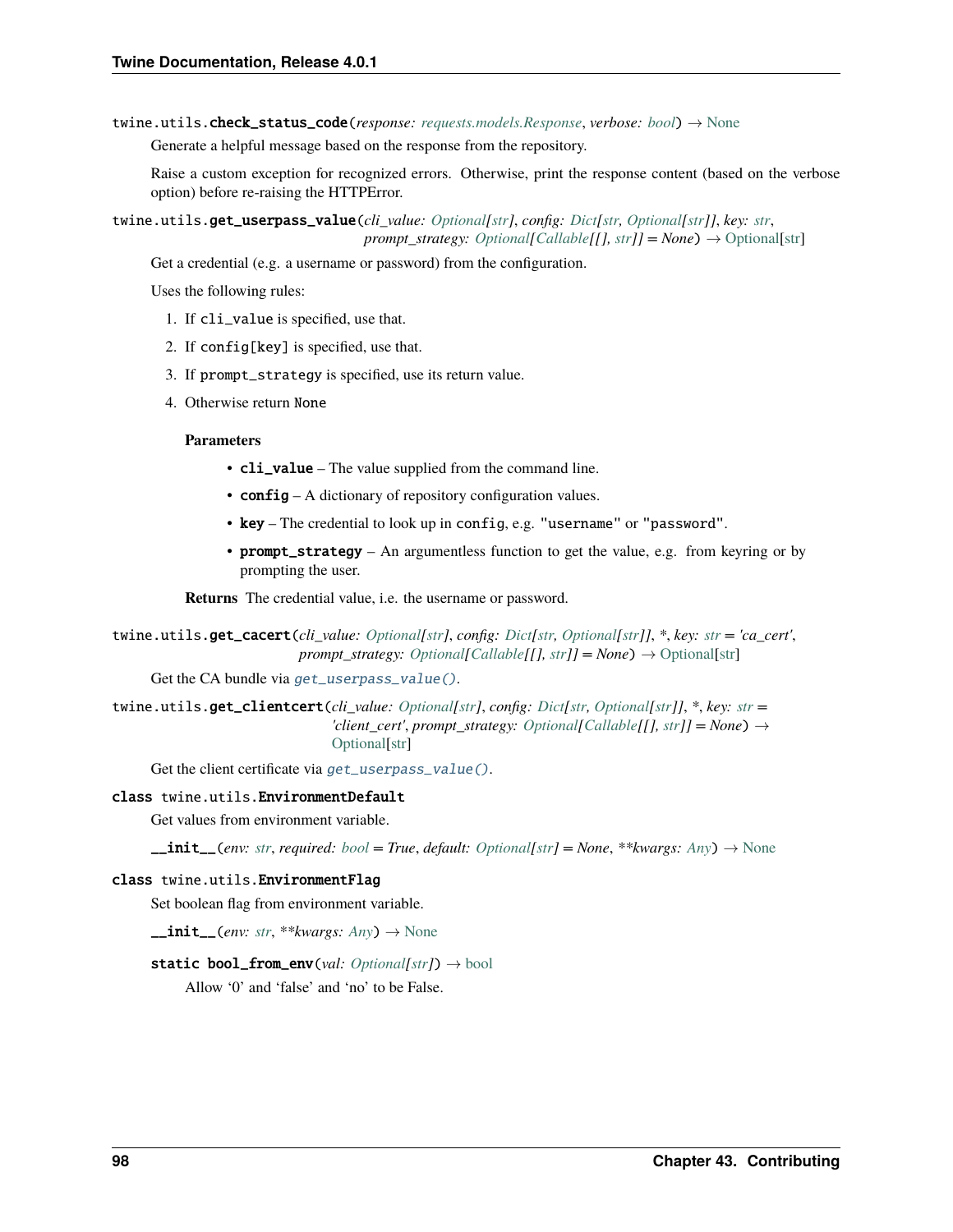`twine.utils.check_status_code(response: requests.models.Response, verbose: bool) → None`

Generate a helpful message based on the response from the repository.

Raise a custom exception for recognized errors. Otherwise, print the response content (based on the verbose option) before re-raising the HTTPError.

`twine.utils.get_userpass_value(cli_value: Optional[str], config: Dict[str, Optional[str]], key: str, prompt_strategy: Optional[Callable[[], str]] = None) → Optional[str]`

Get a credential (e.g. a username or password) from the configuration.

Uses the following rules:

1. If `cli_value` is specified, use that.
2. If `config[key]` is specified, use that.
3. If `prompt_strategy` is specified, use its return value.
4. Otherwise return `None`

**Parameters**

- **cli_value** – The value supplied from the command line.
- **config** – A dictionary of repository configuration values.
- **key** – The credential to look up in `config`, e.g. `"username"` or `"password"`.
- **prompt_strategy** – An argumentless function to get the value, e.g. from keyring or by prompting the user.

**Returns** The credential value, i.e. the username or password.

`twine.utils.get_cacert(cli_value: Optional[str], config: Dict[str, Optional[str]], *, key: str = 'ca_cert', prompt_strategy: Optional[Callable[[], str]] = None) → Optional[str]`

Get the CA bundle via `get_userpass_value()`.

`twine.utils.get_clientcert(cli_value: Optional[str], config: Dict[str, Optional[str]], *, key: str = 'client_cert', prompt_strategy: Optional[Callable[[], str]] = None) → Optional[str]`

Get the client certificate via `get_userpass_value()`.

`class twine.utils.EnvironmentDefault`

Get values from environment variable.

`__init__(env: str, required: bool = True, default: Optional[str] = None, **kwargs: Any) → None`

`class twine.utils.EnvironmentFlag`

Set boolean flag from environment variable.

`__init__(env: str, **kwargs: Any) → None`

`static bool_from_env(val: Optional[str]) → bool`

Allow '0' and 'false' and 'no' to be False.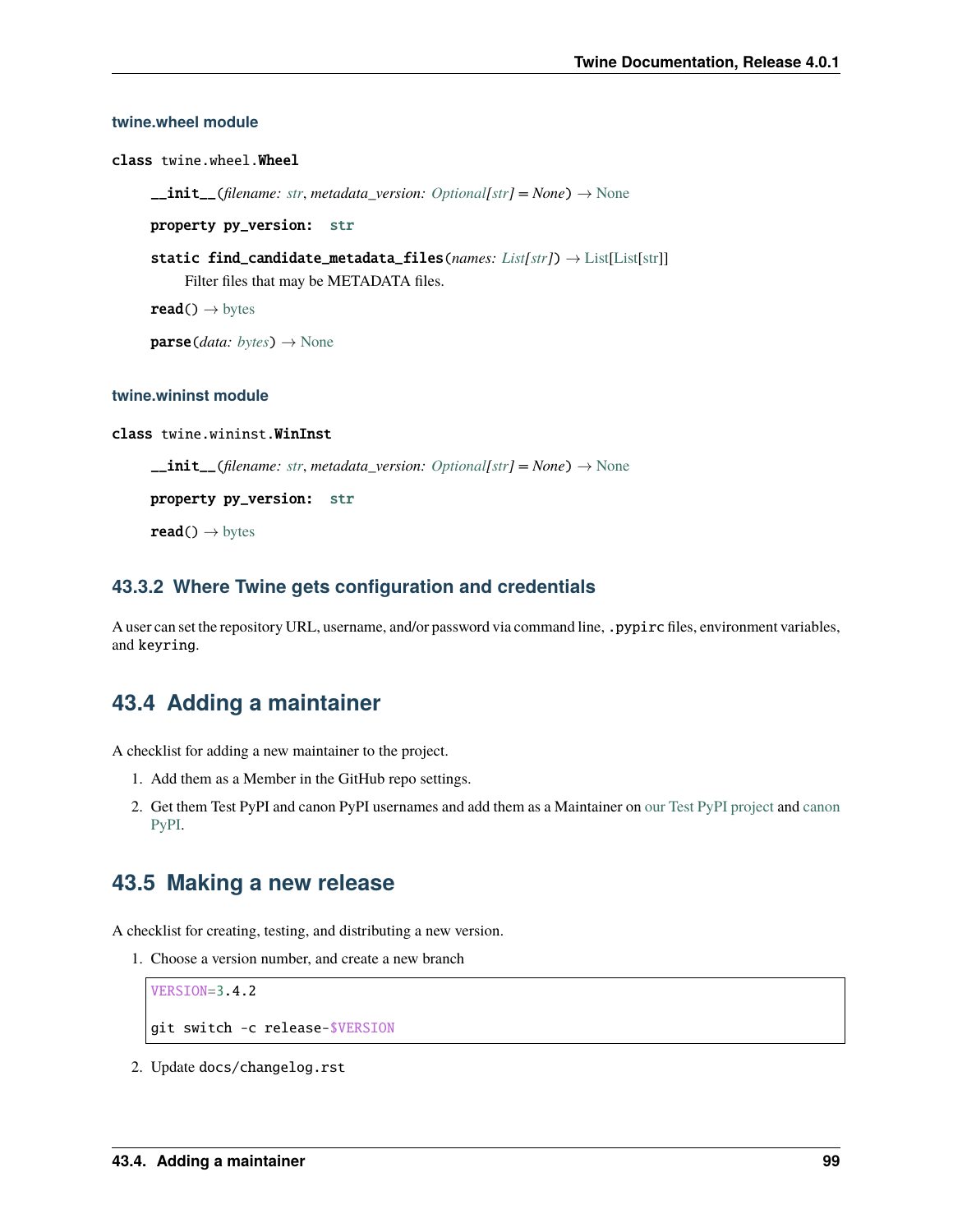#### twine.wheel module

**class** twine.wheel.**Wheel**

**__init__**(*filename: str, metadata_version: Optional[str] = None*) → None

**property py_version: str**

**static find_candidate_metadata_files**(*names: List[str]*) → List[List[str]]

Filter files that may be METADATA files.

**read**() → bytes

**parse**(*data: bytes*) → None

#### twine.wininst module

**class** twine.wininst.**WinInst**

**__init__**(*filename: str, metadata_version: Optional[str] = None*) → None

**property py_version: str**

**read**() → bytes

### 43.3.2 Where Twine gets configuration and credentials

A user can set the repository URL, username, and/or password via command line, `.pypirc` files, environment variables, and `keyring`.

## 43.4 Adding a maintainer

A checklist for adding a new maintainer to the project.

1. Add them as a Member in the GitHub repo settings.
2. Get them Test PyPI and canon PyPI usernames and add them as a Maintainer on our Test PyPI project and canon PyPI.

## 43.5 Making a new release

A checklist for creating, testing, and distributing a new version.

1. Choose a version number, and create a new branch

```
VERSION=3.4.2

git switch -c release-$VERSION
```

2. Update `docs/changelog.rst`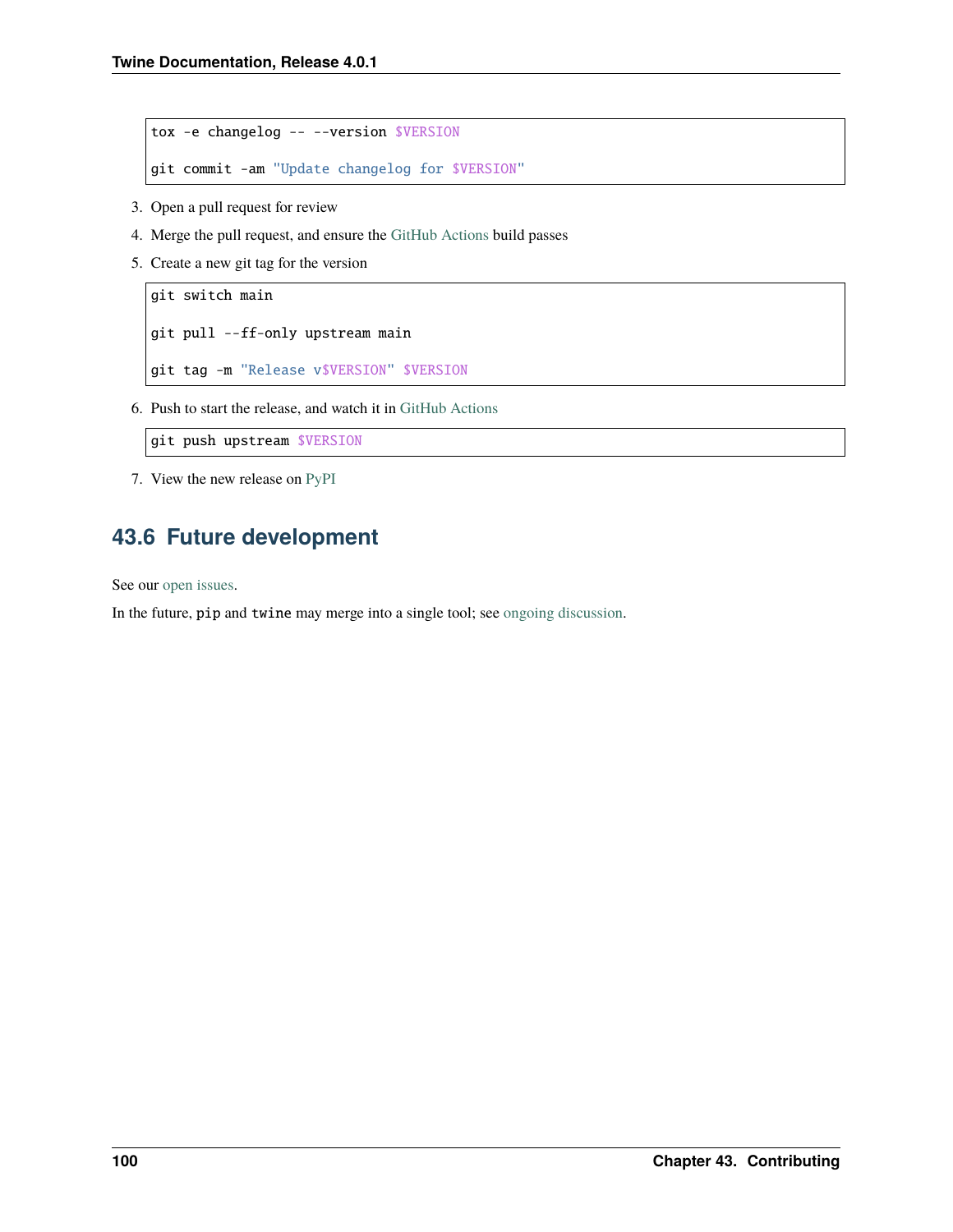```
tox -e changelog -- --version $VERSION

git commit -am "Update changelog for $VERSION"
```

3. Open a pull request for review
4. Merge the pull request, and ensure the GitHub Actions build passes
5. Create a new git tag for the version

```
git switch main

git pull --ff-only upstream main

git tag -m "Release v$VERSION" $VERSION
```

6. Push to start the release, and watch it in GitHub Actions

```
git push upstream $VERSION
```

7. View the new release on PyPI

## 43.6 Future development

See our open issues.

In the future, `pip` and `twine` may merge into a single tool; see ongoing discussion.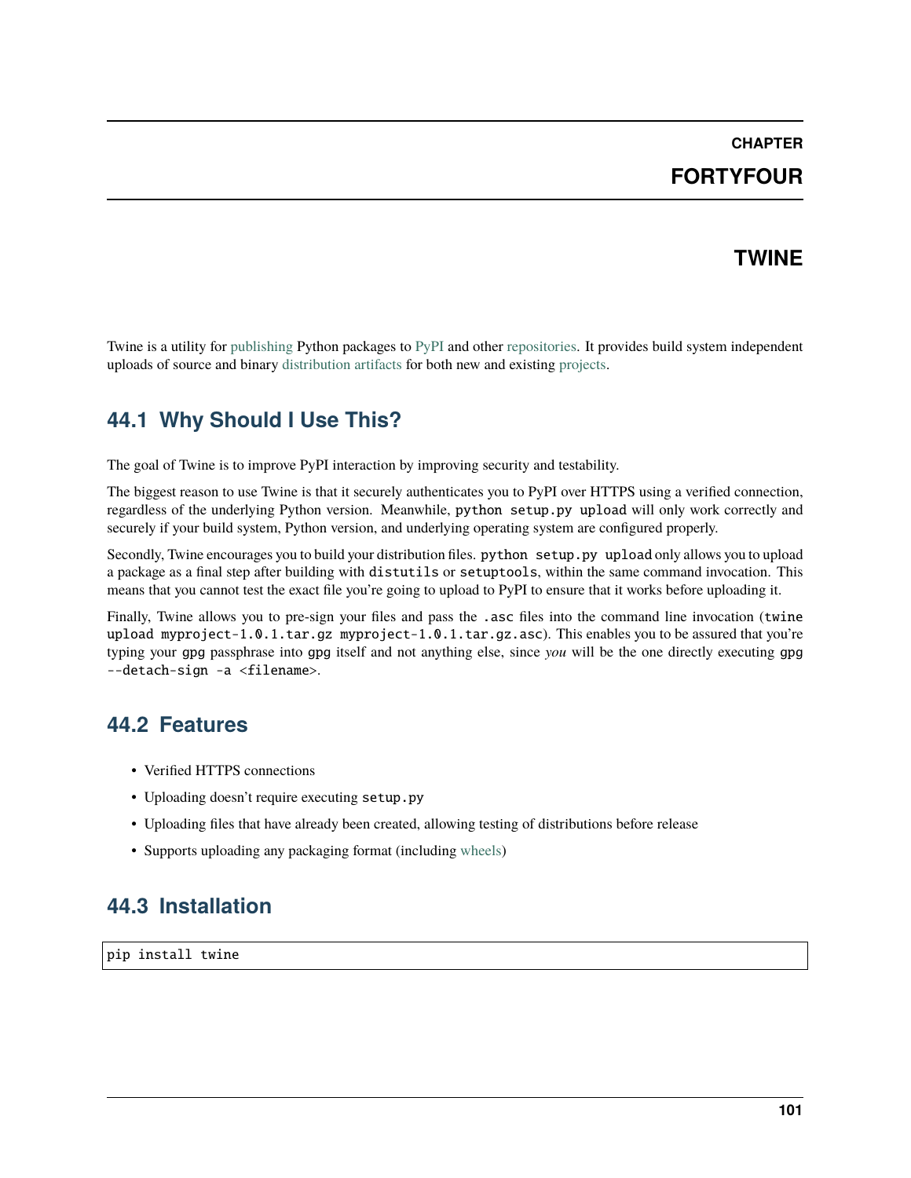# CHAPTER FORTYFOUR

# TWINE

Twine is a utility for publishing Python packages to PyPI and other repositories. It provides build system independent uploads of source and binary distribution artifacts for both new and existing projects.

## 44.1 Why Should I Use This?

The goal of Twine is to improve PyPI interaction by improving security and testability.

The biggest reason to use Twine is that it securely authenticates you to PyPI over HTTPS using a verified connection, regardless of the underlying Python version. Meanwhile, `python setup.py upload` will only work correctly and securely if your build system, Python version, and underlying operating system are configured properly.

Secondly, Twine encourages you to build your distribution files. `python setup.py upload` only allows you to upload a package as a final step after building with `distutils` or `setuptools`, within the same command invocation. This means that you cannot test the exact file you're going to upload to PyPI to ensure that it works before uploading it.

Finally, Twine allows you to pre-sign your files and pass the `.asc` files into the command line invocation (`twine upload myproject-1.0.1.tar.gz myproject-1.0.1.tar.gz.asc`). This enables you to be assured that you're typing your `gpg` passphrase into `gpg` itself and not anything else, since *you* will be the one directly executing `gpg --detach-sign -a <filename>`.

## 44.2 Features

- Verified HTTPS connections
- Uploading doesn't require executing `setup.py`
- Uploading files that have already been created, allowing testing of distributions before release
- Supports uploading any packaging format (including wheels)

## 44.3 Installation

```
pip install twine
```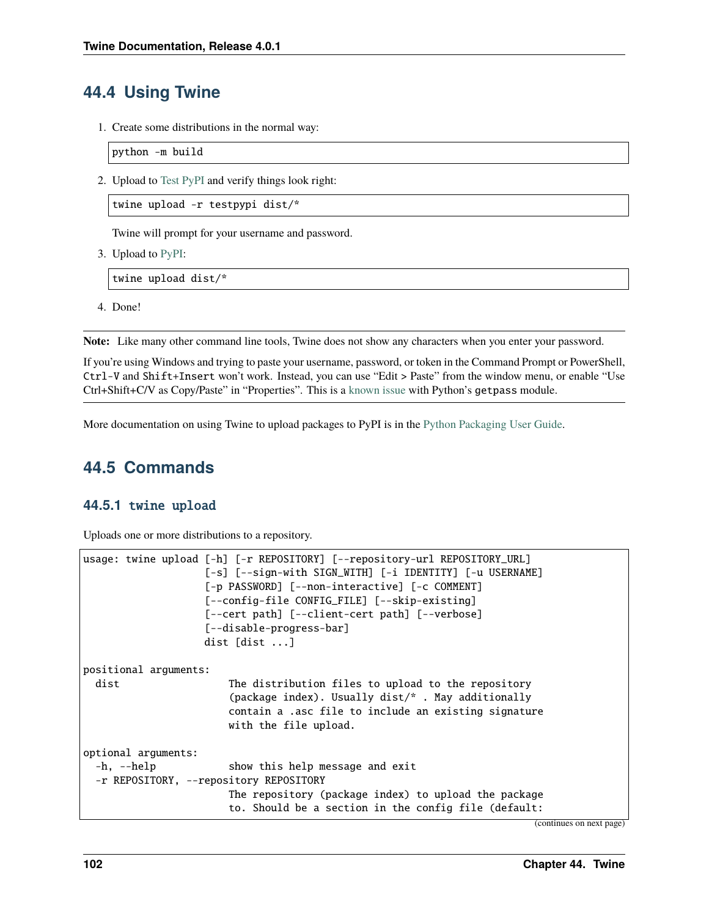## 44.4 Using Twine

1. Create some distributions in the normal way:

```
python -m build
```

2. Upload to Test PyPI and verify things look right:

```
twine upload -r testpypi dist/*
```

   Twine will prompt for your username and password.

3. Upload to PyPI:

```
twine upload dist/*
```

4. Done!

**Note:** Like many other command line tools, Twine does not show any characters when you enter your password.

If you're using Windows and trying to paste your username, password, or token in the Command Prompt or PowerShell, `Ctrl-V` and `Shift+Insert` won't work. Instead, you can use "Edit > Paste" from the window menu, or enable "Use Ctrl+Shift+C/V as Copy/Paste" in "Properties". This is a known issue with Python's `getpass` module.

More documentation on using Twine to upload packages to PyPI is in the Python Packaging User Guide.

## 44.5 Commands

### 44.5.1 `twine upload`

Uploads one or more distributions to a repository.

```
usage: twine upload [-h] [-r REPOSITORY] [--repository-url REPOSITORY_URL]
                    [-s] [--sign-with SIGN_WITH] [-i IDENTITY] [-u USERNAME]
                    [-p PASSWORD] [--non-interactive] [-c COMMENT]
                    [--config-file CONFIG_FILE] [--skip-existing]
                    [--cert path] [--client-cert path] [--verbose]
                    [--disable-progress-bar]
                    dist [dist ...]

positional arguments:
  dist                  The distribution files to upload to the repository
                        (package index). Usually dist/* . May additionally
                        contain a .asc file to include an existing signature
                        with the file upload.

optional arguments:
  -h, --help            show this help message and exit
  -r REPOSITORY, --repository REPOSITORY
                        The repository (package index) to upload the package
                        to. Should be a section in the config file (default:
```

(continues on next page)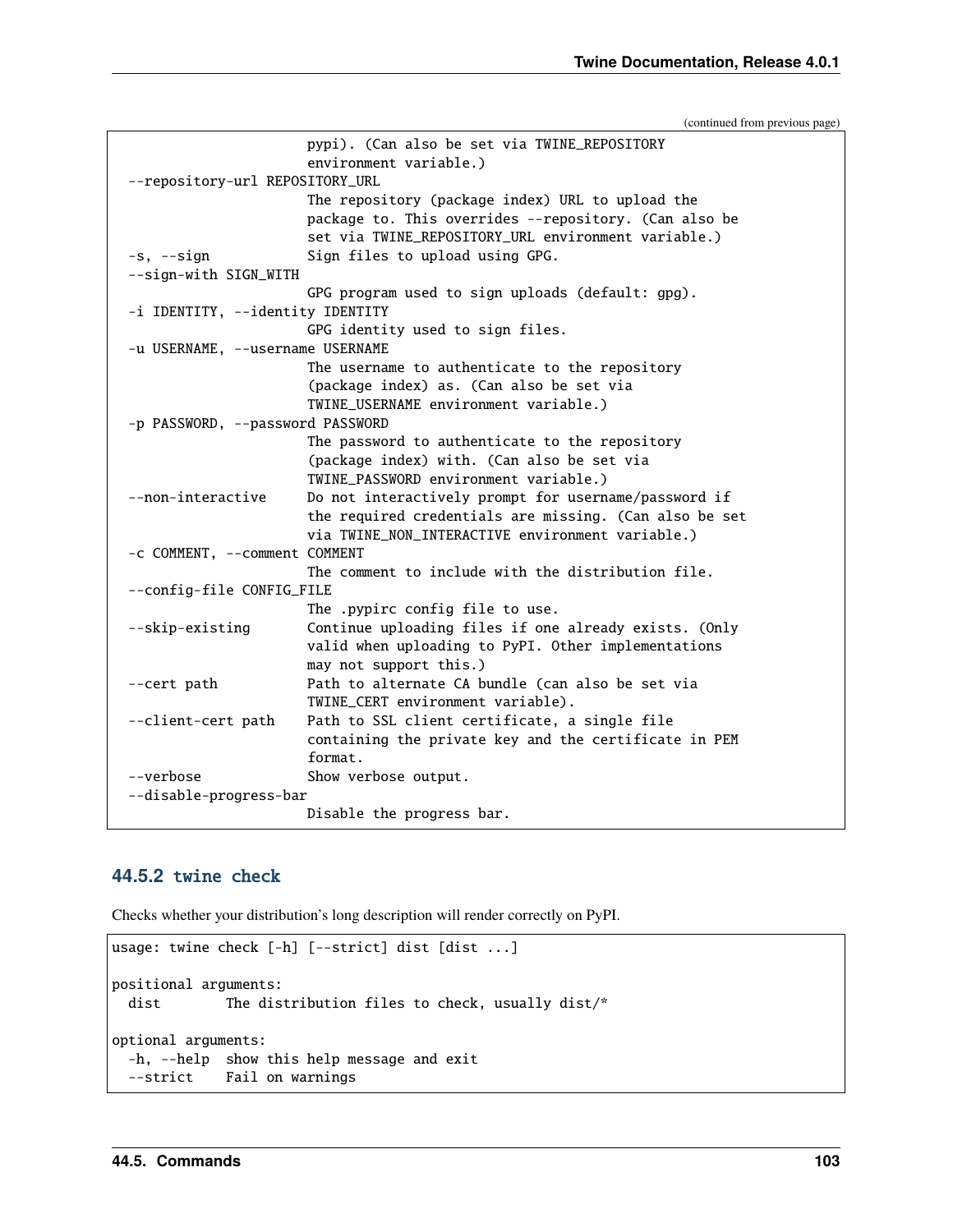(continued from previous page)

```
                        pypi). (Can also be set via TWINE_REPOSITORY
                        environment variable.)
  --repository-url REPOSITORY_URL
                        The repository (package index) URL to upload the
                        package to. This overrides --repository. (Can also be
                        set via TWINE_REPOSITORY_URL environment variable.)
  -s, --sign            Sign files to upload using GPG.
  --sign-with SIGN_WITH
                        GPG program used to sign uploads (default: gpg).
  -i IDENTITY, --identity IDENTITY
                        GPG identity used to sign files.
  -u USERNAME, --username USERNAME
                        The username to authenticate to the repository
                        (package index) as. (Can also be set via
                        TWINE_USERNAME environment variable.)
  -p PASSWORD, --password PASSWORD
                        The password to authenticate to the repository
                        (package index) with. (Can also be set via
                        TWINE_PASSWORD environment variable.)
  --non-interactive     Do not interactively prompt for username/password if
                        the required credentials are missing. (Can also be set
                        via TWINE_NON_INTERACTIVE environment variable.)
  -c COMMENT, --comment COMMENT
                        The comment to include with the distribution file.
  --config-file CONFIG_FILE
                        The .pypirc config file to use.
  --skip-existing       Continue uploading files if one already exists. (Only
                        valid when uploading to PyPI. Other implementations
                        may not support this.)
  --cert path           Path to alternate CA bundle (can also be set via
                        TWINE_CERT environment variable).
  --client-cert path    Path to SSL client certificate, a single file
                        containing the private key and the certificate in PEM
                        format.
  --verbose             Show verbose output.
  --disable-progress-bar
                        Disable the progress bar.
```

### 44.5.2 twine check

Checks whether your distribution's long description will render correctly on PyPI.

```
usage: twine check [-h] [--strict] dist [dist ...]

positional arguments:
  dist        The distribution files to check, usually dist/*

optional arguments:
  -h, --help  show this help message and exit
  --strict    Fail on warnings
```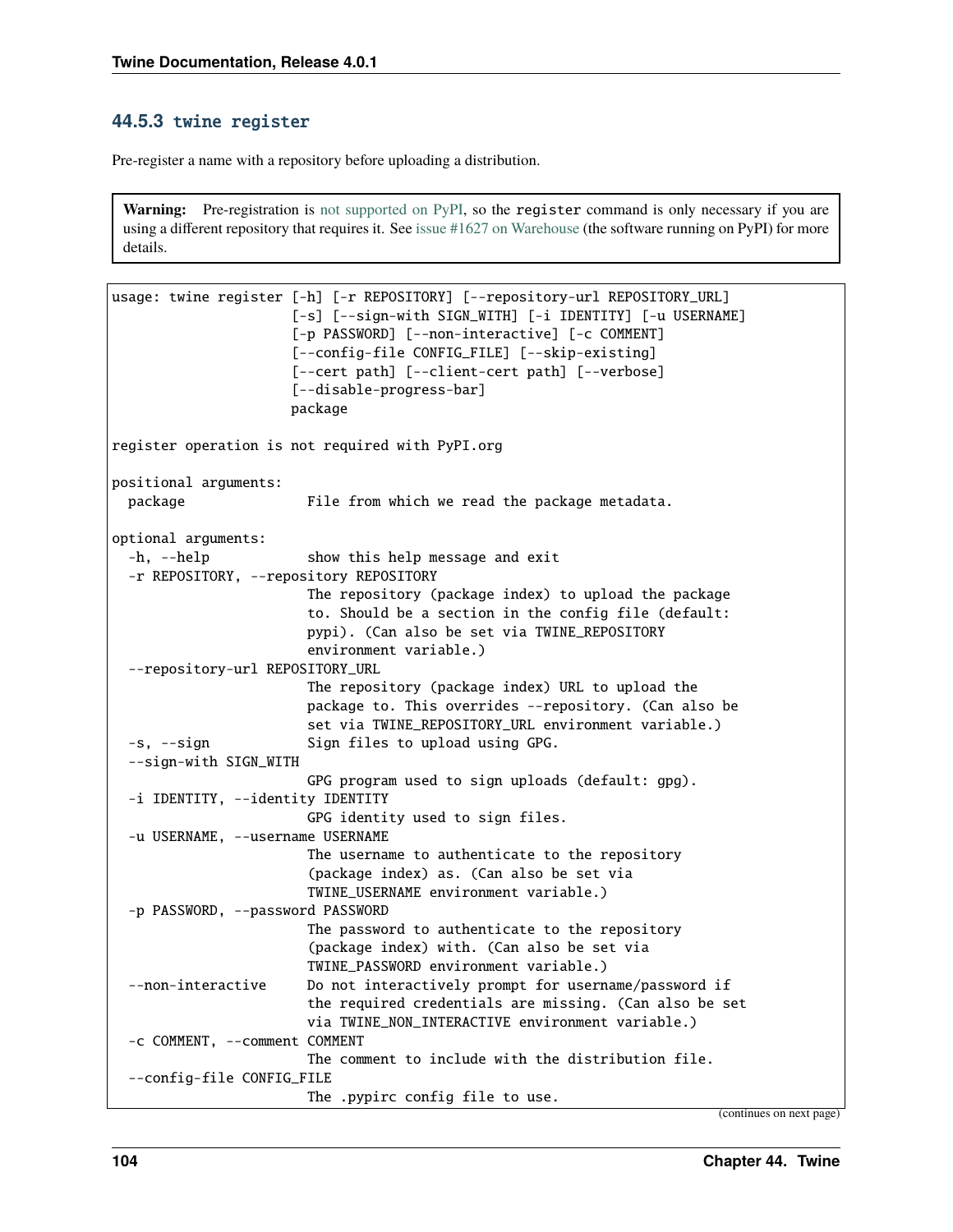### 44.5.3 twine register

Pre-register a name with a repository before uploading a distribution.

> **Warning:** Pre-registration is not supported on PyPI, so the `register` command is only necessary if you are using a different repository that requires it. See issue #1627 on Warehouse (the software running on PyPI) for more details.

```
usage: twine register [-h] [-r REPOSITORY] [--repository-url REPOSITORY_URL]
                      [-s] [--sign-with SIGN_WITH] [-i IDENTITY] [-u USERNAME]
                      [-p PASSWORD] [--non-interactive] [-c COMMENT]
                      [--config-file CONFIG_FILE] [--skip-existing]
                      [--cert path] [--client-cert path] [--verbose]
                      [--disable-progress-bar]
                      package

register operation is not required with PyPI.org

positional arguments:
  package               File from which we read the package metadata.

optional arguments:
  -h, --help            show this help message and exit
  -r REPOSITORY, --repository REPOSITORY
                        The repository (package index) to upload the package
                        to. Should be a section in the config file (default:
                        pypi). (Can also be set via TWINE_REPOSITORY
                        environment variable.)
  --repository-url REPOSITORY_URL
                        The repository (package index) URL to upload the
                        package to. This overrides --repository. (Can also be
                        set via TWINE_REPOSITORY_URL environment variable.)
  -s, --sign            Sign files to upload using GPG.
  --sign-with SIGN_WITH
                        GPG program used to sign uploads (default: gpg).
  -i IDENTITY, --identity IDENTITY
                        GPG identity used to sign files.
  -u USERNAME, --username USERNAME
                        The username to authenticate to the repository
                        (package index) as. (Can also be set via
                        TWINE_USERNAME environment variable.)
  -p PASSWORD, --password PASSWORD
                        The password to authenticate to the repository
                        (package index) with. (Can also be set via
                        TWINE_PASSWORD environment variable.)
  --non-interactive     Do not interactively prompt for username/password if
                        the required credentials are missing. (Can also be set
                        via TWINE_NON_INTERACTIVE environment variable.)
  -c COMMENT, --comment COMMENT
                        The comment to include with the distribution file.
  --config-file CONFIG_FILE
                        The .pypirc config file to use.
```

(continues on next page)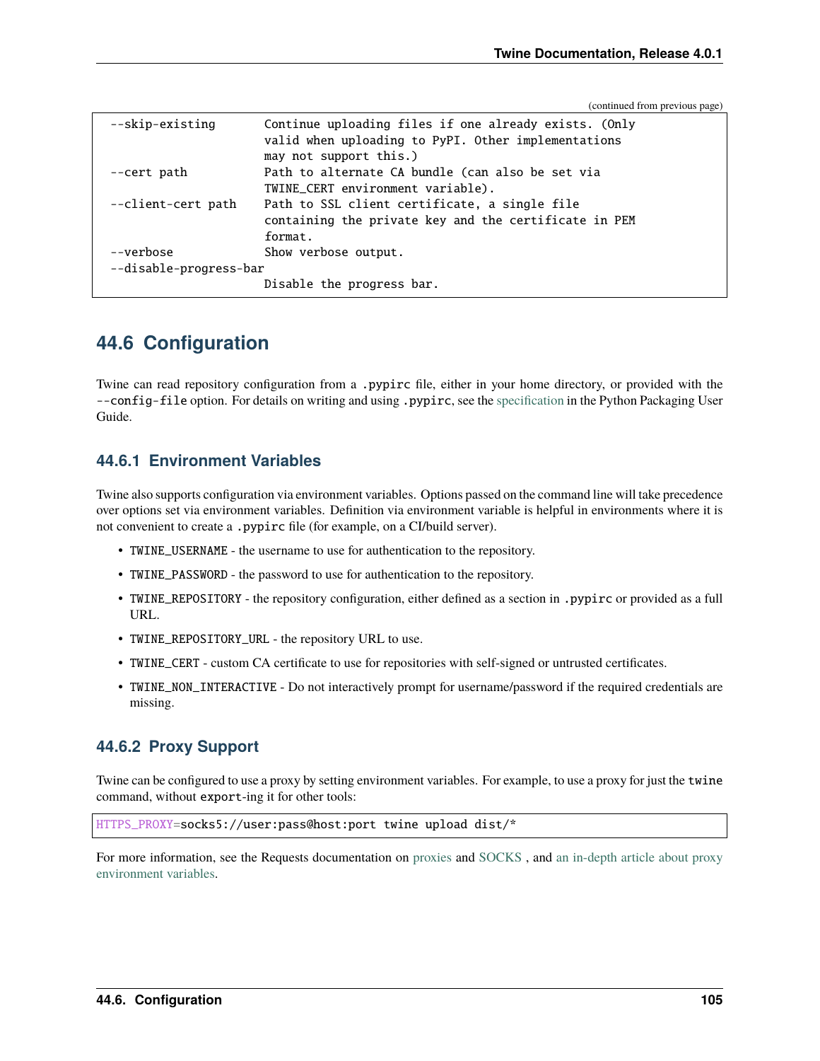(continued from previous page)

```
  --skip-existing       Continue uploading files if one already exists. (Only
                        valid when uploading to PyPI. Other implementations
                        may not support this.)
  --cert path           Path to alternate CA bundle (can also be set via
                        TWINE_CERT environment variable).
  --client-cert path    Path to SSL client certificate, a single file
                        containing the private key and the certificate in PEM
                        format.
  --verbose             Show verbose output.
  --disable-progress-bar
                        Disable the progress bar.
```

## 44.6 Configuration

Twine can read repository configuration from a `.pypirc` file, either in your home directory, or provided with the `--config-file` option. For details on writing and using `.pypirc`, see the specification in the Python Packaging User Guide.

### 44.6.1 Environment Variables

Twine also supports configuration via environment variables. Options passed on the command line will take precedence over options set via environment variables. Definition via environment variable is helpful in environments where it is not convenient to create a `.pypirc` file (for example, on a CI/build server).

- `TWINE_USERNAME` - the username to use for authentication to the repository.
- `TWINE_PASSWORD` - the password to use for authentication to the repository.
- `TWINE_REPOSITORY` - the repository configuration, either defined as a section in `.pypirc` or provided as a full URL.
- `TWINE_REPOSITORY_URL` - the repository URL to use.
- `TWINE_CERT` - custom CA certificate to use for repositories with self-signed or untrusted certificates.
- `TWINE_NON_INTERACTIVE` - Do not interactively prompt for username/password if the required credentials are missing.

### 44.6.2 Proxy Support

Twine can be configured to use a proxy by setting environment variables. For example, to use a proxy for just the `twine` command, without `export`-ing it for other tools:

```
HTTPS_PROXY=socks5://user:pass@host:port twine upload dist/*
```

For more information, see the Requests documentation on proxies and SOCKS , and an in-depth article about proxy environment variables.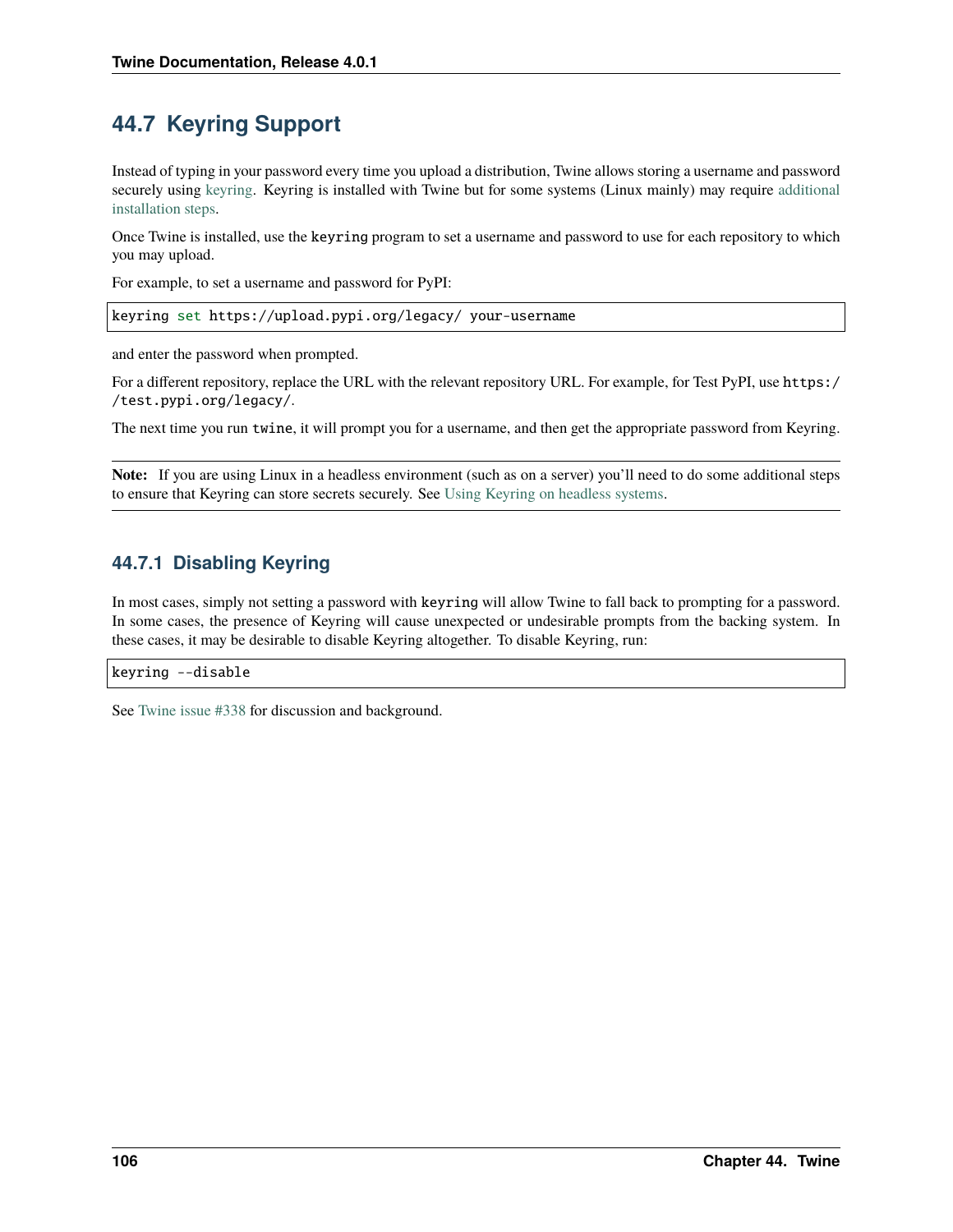## 44.7 Keyring Support

Instead of typing in your password every time you upload a distribution, Twine allows storing a username and password securely using keyring. Keyring is installed with Twine but for some systems (Linux mainly) may require additional installation steps.

Once Twine is installed, use the `keyring` program to set a username and password to use for each repository to which you may upload.

For example, to set a username and password for PyPI:

```
keyring set https://upload.pypi.org/legacy/ your-username
```

and enter the password when prompted.

For a different repository, replace the URL with the relevant repository URL. For example, for Test PyPI, use `https://test.pypi.org/legacy/`.

The next time you run `twine`, it will prompt you for a username, and then get the appropriate password from Keyring.

**Note:** If you are using Linux in a headless environment (such as on a server) you'll need to do some additional steps to ensure that Keyring can store secrets securely. See Using Keyring on headless systems.

### 44.7.1 Disabling Keyring

In most cases, simply not setting a password with `keyring` will allow Twine to fall back to prompting for a password. In some cases, the presence of Keyring will cause unexpected or undesirable prompts from the backing system. In these cases, it may be desirable to disable Keyring altogether. To disable Keyring, run:

```
keyring --disable
```

See Twine issue #338 for discussion and background.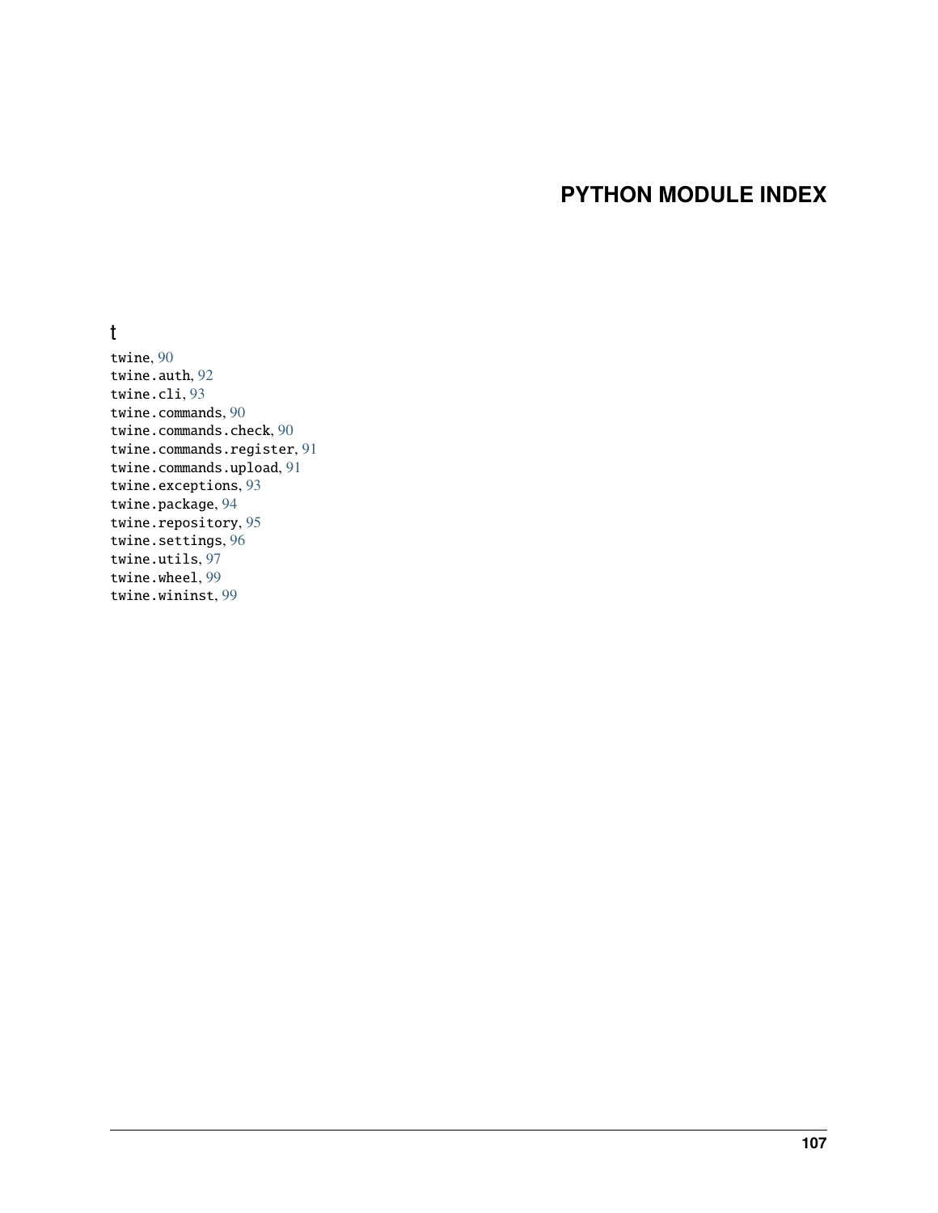# PYTHON MODULE INDEX

## t

twine, 90
twine.auth, 92
twine.cli, 93
twine.commands, 90
twine.commands.check, 90
twine.commands.register, 91
twine.commands.upload, 91
twine.exceptions, 93
twine.package, 94
twine.repository, 95
twine.settings, 96
twine.utils, 97
twine.wheel, 99
twine.wininst, 99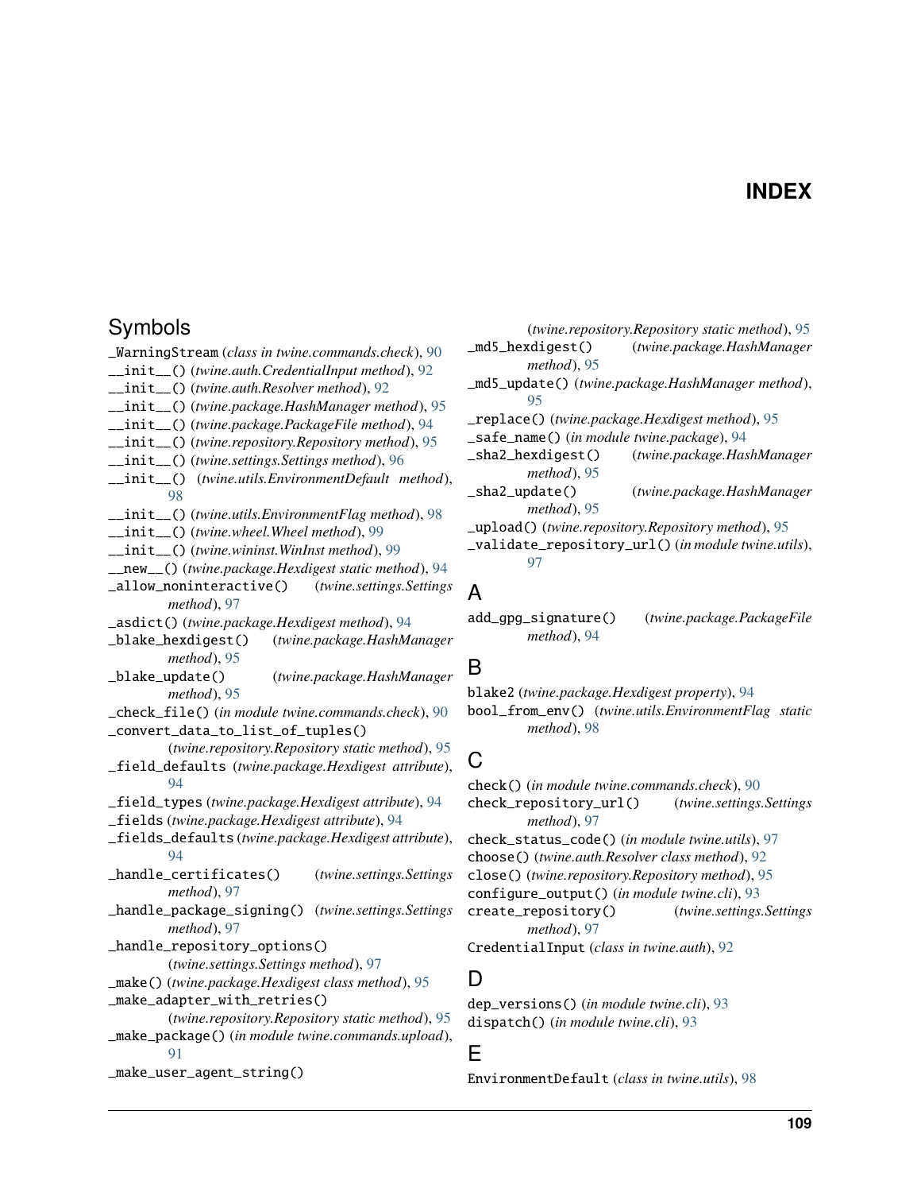# INDEX

## Symbols

_WarningStream (*class in twine.commands.check*), 90
__init__() (*twine.auth.CredentialInput method*), 92
__init__() (*twine.auth.Resolver method*), 92
__init__() (*twine.package.HashManager method*), 95
__init__() (*twine.package.PackageFile method*), 94
__init__() (*twine.repository.Repository method*), 95
__init__() (*twine.settings.Settings method*), 96
__init__() (*twine.utils.EnvironmentDefault method*), 98
__init__() (*twine.utils.EnvironmentFlag method*), 98
__init__() (*twine.wheel.Wheel method*), 99
__init__() (*twine.wininst.WinInst method*), 99
__new__() (*twine.package.Hexdigest static method*), 94
_allow_noninteractive() (*twine.settings.Settings method*), 97
_asdict() (*twine.package.Hexdigest method*), 94
_blake_hexdigest() (*twine.package.HashManager method*), 95
_blake_update() (*twine.package.HashManager method*), 95
_check_file() (*in module twine.commands.check*), 90
_convert_data_to_list_of_tuples() (*twine.repository.Repository static method*), 95
_field_defaults (*twine.package.Hexdigest attribute*), 94
_field_types (*twine.package.Hexdigest attribute*), 94
_fields (*twine.package.Hexdigest attribute*), 94
_fields_defaults (*twine.package.Hexdigest attribute*), 94
_handle_certificates() (*twine.settings.Settings method*), 97
_handle_package_signing() (*twine.settings.Settings method*), 97
_handle_repository_options() (*twine.settings.Settings method*), 97
_make() (*twine.package.Hexdigest class method*), 95
_make_adapter_with_retries() (*twine.repository.Repository static method*), 95
_make_package() (*in module twine.commands.upload*), 91
_make_user_agent_string() (*twine.repository.Repository static method*), 95
_md5_hexdigest() (*twine.package.HashManager method*), 95
_md5_update() (*twine.package.HashManager method*), 95
_replace() (*twine.package.Hexdigest method*), 95
_safe_name() (*in module twine.package*), 94
_sha2_hexdigest() (*twine.package.HashManager method*), 95
_sha2_update() (*twine.package.HashManager method*), 95
_upload() (*twine.repository.Repository method*), 95
_validate_repository_url() (*in module twine.utils*), 97

## A

add_gpg_signature() (*twine.package.PackageFile method*), 94

## B

blake2 (*twine.package.Hexdigest property*), 94
bool_from_env() (*twine.utils.EnvironmentFlag static method*), 98

## C

check() (*in module twine.commands.check*), 90
check_repository_url() (*twine.settings.Settings method*), 97
check_status_code() (*in module twine.utils*), 97
choose() (*twine.auth.Resolver class method*), 92
close() (*twine.repository.Repository method*), 95
configure_output() (*in module twine.cli*), 93
create_repository() (*twine.settings.Settings method*), 97
CredentialInput (*class in twine.auth*), 92

## D

dep_versions() (*in module twine.cli*), 93
dispatch() (*in module twine.cli*), 93

## E

EnvironmentDefault (*class in twine.utils*), 98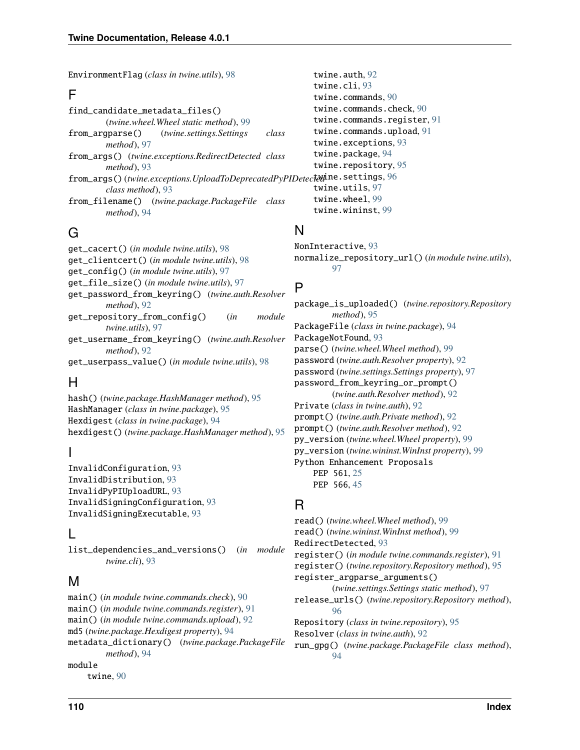EnvironmentFlag (*class in twine.utils*), 98

## F

find_candidate_metadata_files() (*twine.wheel.Wheel static method*), 99
from_argparse() (*twine.settings.Settings class method*), 97
from_args() (*twine.exceptions.RedirectDetected class method*), 93
from_args() (*twine.exceptions.UploadToDeprecatedPyPIDetected class method*), 93
from_filename() (*twine.package.PackageFile class method*), 94

## G

get_cacert() (*in module twine.utils*), 98
get_clientcert() (*in module twine.utils*), 98
get_config() (*in module twine.utils*), 97
get_file_size() (*in module twine.utils*), 97
get_password_from_keyring() (*twine.auth.Resolver method*), 92
get_repository_from_config() (*in module twine.utils*), 97
get_username_from_keyring() (*twine.auth.Resolver method*), 92
get_userpass_value() (*in module twine.utils*), 98

## H

hash() (*twine.package.HashManager method*), 95
HashManager (*class in twine.package*), 95
Hexdigest (*class in twine.package*), 94
hexdigest() (*twine.package.HashManager method*), 95

## I

InvalidConfiguration, 93
InvalidDistribution, 93
InvalidPyPIUploadURL, 93
InvalidSigningConfiguration, 93
InvalidSigningExecutable, 93

## L

list_dependencies_and_versions() (*in module twine.cli*), 93

## M

main() (*in module twine.commands.check*), 90
main() (*in module twine.commands.register*), 91
main() (*in module twine.commands.upload*), 92
md5 (*twine.package.Hexdigest property*), 94
metadata_dictionary() (*twine.package.PackageFile method*), 94
module
- twine, 90
- twine.auth, 92
- twine.cli, 93
- twine.commands, 90
- twine.commands.check, 90
- twine.commands.register, 91
- twine.commands.upload, 91
- twine.exceptions, 93
- twine.package, 94
- twine.repository, 95
- twine.settings, 96
- twine.utils, 97
- twine.wheel, 99
- twine.wininst, 99

## N

NonInteractive, 93
normalize_repository_url() (*in module twine.utils*), 97

## P

package_is_uploaded() (*twine.repository.Repository method*), 95
PackageFile (*class in twine.package*), 94
PackageNotFound, 93
parse() (*twine.wheel.Wheel method*), 99
password (*twine.auth.Resolver property*), 92
password (*twine.settings.Settings property*), 97
password_from_keyring_or_prompt() (*twine.auth.Resolver method*), 92
Private (*class in twine.auth*), 92
prompt() (*twine.auth.Private method*), 92
prompt() (*twine.auth.Resolver method*), 92
py_version (*twine.wheel.Wheel property*), 99
py_version (*twine.wininst.WinInst property*), 99
Python Enhancement Proposals
- PEP 561, 25
- PEP 566, 45

## R

read() (*twine.wheel.Wheel method*), 99
read() (*twine.wininst.WinInst method*), 99
RedirectDetected, 93
register() (*in module twine.commands.register*), 91
register() (*twine.repository.Repository method*), 95
register_argparse_arguments() (*twine.settings.Settings static method*), 97
release_urls() (*twine.repository.Repository method*), 96
Repository (*class in twine.repository*), 95
Resolver (*class in twine.auth*), 92
run_gpg() (*twine.package.PackageFile class method*), 94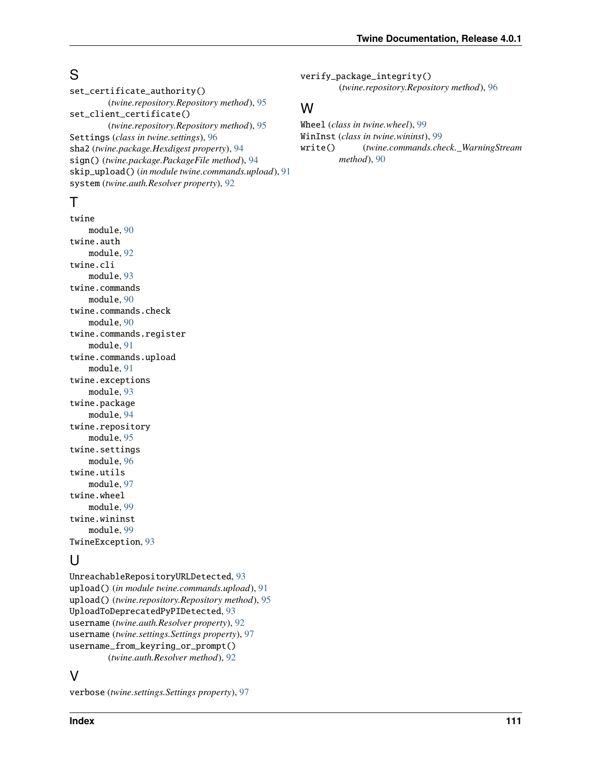## S

set_certificate_authority() (*twine.repository.Repository method*), 95
set_client_certificate() (*twine.repository.Repository method*), 95
Settings (*class in twine.settings*), 96
sha2 (*twine.package.Hexdigest property*), 94
sign() (*twine.package.PackageFile method*), 94
skip_upload() (*in module twine.commands.upload*), 91
system (*twine.auth.Resolver property*), 92

## T

twine
    module, 90
twine.auth
    module, 92
twine.cli
    module, 93
twine.commands
    module, 90
twine.commands.check
    module, 90
twine.commands.register
    module, 91
twine.commands.upload
    module, 91
twine.exceptions
    module, 93
twine.package
    module, 94
twine.repository
    module, 95
twine.settings
    module, 96
twine.utils
    module, 97
twine.wheel
    module, 99
twine.wininst
    module, 99
TwineException, 93

## U

UnreachableRepositoryURLDetected, 93
upload() (*in module twine.commands.upload*), 91
upload() (*twine.repository.Repository method*), 95
UploadToDeprecatedPyPIDetected, 93
username (*twine.auth.Resolver property*), 92
username (*twine.settings.Settings property*), 97
username_from_keyring_or_prompt() (*twine.auth.Resolver method*), 92

## V

verbose (*twine.settings.Settings property*), 97
verify_package_integrity() (*twine.repository.Repository method*), 96

## W

Wheel (*class in twine.wheel*), 99
WinInst (*class in twine.wininst*), 99
write() (*twine.commands.check._WarningStream method*), 90